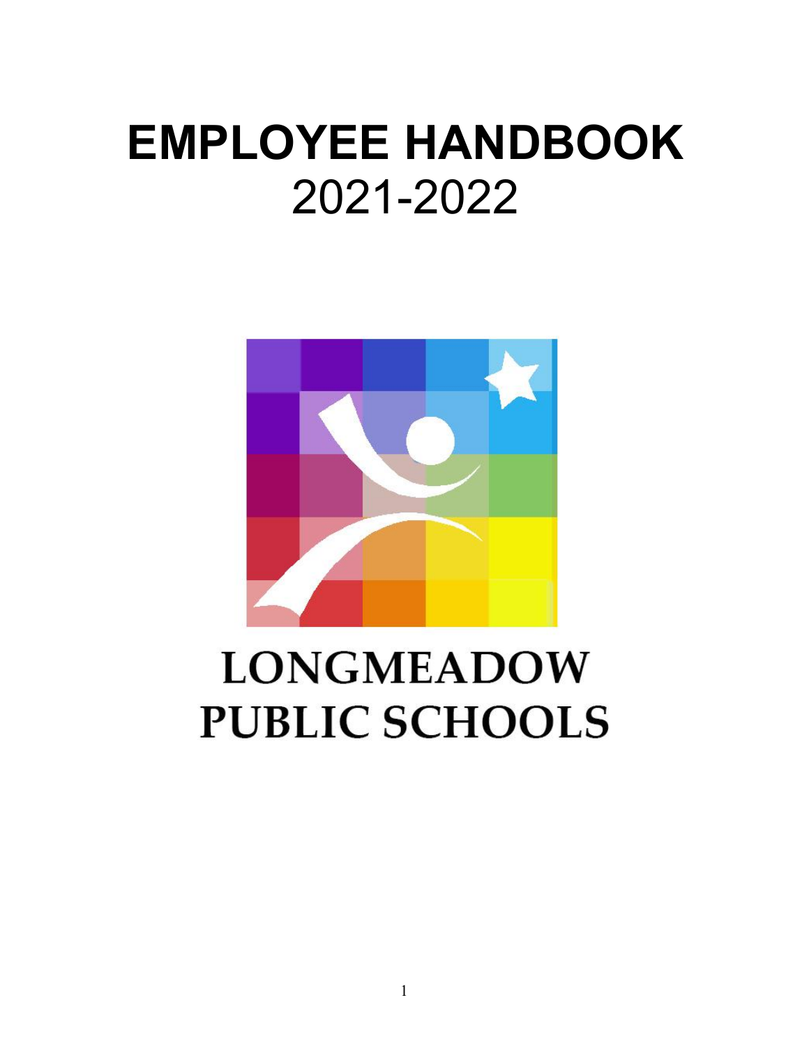# EMPLOYEE HANDBOOK

2021-2022

LONGMEADOW
PUBLIC SCHOOLS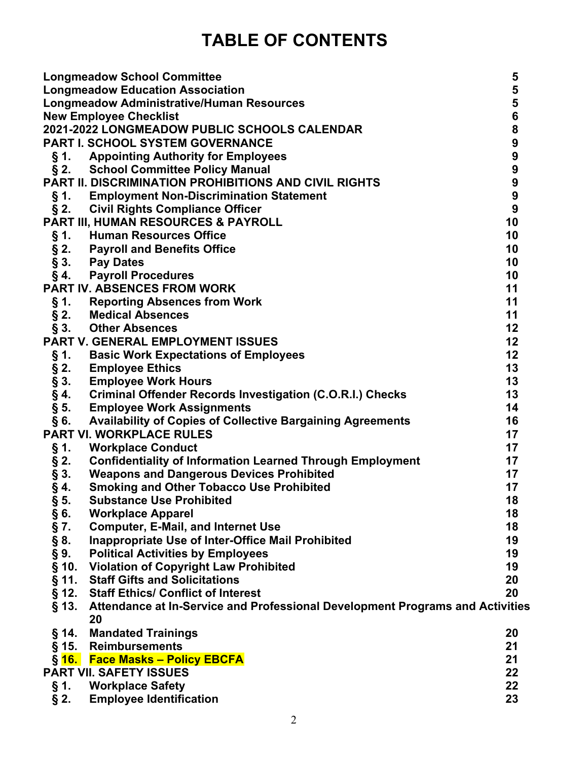# TABLE OF CONTENTS

| | | |
|---|---|---|
| **Longmeadow School Committee** | | **5** |
| **Longmeadow Education Association** | | **5** |
| **Longmeadow Administrative/Human Resources** | | **5** |
| **New Employee Checklist** | | **6** |
| **2021-2022 LONGMEADOW PUBLIC SCHOOLS CALENDAR** | | **8** |
| **PART I. SCHOOL SYSTEM GOVERNANCE** | | **9** |
| **§ 1.** | **Appointing Authority for Employees** | **9** |
| **§ 2.** | **School Committee Policy Manual** | **9** |
| **PART II. DISCRIMINATION PROHIBITIONS AND CIVIL RIGHTS** | | **9** |
| **§ 1.** | **Employment Non-Discrimination Statement** | **9** |
| **§ 2.** | **Civil Rights Compliance Officer** | **9** |
| **PART III, HUMAN RESOURCES & PAYROLL** | | **10** |
| **§ 1.** | **Human Resources Office** | **10** |
| **§ 2.** | **Payroll and Benefits Office** | **10** |
| **§ 3.** | **Pay Dates** | **10** |
| **§ 4.** | **Payroll Procedures** | **10** |
| **PART IV. ABSENCES FROM WORK** | | **11** |
| **§ 1.** | **Reporting Absences from Work** | **11** |
| **§ 2.** | **Medical Absences** | **11** |
| **§ 3.** | **Other Absences** | **12** |
| **PART V. GENERAL EMPLOYMENT ISSUES** | | **12** |
| **§ 1.** | **Basic Work Expectations of Employees** | **12** |
| **§ 2.** | **Employee Ethics** | **13** |
| **§ 3.** | **Employee Work Hours** | **13** |
| **§ 4.** | **Criminal Offender Records Investigation (C.O.R.I.) Checks** | **13** |
| **§ 5.** | **Employee Work Assignments** | **14** |
| **§ 6.** | **Availability of Copies of Collective Bargaining Agreements** | **16** |
| **PART VI. WORKPLACE RULES** | | **17** |
| **§ 1.** | **Workplace Conduct** | **17** |
| **§ 2.** | **Confidentiality of Information Learned Through Employment** | **17** |
| **§ 3.** | **Weapons and Dangerous Devices Prohibited** | **17** |
| **§ 4.** | **Smoking and Other Tobacco Use Prohibited** | **17** |
| **§ 5.** | **Substance Use Prohibited** | **18** |
| **§ 6.** | **Workplace Apparel** | **18** |
| **§ 7.** | **Computer, E-Mail, and Internet Use** | **18** |
| **§ 8.** | **Inappropriate Use of Inter-Office Mail Prohibited** | **19** |
| **§ 9.** | **Political Activities by Employees** | **19** |
| **§ 10.** | **Violation of Copyright Law Prohibited** | **19** |
| **§ 11.** | **Staff Gifts and Solicitations** | **20** |
| **§ 12.** | **Staff Ethics/ Conflict of Interest** | **20** |
| **§ 13.** | **Attendance at In-Service and Professional Development Programs and Activities** | **20** |
| **§ 14.** | **Mandated Trainings** | **20** |
| **§ 15.** | **Reimbursements** | **21** |
| **§ 16.** | **Face Masks – Policy EBCFA** | **21** |
| **PART VII. SAFETY ISSUES** | | **22** |
| **§ 1.** | **Workplace Safety** | **22** |
| **§ 2.** | **Employee Identification** | **23** |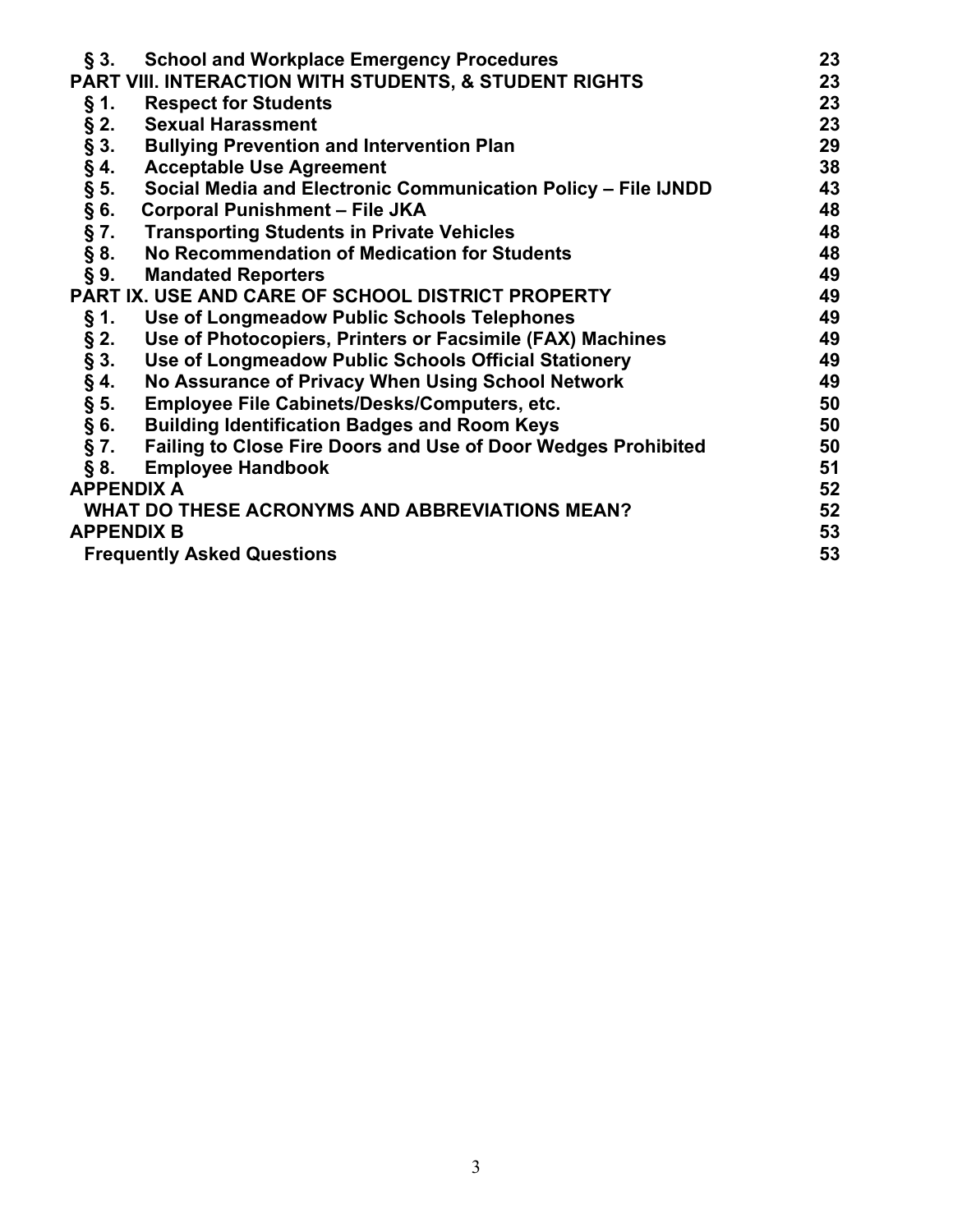| | | |
|---|---|---|
| **§ 3.** | **School and Workplace Emergency Procedures** | **23** |
| **PART VIII. INTERACTION WITH STUDENTS, & STUDENT RIGHTS** | | **23** |
| **§ 1.** | **Respect for Students** | **23** |
| **§ 2.** | **Sexual Harassment** | **23** |
| **§ 3.** | **Bullying Prevention and Intervention Plan** | **29** |
| **§ 4.** | **Acceptable Use Agreement** | **38** |
| **§ 5.** | **Social Media and Electronic Communication Policy – File IJNDD** | **43** |
| **§ 6.** | **Corporal Punishment – File JKA** | **48** |
| **§ 7.** | **Transporting Students in Private Vehicles** | **48** |
| **§ 8.** | **No Recommendation of Medication for Students** | **48** |
| **§ 9.** | **Mandated Reporters** | **49** |
| **PART IX. USE AND CARE OF SCHOOL DISTRICT PROPERTY** | | **49** |
| **§ 1.** | **Use of Longmeadow Public Schools Telephones** | **49** |
| **§ 2.** | **Use of Photocopiers, Printers or Facsimile (FAX) Machines** | **49** |
| **§ 3.** | **Use of Longmeadow Public Schools Official Stationery** | **49** |
| **§ 4.** | **No Assurance of Privacy When Using School Network** | **49** |
| **§ 5.** | **Employee File Cabinets/Desks/Computers, etc.** | **50** |
| **§ 6.** | **Building Identification Badges and Room Keys** | **50** |
| **§ 7.** | **Failing to Close Fire Doors and Use of Door Wedges Prohibited** | **50** |
| **§ 8.** | **Employee Handbook** | **51** |
| **APPENDIX A** | | **52** |
| **WHAT DO THESE ACRONYMS AND ABBREVIATIONS MEAN?** | | **52** |
| **APPENDIX B** | | **53** |
| **Frequently Asked Questions** | | **53** |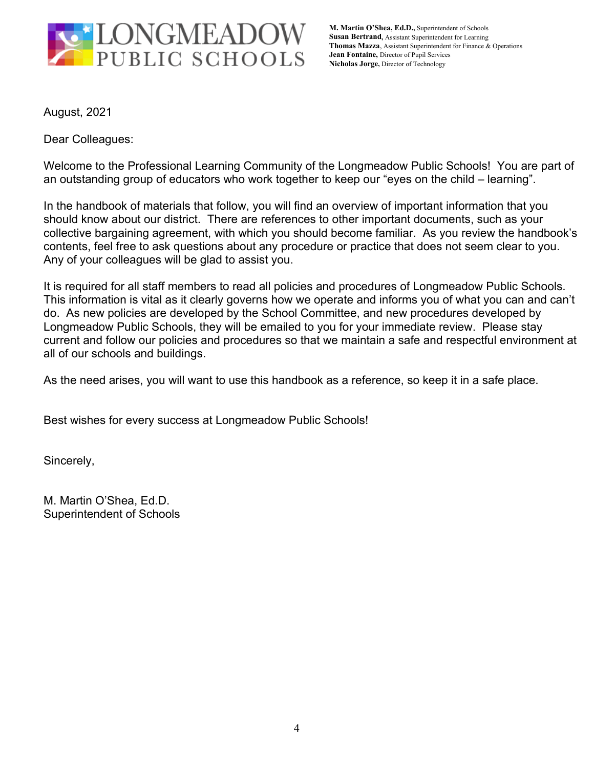**LONGMEADOW PUBLIC SCHOOLS**

**M. Martin O'Shea, Ed.D.,** Superintendent of Schools
**Susan Bertrand,** Assistant Superintendent for Learning
**Thomas Mazza,** Assistant Superintendent for Finance & Operations
**Jean Fontaine,** Director of Pupil Services
**Nicholas Jorge,** Director of Technology

August, 2021

Dear Colleagues:

Welcome to the Professional Learning Community of the Longmeadow Public Schools! You are part of an outstanding group of educators who work together to keep our "eyes on the child – learning".

In the handbook of materials that follow, you will find an overview of important information that you should know about our district. There are references to other important documents, such as your collective bargaining agreement, with which you should become familiar. As you review the handbook's contents, feel free to ask questions about any procedure or practice that does not seem clear to you. Any of your colleagues will be glad to assist you.

It is required for all staff members to read all policies and procedures of Longmeadow Public Schools. This information is vital as it clearly governs how we operate and informs you of what you can and can't do. As new policies are developed by the School Committee, and new procedures developed by Longmeadow Public Schools, they will be emailed to you for your immediate review. Please stay current and follow our policies and procedures so that we maintain a safe and respectful environment at all of our schools and buildings.

As the need arises, you will want to use this handbook as a reference, so keep it in a safe place.

Best wishes for every success at Longmeadow Public Schools!

Sincerely,

M. Martin O'Shea, Ed.D.
Superintendent of Schools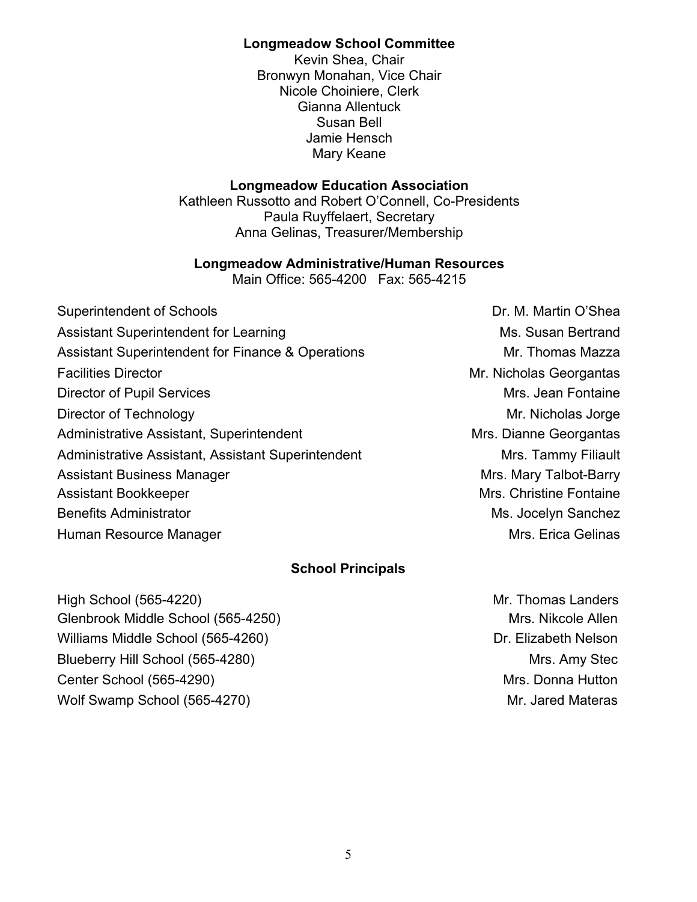## Longmeadow School Committee

Kevin Shea, Chair
Bronwyn Monahan, Vice Chair
Nicole Choiniere, Clerk
Gianna Allentuck
Susan Bell
Jamie Hensch
Mary Keane

## Longmeadow Education Association

Kathleen Russotto and Robert O'Connell, Co-Presidents
Paula Ruyffelaert, Secretary
Anna Gelinas, Treasurer/Membership

## Longmeadow Administrative/Human Resources

Main Office: 565-4200 Fax: 565-4215

| Position | Name |
|---|---|
| Superintendent of Schools | Dr. M. Martin O'Shea |
| Assistant Superintendent for Learning | Ms. Susan Bertrand |
| Assistant Superintendent for Finance & Operations | Mr. Thomas Mazza |
| Facilities Director | Mr. Nicholas Georgantas |
| Director of Pupil Services | Mrs. Jean Fontaine |
| Director of Technology | Mr. Nicholas Jorge |
| Administrative Assistant, Superintendent | Mrs. Dianne Georgantas |
| Administrative Assistant, Assistant Superintendent | Mrs. Tammy Filiault |
| Assistant Business Manager | Mrs. Mary Talbot-Barry |
| Assistant Bookkeeper | Mrs. Christine Fontaine |
| Benefits Administrator | Ms. Jocelyn Sanchez |
| Human Resource Manager | Mrs. Erica Gelinas |

## School Principals

| School | Principal |
|---|---|
| High School (565-4220) | Mr. Thomas Landers |
| Glenbrook Middle School (565-4250) | Mrs. Nikcole Allen |
| Williams Middle School (565-4260) | Dr. Elizabeth Nelson |
| Blueberry Hill School (565-4280) | Mrs. Amy Stec |
| Center School (565-4290) | Mrs. Donna Hutton |
| Wolf Swamp School (565-4270) | Mr. Jared Materas |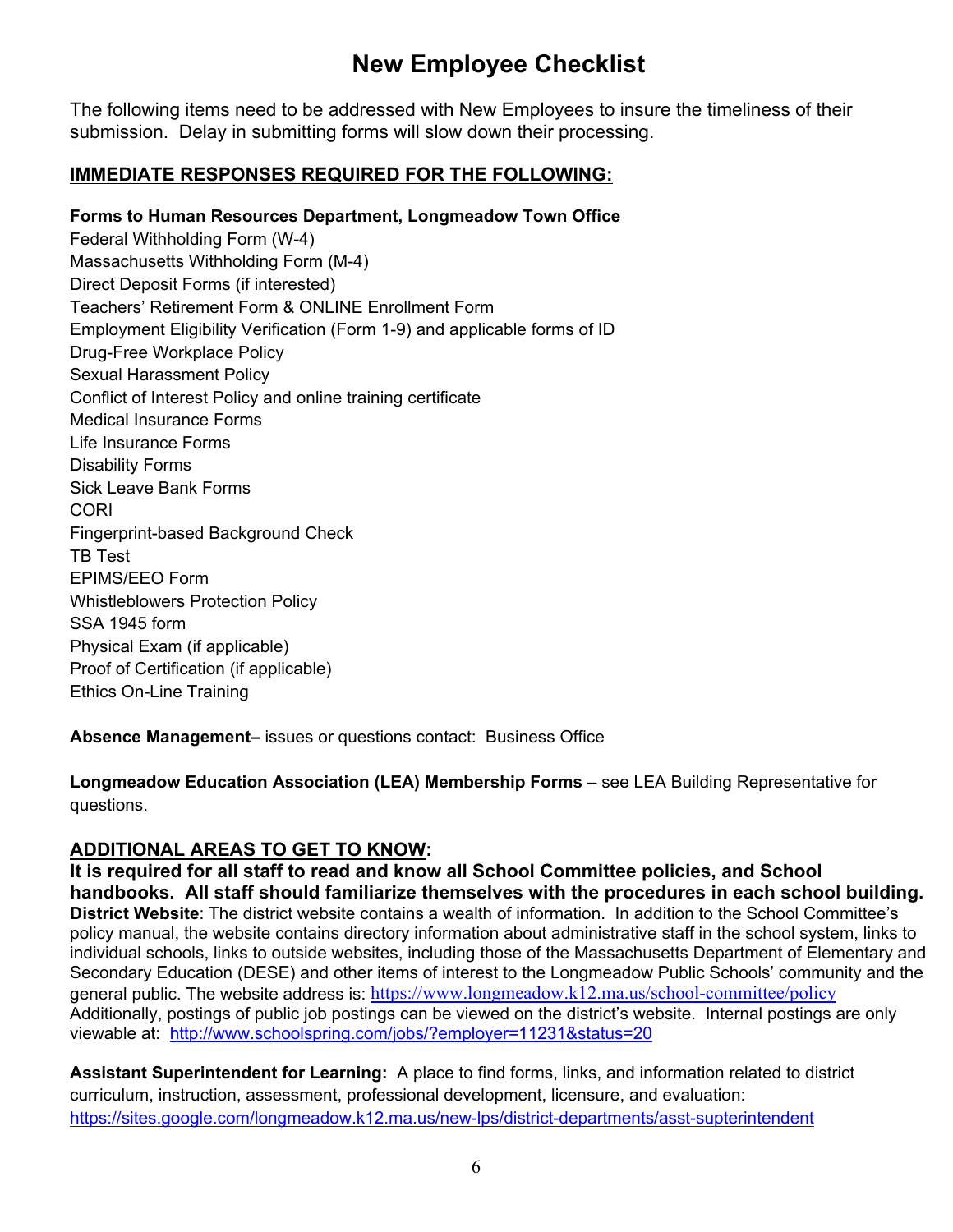# New Employee Checklist

The following items need to be addressed with New Employees to insure the timeliness of their submission. Delay in submitting forms will slow down their processing.

## IMMEDIATE RESPONSES REQUIRED FOR THE FOLLOWING:

**Forms to Human Resources Department, Longmeadow Town Office**

Federal Withholding Form (W-4)
Massachusetts Withholding Form (M-4)
Direct Deposit Forms (if interested)
Teachers' Retirement Form & ONLINE Enrollment Form
Employment Eligibility Verification (Form 1-9) and applicable forms of ID
Drug-Free Workplace Policy
Sexual Harassment Policy
Conflict of Interest Policy and online training certificate
Medical Insurance Forms
Life Insurance Forms
Disability Forms
Sick Leave Bank Forms
CORI
Fingerprint-based Background Check
TB Test
EPIMS/EEO Form
Whistleblowers Protection Policy
SSA 1945 form
Physical Exam (if applicable)
Proof of Certification (if applicable)
Ethics On-Line Training

**Absence Management–** issues or questions contact: Business Office

**Longmeadow Education Association (LEA) Membership Forms** – see LEA Building Representative for questions.

## ADDITIONAL AREAS TO GET TO KNOW:

**It is required for all staff to read and know all School Committee policies, and School handbooks. All staff should familiarize themselves with the procedures in each school building.**

**District Website**: The district website contains a wealth of information. In addition to the School Committee's policy manual, the website contains directory information about administrative staff in the school system, links to individual schools, links to outside websites, including those of the Massachusetts Department of Elementary and Secondary Education (DESE) and other items of interest to the Longmeadow Public Schools' community and the general public. The website address is: https://www.longmeadow.k12.ma.us/school-committee/policy Additionally, postings of public job postings can be viewed on the district's website. Internal postings are only viewable at: http://www.schoolspring.com/jobs/?employer=11231&status=20

**Assistant Superintendent for Learning:** A place to find forms, links, and information related to district curriculum, instruction, assessment, professional development, licensure, and evaluation: https://sites.google.com/longmeadow.k12.ma.us/new-lps/district-departments/asst-supterintendent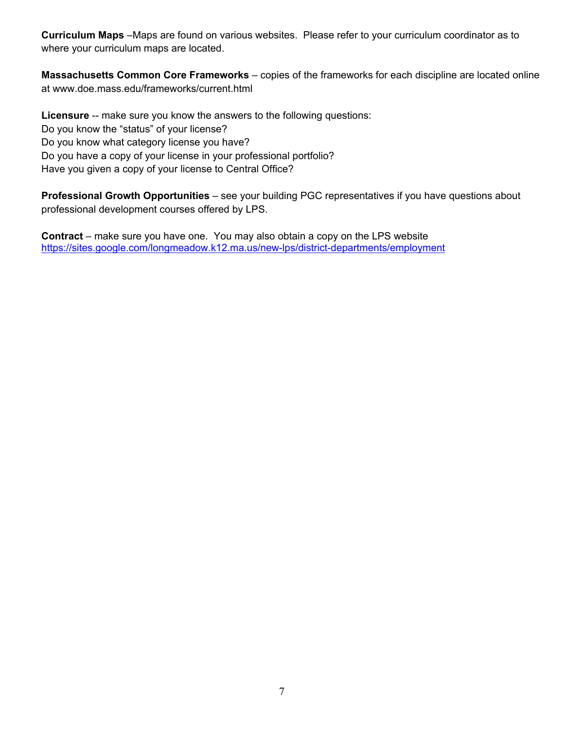**Curriculum Maps** –Maps are found on various websites. Please refer to your curriculum coordinator as to where your curriculum maps are located.

**Massachusetts Common Core Frameworks** – copies of the frameworks for each discipline are located online at www.doe.mass.edu/frameworks/current.html

**Licensure** -- make sure you know the answers to the following questions:
Do you know the "status" of your license?
Do you know what category license you have?
Do you have a copy of your license in your professional portfolio?
Have you given a copy of your license to Central Office?

**Professional Growth Opportunities** – see your building PGC representatives if you have questions about professional development courses offered by LPS.

**Contract** – make sure you have one. You may also obtain a copy on the LPS website
[https://sites.google.com/longmeadow.k12.ma.us/new-lps/district-departments/employment](https://sites.google.com/longmeadow.k12.ma.us/new-lps/district-departments/employment)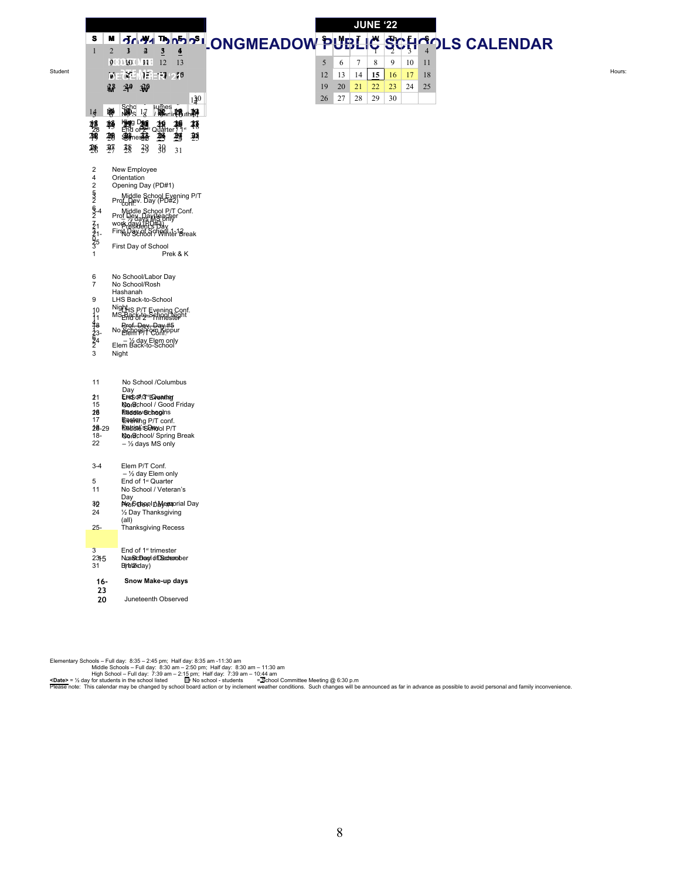# 2021-2022 LONGMEADOW PUBLIC SCHOOLS CALENDAR

Student Hours:

| JUNE '22 | | | | | | |
|---|---|---|---|---|---|---|
| S | M | T | W | Th | F | S |
| | | | 1 | 2 | 3 | 4 |
| 5 | 6 | 7 | 8 | 9 | 10 | 11 |
| 12 | 13 | 14 | 15 | 16 | 17 | 18 |
| 19 | 20 | 21 | 22 | 23 | 24 | 25 |
| 26 | 27 | 28 | 29 | 30 | | |

2, 4 New Employee Orientation
2 Opening Day (PD#1)
Prof. Dev. Day (PD#2)
Middle School Evening P/T conf.
Middle School P/T Conf. – ½ days MS only
Prof Dev. Day(teacher work day) (PD#3)
Presidents Day
First Day of School 1-12
No School / Winter Break
3 First Day of School
1 Prek & K

6 No School/Labor Day
7 No School/Rosh Hashanah
9 LHS Back-to-School Night
LHS P/T Evening Conf.
MS Back-to-School Night
End of 2nd Trimester
Prof. Dev. Day #5
No School/Yom Kippur
Elem P/T Conf. – ½ day Elem only
Elem Back-to-School Night

11 No School /Columbus Day
End of 3rd Quarter
LHS P/T Evening
No School / Good Friday
Middle School Evening P/T conf.
Middle School P/T Conf.
No School/ Spring Break
– ½ days MS only

3-4 Elem P/T Conf. – ½ day Elem only
5 End of 1st Quarter
11 No School / Veteran's Day
No School / Memorial Day
Prof. Dev. Day #4
24 ½ Day Thanksgiving (all)
25- Thanksgiving Recess

3 End of 1st trimester
23 No School / December Break
15 Last Day of School (½ day)
31

**16-23 Snow Make-up days**

20 Juneteenth Observed

Elementary Schools – Full day: 8:35 – 2:45 pm; Half day: 8:35 am -11:30 am
Middle Schools – Full day: 8:30 am – 2:50 pm; Half day: 8:30 am – 11:30 am
High School – Full day: 7:39 am – 2:15 pm; Half day: 7:39 am – 10:44 am
**<Date>** = ½ day for students in the school listed = No school - students = School Committee Meeting @ 6:30 p.m
Please note: This calendar may be changed by school board action or by inclement weather conditions. Such changes will be announced as far in advance as possible to avoid personal and family inconvenience.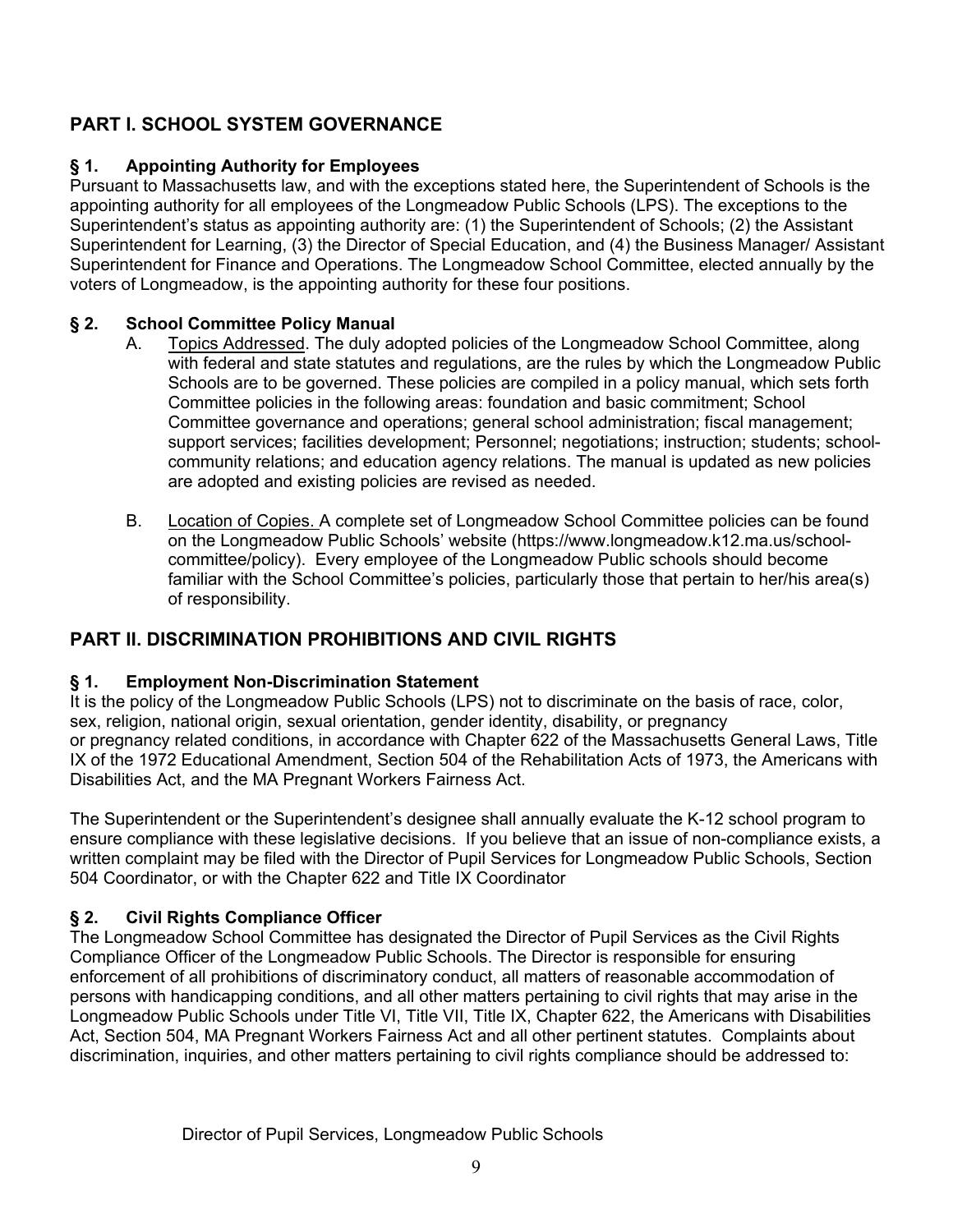## PART I. SCHOOL SYSTEM GOVERNANCE

### § 1. Appointing Authority for Employees

Pursuant to Massachusetts law, and with the exceptions stated here, the Superintendent of Schools is the appointing authority for all employees of the Longmeadow Public Schools (LPS). The exceptions to the Superintendent's status as appointing authority are: (1) the Superintendent of Schools; (2) the Assistant Superintendent for Learning, (3) the Director of Special Education, and (4) the Business Manager/ Assistant Superintendent for Finance and Operations. The Longmeadow School Committee, elected annually by the voters of Longmeadow, is the appointing authority for these four positions.

### § 2. School Committee Policy Manual

A. Topics Addressed. The duly adopted policies of the Longmeadow School Committee, along with federal and state statutes and regulations, are the rules by which the Longmeadow Public Schools are to be governed. These policies are compiled in a policy manual, which sets forth Committee policies in the following areas: foundation and basic commitment; School Committee governance and operations; general school administration; fiscal management; support services; facilities development; Personnel; negotiations; instruction; students; school-community relations; and education agency relations. The manual is updated as new policies are adopted and existing policies are revised as needed.

B. Location of Copies. A complete set of Longmeadow School Committee policies can be found on the Longmeadow Public Schools' website (https://www.longmeadow.k12.ma.us/school-committee/policy). Every employee of the Longmeadow Public schools should become familiar with the School Committee's policies, particularly those that pertain to her/his area(s) of responsibility.

## PART II. DISCRIMINATION PROHIBITIONS AND CIVIL RIGHTS

### § 1. Employment Non-Discrimination Statement

It is the policy of the Longmeadow Public Schools (LPS) not to discriminate on the basis of race, color, sex, religion, national origin, sexual orientation, gender identity, disability, or pregnancy or pregnancy related conditions, in accordance with Chapter 622 of the Massachusetts General Laws, Title IX of the 1972 Educational Amendment, Section 504 of the Rehabilitation Acts of 1973, the Americans with Disabilities Act, and the MA Pregnant Workers Fairness Act.

The Superintendent or the Superintendent's designee shall annually evaluate the K-12 school program to ensure compliance with these legislative decisions. If you believe that an issue of non-compliance exists, a written complaint may be filed with the Director of Pupil Services for Longmeadow Public Schools, Section 504 Coordinator, or with the Chapter 622 and Title IX Coordinator

### § 2. Civil Rights Compliance Officer

The Longmeadow School Committee has designated the Director of Pupil Services as the Civil Rights Compliance Officer of the Longmeadow Public Schools. The Director is responsible for ensuring enforcement of all prohibitions of discriminatory conduct, all matters of reasonable accommodation of persons with handicapping conditions, and all other matters pertaining to civil rights that may arise in the Longmeadow Public Schools under Title VI, Title VII, Title IX, Chapter 622, the Americans with Disabilities Act, Section 504, MA Pregnant Workers Fairness Act and all other pertinent statutes. Complaints about discrimination, inquiries, and other matters pertaining to civil rights compliance should be addressed to:

Director of Pupil Services, Longmeadow Public Schools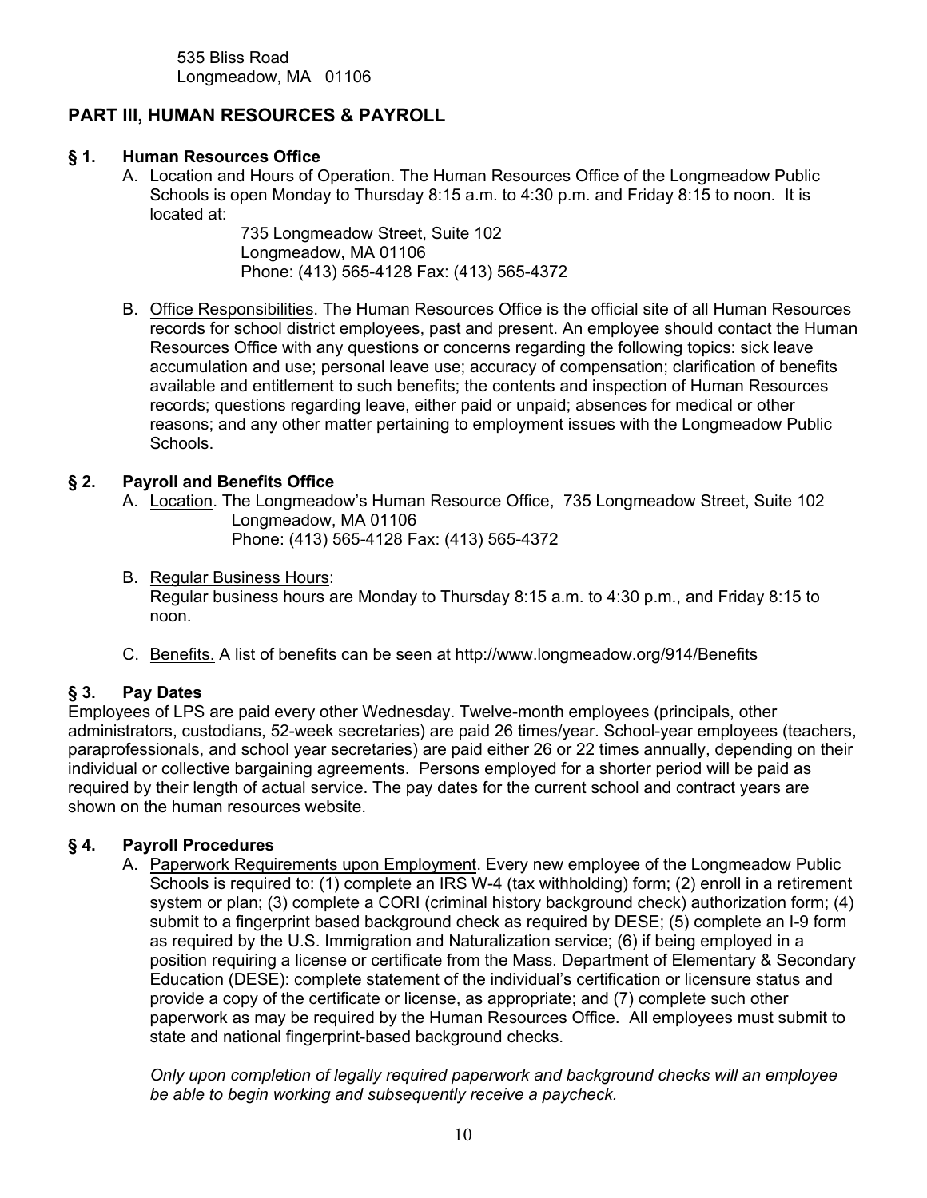535 Bliss Road
Longmeadow, MA   01106

## PART III, HUMAN RESOURCES & PAYROLL

### § 1. Human Resources Office

A. Location and Hours of Operation. The Human Resources Office of the Longmeadow Public Schools is open Monday to Thursday 8:15 a.m. to 4:30 p.m. and Friday 8:15 to noon. It is located at:

    735 Longmeadow Street, Suite 102
    Longmeadow, MA 01106
    Phone: (413) 565-4128 Fax: (413) 565-4372

B. Office Responsibilities. The Human Resources Office is the official site of all Human Resources records for school district employees, past and present. An employee should contact the Human Resources Office with any questions or concerns regarding the following topics: sick leave accumulation and use; personal leave use; accuracy of compensation; clarification of benefits available and entitlement to such benefits; the contents and inspection of Human Resources records; questions regarding leave, either paid or unpaid; absences for medical or other reasons; and any other matter pertaining to employment issues with the Longmeadow Public Schools.

### § 2. Payroll and Benefits Office

A. Location. The Longmeadow's Human Resource Office, 735 Longmeadow Street, Suite 102
    Longmeadow, MA 01106
    Phone: (413) 565-4128 Fax: (413) 565-4372

B. Regular Business Hours:
Regular business hours are Monday to Thursday 8:15 a.m. to 4:30 p.m., and Friday 8:15 to noon.

C. Benefits. A list of benefits can be seen at http://www.longmeadow.org/914/Benefits

### § 3. Pay Dates

Employees of LPS are paid every other Wednesday. Twelve-month employees (principals, other administrators, custodians, 52-week secretaries) are paid 26 times/year. School-year employees (teachers, paraprofessionals, and school year secretaries) are paid either 26 or 22 times annually, depending on their individual or collective bargaining agreements. Persons employed for a shorter period will be paid as required by their length of actual service. The pay dates for the current school and contract years are shown on the human resources website.

### § 4. Payroll Procedures

A. Paperwork Requirements upon Employment. Every new employee of the Longmeadow Public Schools is required to: (1) complete an IRS W-4 (tax withholding) form; (2) enroll in a retirement system or plan; (3) complete a CORI (criminal history background check) authorization form; (4) submit to a fingerprint based background check as required by DESE; (5) complete an I-9 form as required by the U.S. Immigration and Naturalization service; (6) if being employed in a position requiring a license or certificate from the Mass. Department of Elementary & Secondary Education (DESE): complete statement of the individual's certification or licensure status and provide a copy of the certificate or license, as appropriate; and (7) complete such other paperwork as may be required by the Human Resources Office. All employees must submit to state and national fingerprint-based background checks.

*Only upon completion of legally required paperwork and background checks will an employee be able to begin working and subsequently receive a paycheck.*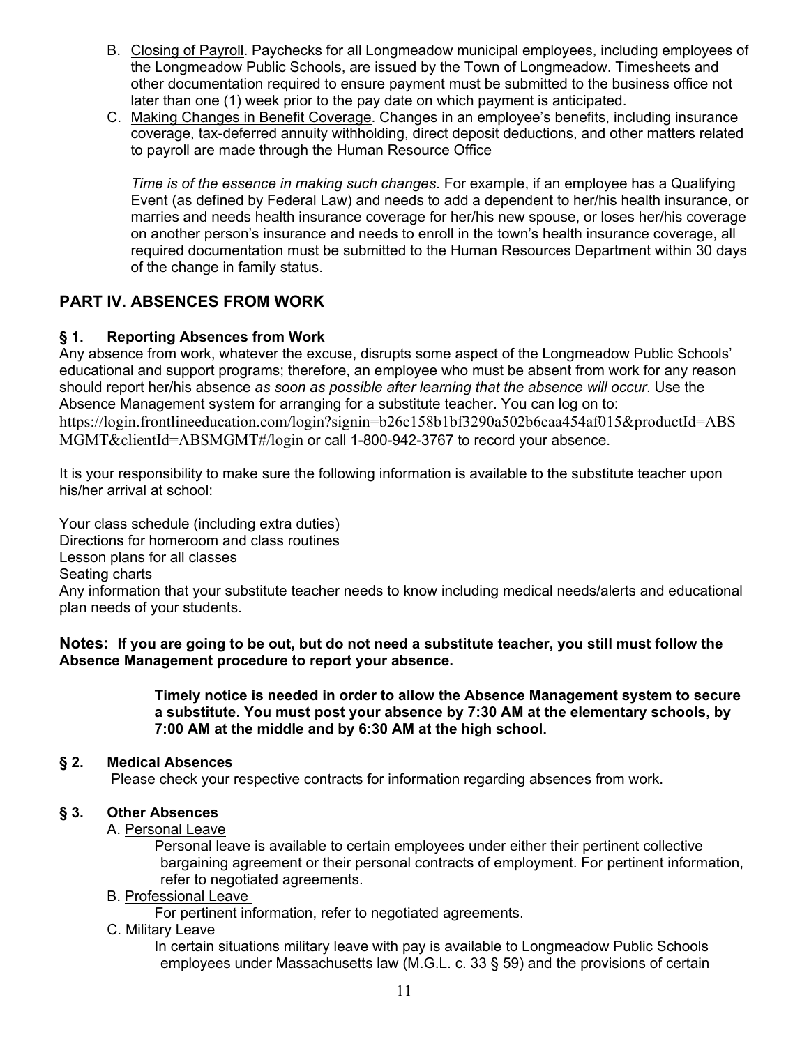B. Closing of Payroll. Paychecks for all Longmeadow municipal employees, including employees of the Longmeadow Public Schools, are issued by the Town of Longmeadow. Timesheets and other documentation required to ensure payment must be submitted to the business office not later than one (1) week prior to the pay date on which payment is anticipated.

C. Making Changes in Benefit Coverage. Changes in an employee's benefits, including insurance coverage, tax-deferred annuity withholding, direct deposit deductions, and other matters related to payroll are made through the Human Resource Office

*Time is of the essence in making such changes*. For example, if an employee has a Qualifying Event (as defined by Federal Law) and needs to add a dependent to her/his health insurance, or marries and needs health insurance coverage for her/his new spouse, or loses her/his coverage on another person's insurance and needs to enroll in the town's health insurance coverage, all required documentation must be submitted to the Human Resources Department within 30 days of the change in family status.

## PART IV. ABSENCES FROM WORK

### § 1. Reporting Absences from Work

Any absence from work, whatever the excuse, disrupts some aspect of the Longmeadow Public Schools' educational and support programs; therefore, an employee who must be absent from work for any reason should report her/his absence *as soon as possible after learning that the absence will occur*. Use the Absence Management system for arranging for a substitute teacher. You can log on to: https://login.frontlineeducation.com/login?signin=b26c158b1bf3290a502b6caa454af015&productId=ABSMGMT&clientId=ABSMGMT#/login or call 1-800-942-3767 to record your absence.

It is your responsibility to make sure the following information is available to the substitute teacher upon his/her arrival at school:

Your class schedule (including extra duties)
Directions for homeroom and class routines
Lesson plans for all classes
Seating charts
Any information that your substitute teacher needs to know including medical needs/alerts and educational plan needs of your students.

**Notes: If you are going to be out, but do not need a substitute teacher, you still must follow the Absence Management procedure to report your absence.**

**Timely notice is needed in order to allow the Absence Management system to secure a substitute. You must post your absence by 7:30 AM at the elementary schools, by 7:00 AM at the middle and by 6:30 AM at the high school.**

### § 2. Medical Absences

Please check your respective contracts for information regarding absences from work.

### § 3. Other Absences

A. Personal Leave

Personal leave is available to certain employees under either their pertinent collective bargaining agreement or their personal contracts of employment. For pertinent information, refer to negotiated agreements.

B. Professional Leave

For pertinent information, refer to negotiated agreements.

C. Military Leave

In certain situations military leave with pay is available to Longmeadow Public Schools employees under Massachusetts law (M.G.L. c. 33 § 59) and the provisions of certain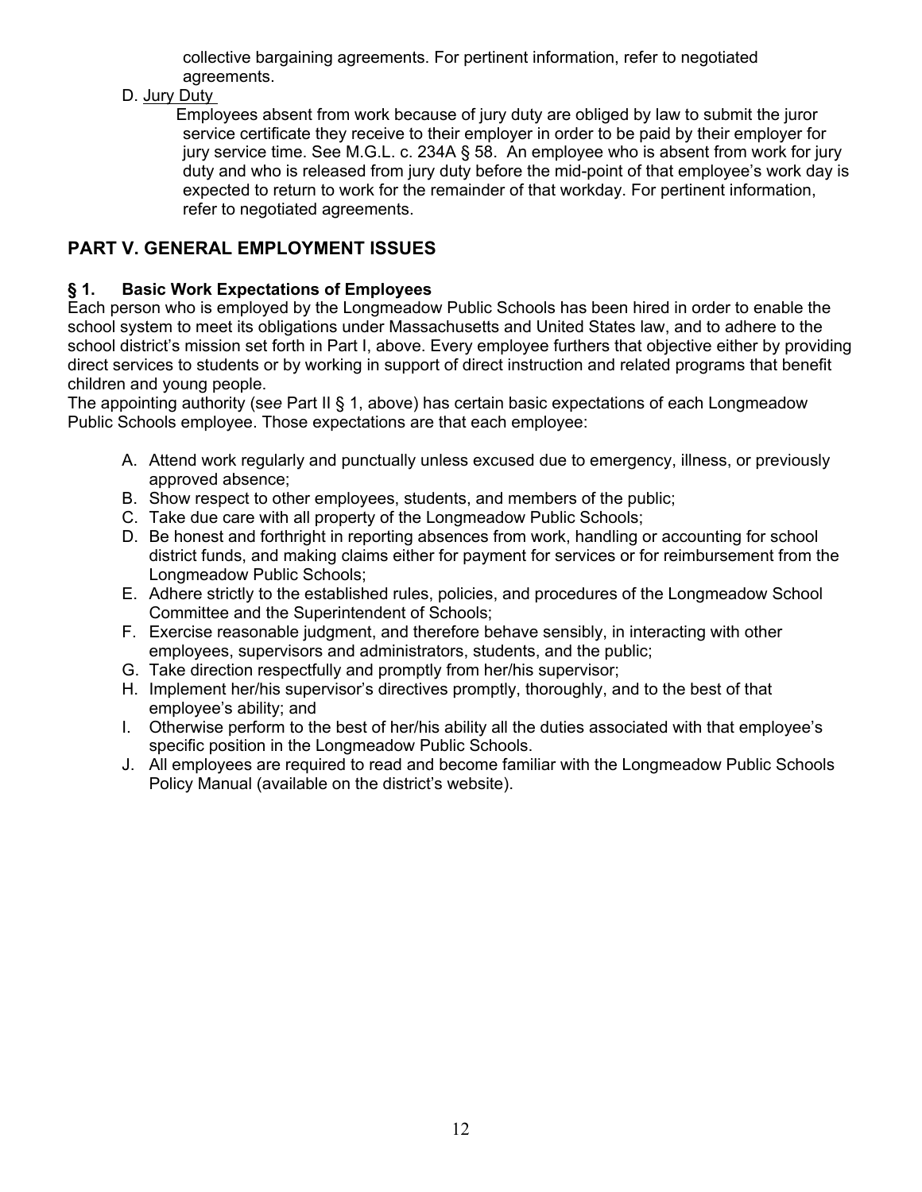collective bargaining agreements. For pertinent information, refer to negotiated agreements.

D. Jury Duty

Employees absent from work because of jury duty are obliged by law to submit the juror service certificate they receive to their employer in order to be paid by their employer for jury service time. See M.G.L. c. 234A § 58. An employee who is absent from work for jury duty and who is released from jury duty before the mid-point of that employee's work day is expected to return to work for the remainder of that workday. For pertinent information, refer to negotiated agreements.

## PART V. GENERAL EMPLOYMENT ISSUES

### § 1. Basic Work Expectations of Employees

Each person who is employed by the Longmeadow Public Schools has been hired in order to enable the school system to meet its obligations under Massachusetts and United States law, and to adhere to the school district's mission set forth in Part I, above. Every employee furthers that objective either by providing direct services to students or by working in support of direct instruction and related programs that benefit children and young people.

The appointing authority (see Part II § 1, above) has certain basic expectations of each Longmeadow Public Schools employee. Those expectations are that each employee:

A. Attend work regularly and punctually unless excused due to emergency, illness, or previously approved absence;
B. Show respect to other employees, students, and members of the public;
C. Take due care with all property of the Longmeadow Public Schools;
D. Be honest and forthright in reporting absences from work, handling or accounting for school district funds, and making claims either for payment for services or for reimbursement from the Longmeadow Public Schools;
E. Adhere strictly to the established rules, policies, and procedures of the Longmeadow School Committee and the Superintendent of Schools;
F. Exercise reasonable judgment, and therefore behave sensibly, in interacting with other employees, supervisors and administrators, students, and the public;
G. Take direction respectfully and promptly from her/his supervisor;
H. Implement her/his supervisor's directives promptly, thoroughly, and to the best of that employee's ability; and
I. Otherwise perform to the best of her/his ability all the duties associated with that employee's specific position in the Longmeadow Public Schools.
J. All employees are required to read and become familiar with the Longmeadow Public Schools Policy Manual (available on the district's website).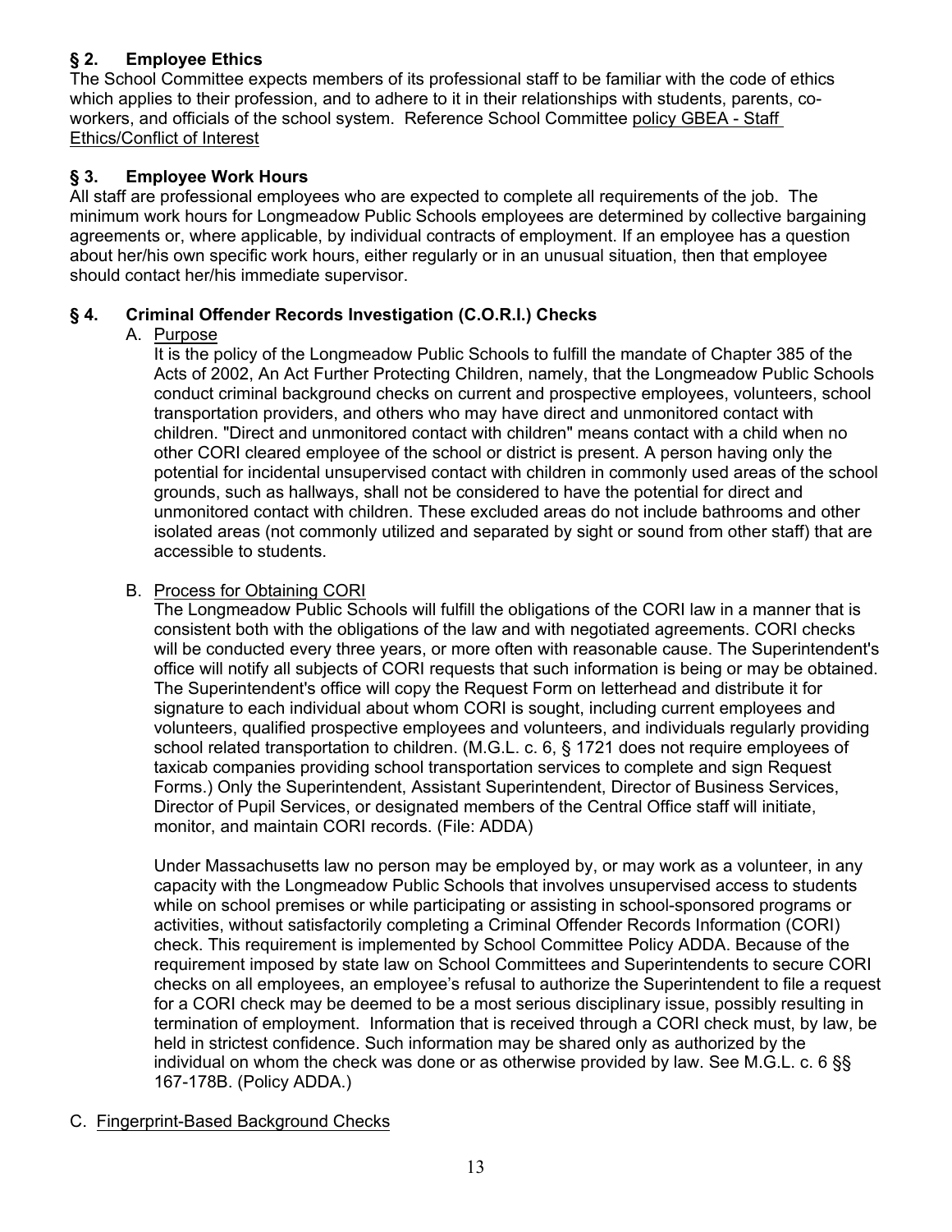## § 2. Employee Ethics

The School Committee expects members of its professional staff to be familiar with the code of ethics which applies to their profession, and to adhere to it in their relationships with students, parents, co-workers, and officials of the school system. Reference School Committee policy GBEA - Staff Ethics/Conflict of Interest

## § 3. Employee Work Hours

All staff are professional employees who are expected to complete all requirements of the job. The minimum work hours for Longmeadow Public Schools employees are determined by collective bargaining agreements or, where applicable, by individual contracts of employment. If an employee has a question about her/his own specific work hours, either regularly or in an unusual situation, then that employee should contact her/his immediate supervisor.

## § 4. Criminal Offender Records Investigation (C.O.R.I.) Checks

A. Purpose

It is the policy of the Longmeadow Public Schools to fulfill the mandate of Chapter 385 of the Acts of 2002, An Act Further Protecting Children, namely, that the Longmeadow Public Schools conduct criminal background checks on current and prospective employees, volunteers, school transportation providers, and others who may have direct and unmonitored contact with children. "Direct and unmonitored contact with children" means contact with a child when no other CORI cleared employee of the school or district is present. A person having only the potential for incidental unsupervised contact with children in commonly used areas of the school grounds, such as hallways, shall not be considered to have the potential for direct and unmonitored contact with children. These excluded areas do not include bathrooms and other isolated areas (not commonly utilized and separated by sight or sound from other staff) that are accessible to students.

B. Process for Obtaining CORI

The Longmeadow Public Schools will fulfill the obligations of the CORI law in a manner that is consistent both with the obligations of the law and with negotiated agreements. CORI checks will be conducted every three years, or more often with reasonable cause. The Superintendent's office will notify all subjects of CORI requests that such information is being or may be obtained. The Superintendent's office will copy the Request Form on letterhead and distribute it for signature to each individual about whom CORI is sought, including current employees and volunteers, qualified prospective employees and volunteers, and individuals regularly providing school related transportation to children. (M.G.L. c. 6, § 1721 does not require employees of taxicab companies providing school transportation services to complete and sign Request Forms.) Only the Superintendent, Assistant Superintendent, Director of Business Services, Director of Pupil Services, or designated members of the Central Office staff will initiate, monitor, and maintain CORI records. (File: ADDA)

Under Massachusetts law no person may be employed by, or may work as a volunteer, in any capacity with the Longmeadow Public Schools that involves unsupervised access to students while on school premises or while participating or assisting in school-sponsored programs or activities, without satisfactorily completing a Criminal Offender Records Information (CORI) check. This requirement is implemented by School Committee Policy ADDA. Because of the requirement imposed by state law on School Committees and Superintendents to secure CORI checks on all employees, an employee's refusal to authorize the Superintendent to file a request for a CORI check may be deemed to be a most serious disciplinary issue, possibly resulting in termination of employment. Information that is received through a CORI check must, by law, be held in strictest confidence. Such information may be shared only as authorized by the individual on whom the check was done or as otherwise provided by law. See M.G.L. c. 6 §§ 167-178B. (Policy ADDA.)

C. Fingerprint-Based Background Checks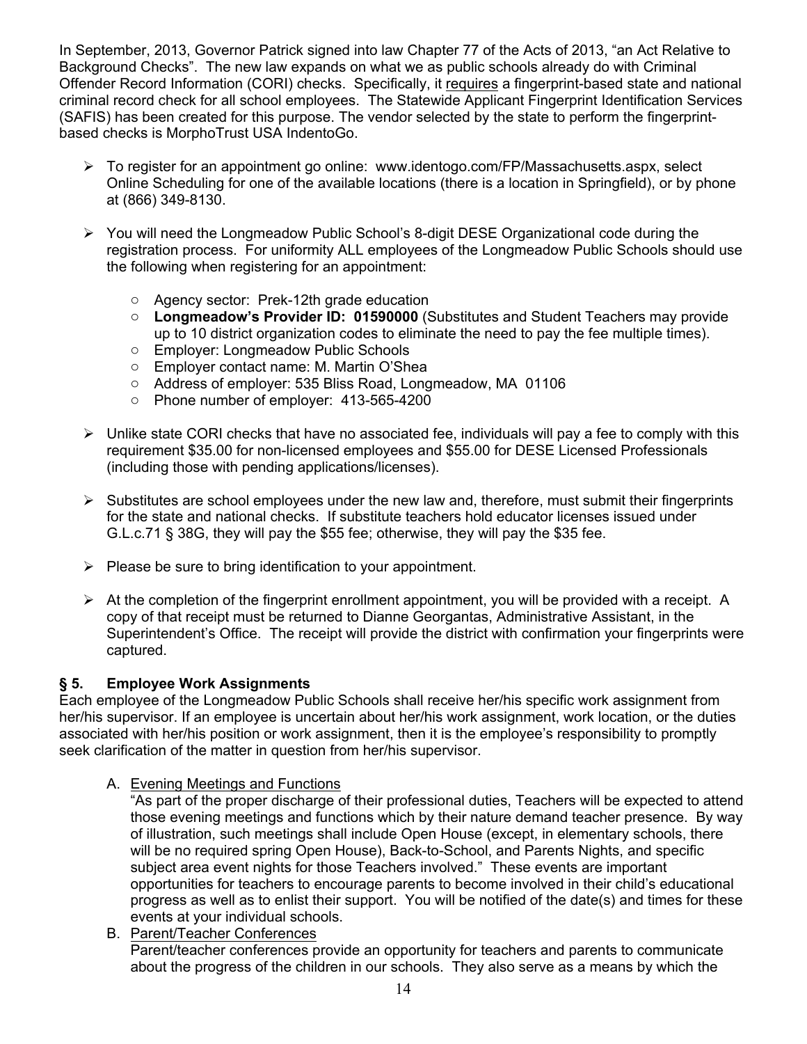In September, 2013, Governor Patrick signed into law Chapter 77 of the Acts of 2013, "an Act Relative to Background Checks". The new law expands on what we as public schools already do with Criminal Offender Record Information (CORI) checks. Specifically, it requires a fingerprint-based state and national criminal record check for all school employees. The Statewide Applicant Fingerprint Identification Services (SAFIS) has been created for this purpose. The vendor selected by the state to perform the fingerprint-based checks is MorphoTrust USA IndentoGo.

- To register for an appointment go online: www.identogo.com/FP/Massachusetts.aspx, select Online Scheduling for one of the available locations (there is a location in Springfield), or by phone at (866) 349-8130.
- You will need the Longmeadow Public School's 8-digit DESE Organizational code during the registration process. For uniformity ALL employees of the Longmeadow Public Schools should use the following when registering for an appointment:
  - Agency sector: Prek-12th grade education
  - **Longmeadow's Provider ID: 01590000** (Substitutes and Student Teachers may provide up to 10 district organization codes to eliminate the need to pay the fee multiple times).
  - Employer: Longmeadow Public Schools
  - Employer contact name: M. Martin O'Shea
  - Address of employer: 535 Bliss Road, Longmeadow, MA 01106
  - Phone number of employer: 413-565-4200
- Unlike state CORI checks that have no associated fee, individuals will pay a fee to comply with this requirement \$35.00 for non-licensed employees and \$55.00 for DESE Licensed Professionals (including those with pending applications/licenses).
- Substitutes are school employees under the new law and, therefore, must submit their fingerprints for the state and national checks. If substitute teachers hold educator licenses issued under G.L.c.71 § 38G, they will pay the \$55 fee; otherwise, they will pay the \$35 fee.
- Please be sure to bring identification to your appointment.
- At the completion of the fingerprint enrollment appointment, you will be provided with a receipt. A copy of that receipt must be returned to Dianne Georgantas, Administrative Assistant, in the Superintendent's Office. The receipt will provide the district with confirmation your fingerprints were captured.

## § 5. Employee Work Assignments

Each employee of the Longmeadow Public Schools shall receive her/his specific work assignment from her/his supervisor. If an employee is uncertain about her/his work assignment, work location, or the duties associated with her/his position or work assignment, then it is the employee's responsibility to promptly seek clarification of the matter in question from her/his supervisor.

A. Evening Meetings and Functions

"As part of the proper discharge of their professional duties, Teachers will be expected to attend those evening meetings and functions which by their nature demand teacher presence. By way of illustration, such meetings shall include Open House (except, in elementary schools, there will be no required spring Open House), Back-to-School, and Parents Nights, and specific subject area event nights for those Teachers involved." These events are important opportunities for teachers to encourage parents to become involved in their child's educational progress as well as to enlist their support. You will be notified of the date(s) and times for these events at your individual schools.

B. Parent/Teacher Conferences

Parent/teacher conferences provide an opportunity for teachers and parents to communicate about the progress of the children in our schools. They also serve as a means by which the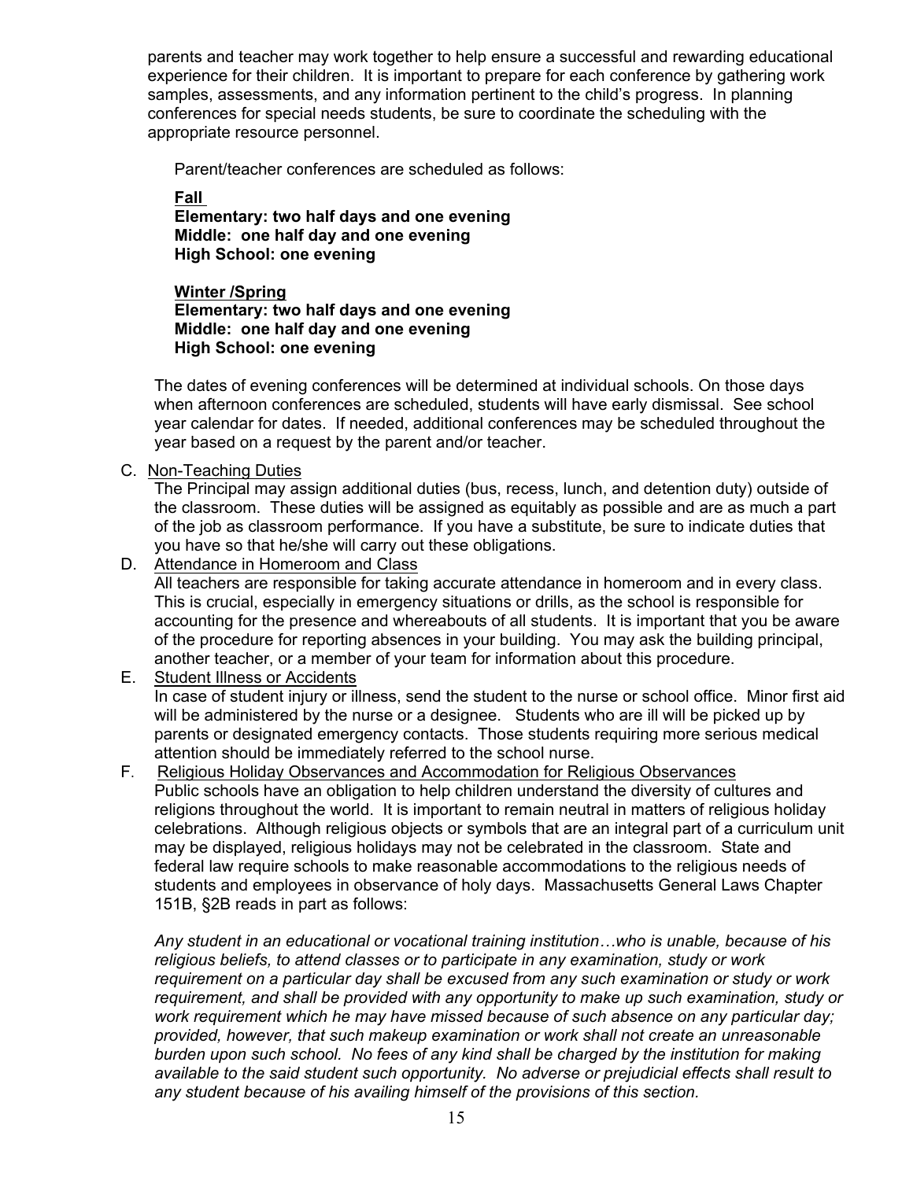parents and teacher may work together to help ensure a successful and rewarding educational experience for their children. It is important to prepare for each conference by gathering work samples, assessments, and any information pertinent to the child's progress. In planning conferences for special needs students, be sure to coordinate the scheduling with the appropriate resource personnel.

Parent/teacher conferences are scheduled as follows:

**Fall**
**Elementary: two half days and one evening**
**Middle: one half day and one evening**
**High School: one evening**

**Winter /Spring**
**Elementary: two half days and one evening**
**Middle: one half day and one evening**
**High School: one evening**

The dates of evening conferences will be determined at individual schools. On those days when afternoon conferences are scheduled, students will have early dismissal. See school year calendar for dates. If needed, additional conferences may be scheduled throughout the year based on a request by the parent and/or teacher.

C. Non-Teaching Duties
The Principal may assign additional duties (bus, recess, lunch, and detention duty) outside of the classroom. These duties will be assigned as equitably as possible and are as much a part of the job as classroom performance. If you have a substitute, be sure to indicate duties that you have so that he/she will carry out these obligations.

D. Attendance in Homeroom and Class
All teachers are responsible for taking accurate attendance in homeroom and in every class. This is crucial, especially in emergency situations or drills, as the school is responsible for accounting for the presence and whereabouts of all students. It is important that you be aware of the procedure for reporting absences in your building. You may ask the building principal, another teacher, or a member of your team for information about this procedure.

E. Student Illness or Accidents
In case of student injury or illness, send the student to the nurse or school office. Minor first aid will be administered by the nurse or a designee. Students who are ill will be picked up by parents or designated emergency contacts. Those students requiring more serious medical attention should be immediately referred to the school nurse.

F. Religious Holiday Observances and Accommodation for Religious Observances
Public schools have an obligation to help children understand the diversity of cultures and religions throughout the world. It is important to remain neutral in matters of religious holiday celebrations. Although religious objects or symbols that are an integral part of a curriculum unit may be displayed, religious holidays may not be celebrated in the classroom. State and federal law require schools to make reasonable accommodations to the religious needs of students and employees in observance of holy days. Massachusetts General Laws Chapter 151B, §2B reads in part as follows:

*Any student in an educational or vocational training institution…who is unable, because of his religious beliefs, to attend classes or to participate in any examination, study or work requirement on a particular day shall be excused from any such examination or study or work requirement, and shall be provided with any opportunity to make up such examination, study or work requirement which he may have missed because of such absence on any particular day; provided, however, that such makeup examination or work shall not create an unreasonable burden upon such school. No fees of any kind shall be charged by the institution for making available to the said student such opportunity. No adverse or prejudicial effects shall result to any student because of his availing himself of the provisions of this section.*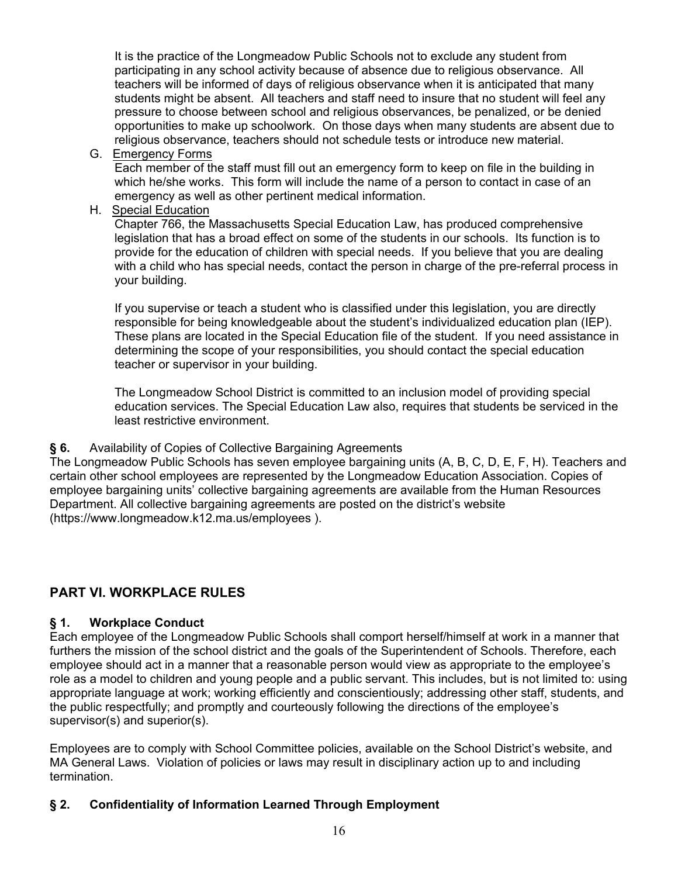It is the practice of the Longmeadow Public Schools not to exclude any student from participating in any school activity because of absence due to religious observance. All teachers will be informed of days of religious observance when it is anticipated that many students might be absent. All teachers and staff need to insure that no student will feel any pressure to choose between school and religious observances, be penalized, or be denied opportunities to make up schoolwork. On those days when many students are absent due to religious observance, teachers should not schedule tests or introduce new material.

G. Emergency Forms

Each member of the staff must fill out an emergency form to keep on file in the building in which he/she works. This form will include the name of a person to contact in case of an emergency as well as other pertinent medical information.

H. Special Education

Chapter 766, the Massachusetts Special Education Law, has produced comprehensive legislation that has a broad effect on some of the students in our schools. Its function is to provide for the education of children with special needs. If you believe that you are dealing with a child who has special needs, contact the person in charge of the pre-referral process in your building.

If you supervise or teach a student who is classified under this legislation, you are directly responsible for being knowledgeable about the student's individualized education plan (IEP). These plans are located in the Special Education file of the student. If you need assistance in determining the scope of your responsibilities, you should contact the special education teacher or supervisor in your building.

The Longmeadow School District is committed to an inclusion model of providing special education services. The Special Education Law also, requires that students be serviced in the least restrictive environment.

**§ 6.** Availability of Copies of Collective Bargaining Agreements

The Longmeadow Public Schools has seven employee bargaining units (A, B, C, D, E, F, H). Teachers and certain other school employees are represented by the Longmeadow Education Association. Copies of employee bargaining units' collective bargaining agreements are available from the Human Resources Department. All collective bargaining agreements are posted on the district's website (https://www.longmeadow.k12.ma.us/employees ).

## PART VI. WORKPLACE RULES

### § 1. Workplace Conduct

Each employee of the Longmeadow Public Schools shall comport herself/himself at work in a manner that furthers the mission of the school district and the goals of the Superintendent of Schools. Therefore, each employee should act in a manner that a reasonable person would view as appropriate to the employee's role as a model to children and young people and a public servant. This includes, but is not limited to: using appropriate language at work; working efficiently and conscientiously; addressing other staff, students, and the public respectfully; and promptly and courteously following the directions of the employee's supervisor(s) and superior(s).

Employees are to comply with School Committee policies, available on the School District's website, and MA General Laws. Violation of policies or laws may result in disciplinary action up to and including termination.

### § 2. Confidentiality of Information Learned Through Employment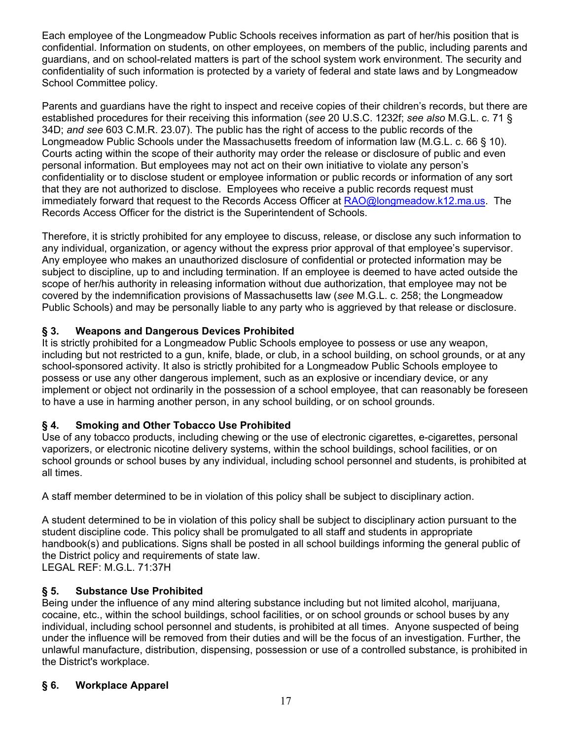Each employee of the Longmeadow Public Schools receives information as part of her/his position that is confidential. Information on students, on other employees, on members of the public, including parents and guardians, and on school-related matters is part of the school system work environment. The security and confidentiality of such information is protected by a variety of federal and state laws and by Longmeadow School Committee policy.

Parents and guardians have the right to inspect and receive copies of their children's records, but there are established procedures for their receiving this information (*see* 20 U.S.C. 1232f; *see also* M.G.L. c. 71 § 34D; *and see* 603 C.M.R. 23.07). The public has the right of access to the public records of the Longmeadow Public Schools under the Massachusetts freedom of information law (M.G.L. c. 66 § 10). Courts acting within the scope of their authority may order the release or disclosure of public and even personal information. But employees may not act on their own initiative to violate any person's confidentiality or to disclose student or employee information or public records or information of any sort that they are not authorized to disclose. Employees who receive a public records request must immediately forward that request to the Records Access Officer at RAO@longmeadow.k12.ma.us. The Records Access Officer for the district is the Superintendent of Schools.

Therefore, it is strictly prohibited for any employee to discuss, release, or disclose any such information to any individual, organization, or agency without the express prior approval of that employee's supervisor. Any employee who makes an unauthorized disclosure of confidential or protected information may be subject to discipline, up to and including termination. If an employee is deemed to have acted outside the scope of her/his authority in releasing information without due authorization, that employee may not be covered by the indemnification provisions of Massachusetts law (*see* M.G.L. c. 258; the Longmeadow Public Schools) and may be personally liable to any party who is aggrieved by that release or disclosure.

### § 3. Weapons and Dangerous Devices Prohibited

It is strictly prohibited for a Longmeadow Public Schools employee to possess or use any weapon, including but not restricted to a gun, knife, blade, or club, in a school building, on school grounds, or at any school-sponsored activity. It also is strictly prohibited for a Longmeadow Public Schools employee to possess or use any other dangerous implement, such as an explosive or incendiary device, or any implement or object not ordinarily in the possession of a school employee, that can reasonably be foreseen to have a use in harming another person, in any school building, or on school grounds.

### § 4. Smoking and Other Tobacco Use Prohibited

Use of any tobacco products, including chewing or the use of electronic cigarettes, e-cigarettes, personal vaporizers, or electronic nicotine delivery systems, within the school buildings, school facilities, or on school grounds or school buses by any individual, including school personnel and students, is prohibited at all times.

A staff member determined to be in violation of this policy shall be subject to disciplinary action.

A student determined to be in violation of this policy shall be subject to disciplinary action pursuant to the student discipline code. This policy shall be promulgated to all staff and students in appropriate handbook(s) and publications. Signs shall be posted in all school buildings informing the general public of the District policy and requirements of state law.
LEGAL REF: M.G.L. 71:37H

### § 5. Substance Use Prohibited

Being under the influence of any mind altering substance including but not limited alcohol, marijuana, cocaine, etc., within the school buildings, school facilities, or on school grounds or school buses by any individual, including school personnel and students, is prohibited at all times. Anyone suspected of being under the influence will be removed from their duties and will be the focus of an investigation. Further, the unlawful manufacture, distribution, dispensing, possession or use of a controlled substance, is prohibited in the District's workplace.

### § 6. Workplace Apparel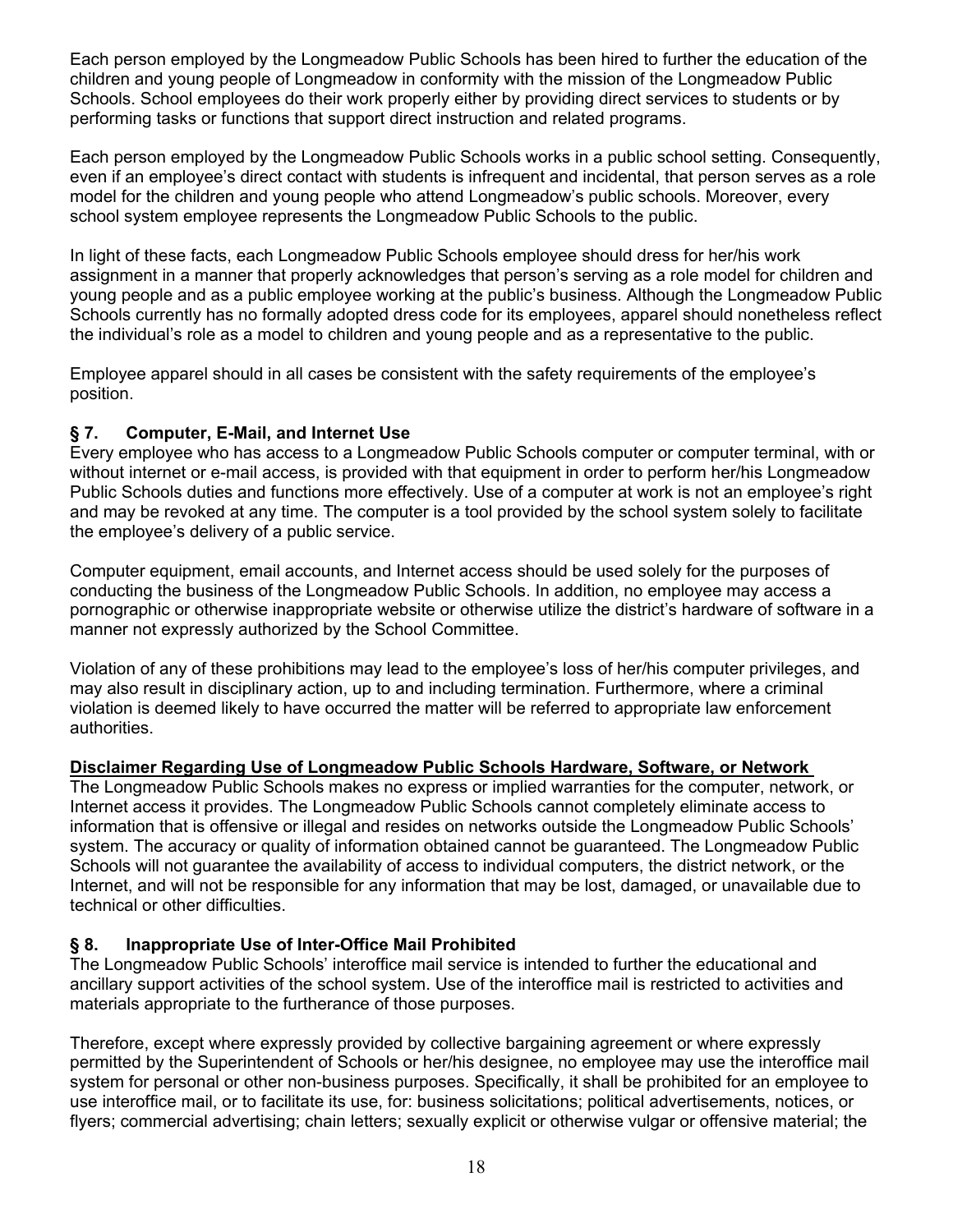Each person employed by the Longmeadow Public Schools has been hired to further the education of the children and young people of Longmeadow in conformity with the mission of the Longmeadow Public Schools. School employees do their work properly either by providing direct services to students or by performing tasks or functions that support direct instruction and related programs.

Each person employed by the Longmeadow Public Schools works in a public school setting. Consequently, even if an employee's direct contact with students is infrequent and incidental, that person serves as a role model for the children and young people who attend Longmeadow's public schools. Moreover, every school system employee represents the Longmeadow Public Schools to the public.

In light of these facts, each Longmeadow Public Schools employee should dress for her/his work assignment in a manner that properly acknowledges that person's serving as a role model for children and young people and as a public employee working at the public's business. Although the Longmeadow Public Schools currently has no formally adopted dress code for its employees, apparel should nonetheless reflect the individual's role as a model to children and young people and as a representative to the public.

Employee apparel should in all cases be consistent with the safety requirements of the employee's position.

### § 7. Computer, E-Mail, and Internet Use

Every employee who has access to a Longmeadow Public Schools computer or computer terminal, with or without internet or e-mail access, is provided with that equipment in order to perform her/his Longmeadow Public Schools duties and functions more effectively. Use of a computer at work is not an employee's right and may be revoked at any time. The computer is a tool provided by the school system solely to facilitate the employee's delivery of a public service.

Computer equipment, email accounts, and Internet access should be used solely for the purposes of conducting the business of the Longmeadow Public Schools. In addition, no employee may access a pornographic or otherwise inappropriate website or otherwise utilize the district's hardware of software in a manner not expressly authorized by the School Committee.

Violation of any of these prohibitions may lead to the employee's loss of her/his computer privileges, and may also result in disciplinary action, up to and including termination. Furthermore, where a criminal violation is deemed likely to have occurred the matter will be referred to appropriate law enforcement authorities.

**Disclaimer Regarding Use of Longmeadow Public Schools Hardware, Software, or Network**

The Longmeadow Public Schools makes no express or implied warranties for the computer, network, or Internet access it provides. The Longmeadow Public Schools cannot completely eliminate access to information that is offensive or illegal and resides on networks outside the Longmeadow Public Schools' system. The accuracy or quality of information obtained cannot be guaranteed. The Longmeadow Public Schools will not guarantee the availability of access to individual computers, the district network, or the Internet, and will not be responsible for any information that may be lost, damaged, or unavailable due to technical or other difficulties.

### § 8. Inappropriate Use of Inter-Office Mail Prohibited

The Longmeadow Public Schools' interoffice mail service is intended to further the educational and ancillary support activities of the school system. Use of the interoffice mail is restricted to activities and materials appropriate to the furtherance of those purposes.

Therefore, except where expressly provided by collective bargaining agreement or where expressly permitted by the Superintendent of Schools or her/his designee, no employee may use the interoffice mail system for personal or other non-business purposes. Specifically, it shall be prohibited for an employee to use interoffice mail, or to facilitate its use, for: business solicitations; political advertisements, notices, or flyers; commercial advertising; chain letters; sexually explicit or otherwise vulgar or offensive material; the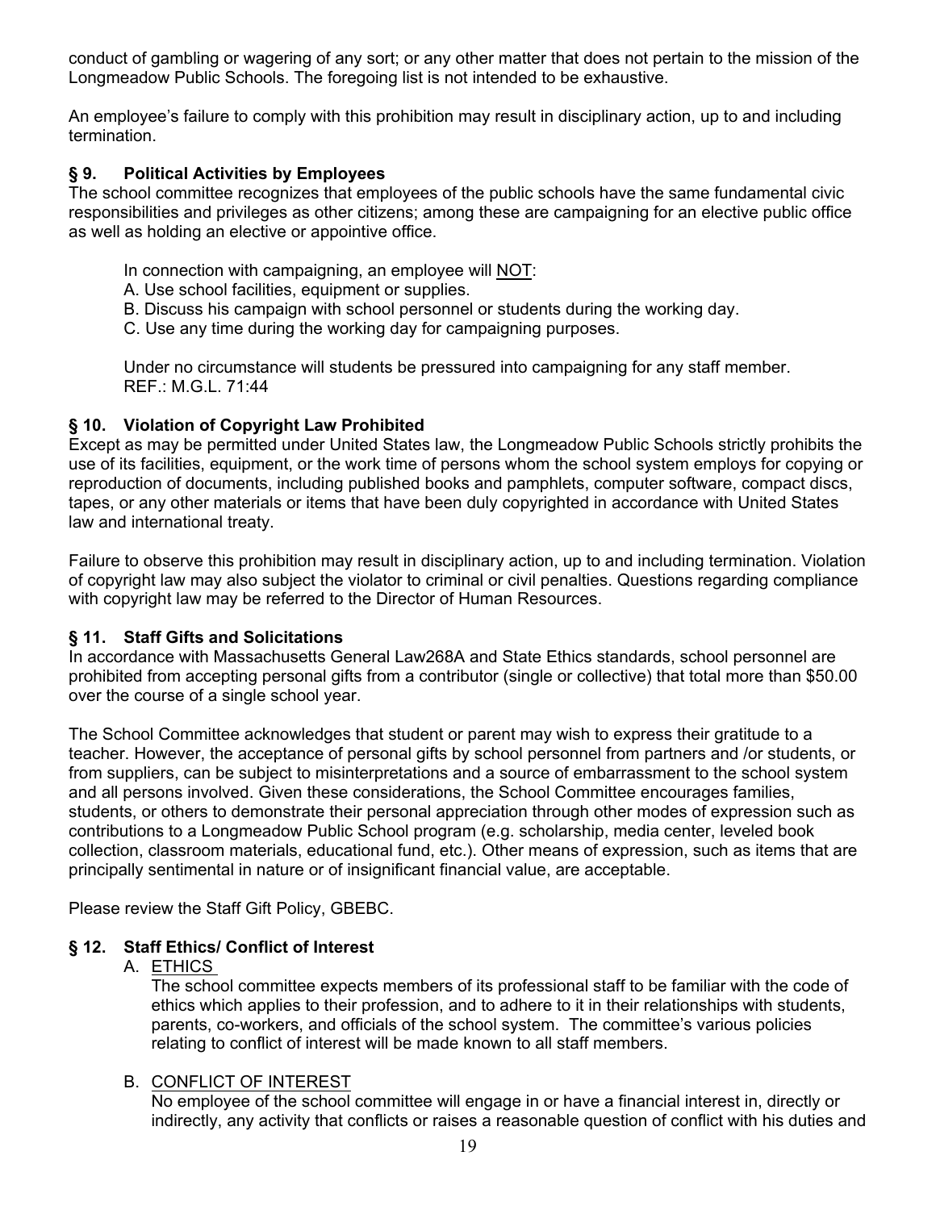conduct of gambling or wagering of any sort; or any other matter that does not pertain to the mission of the Longmeadow Public Schools. The foregoing list is not intended to be exhaustive.

An employee's failure to comply with this prohibition may result in disciplinary action, up to and including termination.

### § 9. Political Activities by Employees

The school committee recognizes that employees of the public schools have the same fundamental civic responsibilities and privileges as other citizens; among these are campaigning for an elective public office as well as holding an elective or appointive office.

In connection with campaigning, an employee will NOT:

A. Use school facilities, equipment or supplies.
B. Discuss his campaign with school personnel or students during the working day.
C. Use any time during the working day for campaigning purposes.

Under no circumstance will students be pressured into campaigning for any staff member.
REF.: M.G.L. 71:44

### § 10. Violation of Copyright Law Prohibited

Except as may be permitted under United States law, the Longmeadow Public Schools strictly prohibits the use of its facilities, equipment, or the work time of persons whom the school system employs for copying or reproduction of documents, including published books and pamphlets, computer software, compact discs, tapes, or any other materials or items that have been duly copyrighted in accordance with United States law and international treaty.

Failure to observe this prohibition may result in disciplinary action, up to and including termination. Violation of copyright law may also subject the violator to criminal or civil penalties. Questions regarding compliance with copyright law may be referred to the Director of Human Resources.

### § 11. Staff Gifts and Solicitations

In accordance with Massachusetts General Law268A and State Ethics standards, school personnel are prohibited from accepting personal gifts from a contributor (single or collective) that total more than $50.00 over the course of a single school year.

The School Committee acknowledges that student or parent may wish to express their gratitude to a teacher. However, the acceptance of personal gifts by school personnel from partners and /or students, or from suppliers, can be subject to misinterpretations and a source of embarrassment to the school system and all persons involved. Given these considerations, the School Committee encourages families, students, or others to demonstrate their personal appreciation through other modes of expression such as contributions to a Longmeadow Public School program (e.g. scholarship, media center, leveled book collection, classroom materials, educational fund, etc.). Other means of expression, such as items that are principally sentimental in nature or of insignificant financial value, are acceptable.

Please review the Staff Gift Policy, GBEBC.

### § 12. Staff Ethics/ Conflict of Interest

A. ETHICS

The school committee expects members of its professional staff to be familiar with the code of ethics which applies to their profession, and to adhere to it in their relationships with students, parents, co-workers, and officials of the school system. The committee's various policies relating to conflict of interest will be made known to all staff members.

B. CONFLICT OF INTEREST

No employee of the school committee will engage in or have a financial interest in, directly or indirectly, any activity that conflicts or raises a reasonable question of conflict with his duties and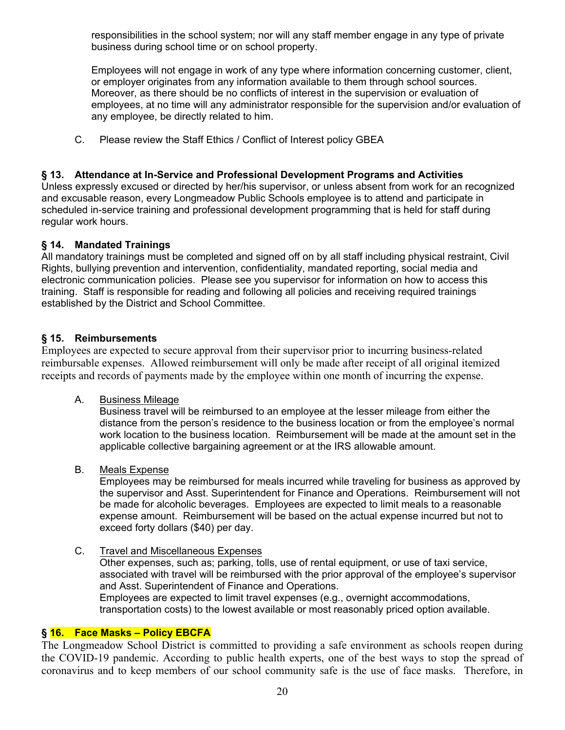responsibilities in the school system; nor will any staff member engage in any type of private business during school time or on school property.

Employees will not engage in work of any type where information concerning customer, client, or employer originates from any information available to them through school sources. Moreover, as there should be no conflicts of interest in the supervision or evaluation of employees, at no time will any administrator responsible for the supervision and/or evaluation of any employee, be directly related to him.

C. Please review the Staff Ethics / Conflict of Interest policy GBEA

### § 13. Attendance at In-Service and Professional Development Programs and Activities

Unless expressly excused or directed by her/his supervisor, or unless absent from work for an recognized and excusable reason, every Longmeadow Public Schools employee is to attend and participate in scheduled in-service training and professional development programming that is held for staff during regular work hours.

### § 14. Mandated Trainings

All mandatory trainings must be completed and signed off on by all staff including physical restraint, Civil Rights, bullying prevention and intervention, confidentiality, mandated reporting, social media and electronic communication policies. Please see you supervisor for information on how to access this training. Staff is responsible for reading and following all policies and receiving required trainings established by the District and School Committee.

### § 15. Reimbursements

Employees are expected to secure approval from their supervisor prior to incurring business-related reimbursable expenses. Allowed reimbursement will only be made after receipt of all original itemized receipts and records of payments made by the employee within one month of incurring the expense.

A. Business Mileage

Business travel will be reimbursed to an employee at the lesser mileage from either the distance from the person's residence to the business location or from the employee's normal work location to the business location. Reimbursement will be made at the amount set in the applicable collective bargaining agreement or at the IRS allowable amount.

B. Meals Expense

Employees may be reimbursed for meals incurred while traveling for business as approved by the supervisor and Asst. Superintendent for Finance and Operations. Reimbursement will not be made for alcoholic beverages. Employees are expected to limit meals to a reasonable expense amount. Reimbursement will be based on the actual expense incurred but not to exceed forty dollars ($40) per day.

C. Travel and Miscellaneous Expenses

Other expenses, such as; parking, tolls, use of rental equipment, or use of taxi service, associated with travel will be reimbursed with the prior approval of the employee's supervisor and Asst. Superintendent of Finance and Operations.

Employees are expected to limit travel expenses (e.g., overnight accommodations, transportation costs) to the lowest available or most reasonably priced option available.

### § 16. Face Masks – Policy EBCFA

The Longmeadow School District is committed to providing a safe environment as schools reopen during the COVID-19 pandemic. According to public health experts, one of the best ways to stop the spread of coronavirus and to keep members of our school community safe is the use of face masks. Therefore, in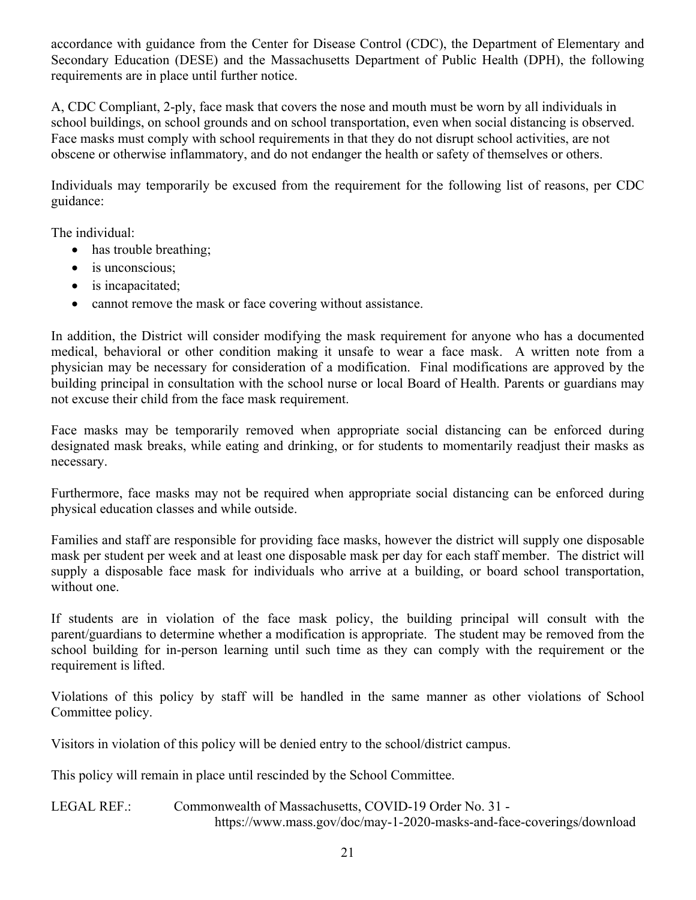accordance with guidance from the Center for Disease Control (CDC), the Department of Elementary and Secondary Education (DESE) and the Massachusetts Department of Public Health (DPH), the following requirements are in place until further notice.

A, CDC Compliant, 2-ply, face mask that covers the nose and mouth must be worn by all individuals in school buildings, on school grounds and on school transportation, even when social distancing is observed. Face masks must comply with school requirements in that they do not disrupt school activities, are not obscene or otherwise inflammatory, and do not endanger the health or safety of themselves or others.

Individuals may temporarily be excused from the requirement for the following list of reasons, per CDC guidance:

The individual:

- has trouble breathing;
- is unconscious;
- is incapacitated;
- cannot remove the mask or face covering without assistance.

In addition, the District will consider modifying the mask requirement for anyone who has a documented medical, behavioral or other condition making it unsafe to wear a face mask. A written note from a physician may be necessary for consideration of a modification. Final modifications are approved by the building principal in consultation with the school nurse or local Board of Health. Parents or guardians may not excuse their child from the face mask requirement.

Face masks may be temporarily removed when appropriate social distancing can be enforced during designated mask breaks, while eating and drinking, or for students to momentarily readjust their masks as necessary.

Furthermore, face masks may not be required when appropriate social distancing can be enforced during physical education classes and while outside.

Families and staff are responsible for providing face masks, however the district will supply one disposable mask per student per week and at least one disposable mask per day for each staff member. The district will supply a disposable face mask for individuals who arrive at a building, or board school transportation, without one.

If students are in violation of the face mask policy, the building principal will consult with the parent/guardians to determine whether a modification is appropriate. The student may be removed from the school building for in-person learning until such time as they can comply with the requirement or the requirement is lifted.

Violations of this policy by staff will be handled in the same manner as other violations of School Committee policy.

Visitors in violation of this policy will be denied entry to the school/district campus.

This policy will remain in place until rescinded by the School Committee.

LEGAL REF.: Commonwealth of Massachusetts, COVID-19 Order No. 31 - https://www.mass.gov/doc/may-1-2020-masks-and-face-coverings/download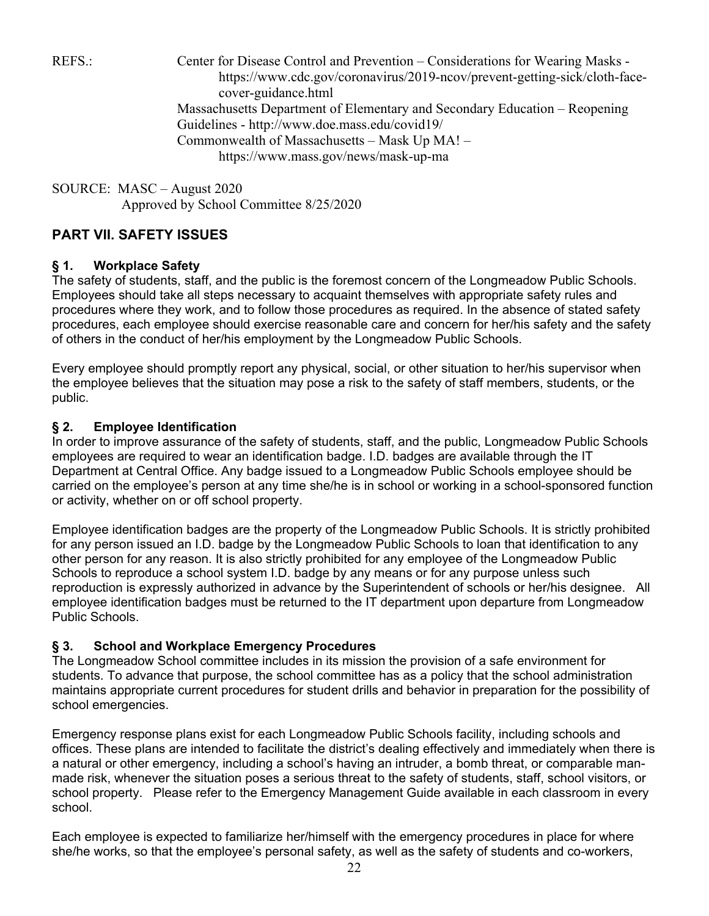REFS.: Center for Disease Control and Prevention – Considerations for Wearing Masks - https://www.cdc.gov/coronavirus/2019-ncov/prevent-getting-sick/cloth-face-cover-guidance.html
Massachusetts Department of Elementary and Secondary Education – Reopening Guidelines - http://www.doe.mass.edu/covid19/
Commonwealth of Massachusetts – Mask Up MA! – https://www.mass.gov/news/mask-up-ma

SOURCE: MASC – August 2020
Approved by School Committee 8/25/2020

## PART VII. SAFETY ISSUES

### § 1. Workplace Safety

The safety of students, staff, and the public is the foremost concern of the Longmeadow Public Schools. Employees should take all steps necessary to acquaint themselves with appropriate safety rules and procedures where they work, and to follow those procedures as required. In the absence of stated safety procedures, each employee should exercise reasonable care and concern for her/his safety and the safety of others in the conduct of her/his employment by the Longmeadow Public Schools.

Every employee should promptly report any physical, social, or other situation to her/his supervisor when the employee believes that the situation may pose a risk to the safety of staff members, students, or the public.

### § 2. Employee Identification

In order to improve assurance of the safety of students, staff, and the public, Longmeadow Public Schools employees are required to wear an identification badge. I.D. badges are available through the IT Department at Central Office. Any badge issued to a Longmeadow Public Schools employee should be carried on the employee's person at any time she/he is in school or working in a school-sponsored function or activity, whether on or off school property.

Employee identification badges are the property of the Longmeadow Public Schools. It is strictly prohibited for any person issued an I.D. badge by the Longmeadow Public Schools to loan that identification to any other person for any reason. It is also strictly prohibited for any employee of the Longmeadow Public Schools to reproduce a school system I.D. badge by any means or for any purpose unless such reproduction is expressly authorized in advance by the Superintendent of schools or her/his designee. All employee identification badges must be returned to the IT department upon departure from Longmeadow Public Schools.

### § 3. School and Workplace Emergency Procedures

The Longmeadow School committee includes in its mission the provision of a safe environment for students. To advance that purpose, the school committee has as a policy that the school administration maintains appropriate current procedures for student drills and behavior in preparation for the possibility of school emergencies.

Emergency response plans exist for each Longmeadow Public Schools facility, including schools and offices. These plans are intended to facilitate the district's dealing effectively and immediately when there is a natural or other emergency, including a school's having an intruder, a bomb threat, or comparable man-made risk, whenever the situation poses a serious threat to the safety of students, staff, school visitors, or school property. Please refer to the Emergency Management Guide available in each classroom in every school.

Each employee is expected to familiarize her/himself with the emergency procedures in place for where she/he works, so that the employee's personal safety, as well as the safety of students and co-workers,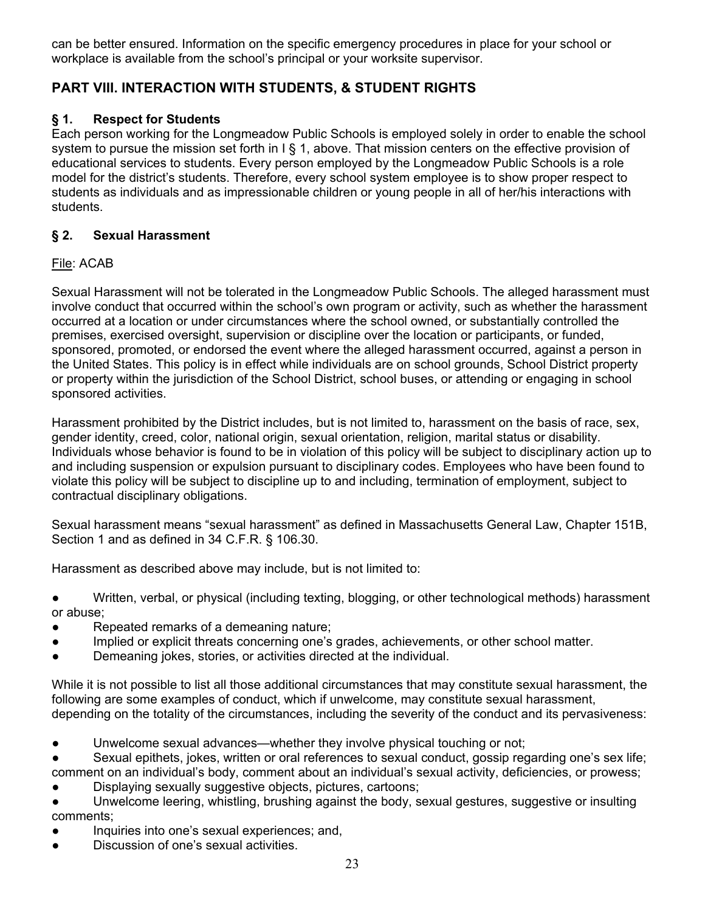can be better ensured. Information on the specific emergency procedures in place for your school or workplace is available from the school's principal or your worksite supervisor.

## PART VIII. INTERACTION WITH STUDENTS, & STUDENT RIGHTS

### § 1. Respect for Students

Each person working for the Longmeadow Public Schools is employed solely in order to enable the school system to pursue the mission set forth in I § 1, above. That mission centers on the effective provision of educational services to students. Every person employed by the Longmeadow Public Schools is a role model for the district's students. Therefore, every school system employee is to show proper respect to students as individuals and as impressionable children or young people in all of her/his interactions with students.

### § 2. Sexual Harassment

File: ACAB

Sexual Harassment will not be tolerated in the Longmeadow Public Schools. The alleged harassment must involve conduct that occurred within the school's own program or activity, such as whether the harassment occurred at a location or under circumstances where the school owned, or substantially controlled the premises, exercised oversight, supervision or discipline over the location or participants, or funded, sponsored, promoted, or endorsed the event where the alleged harassment occurred, against a person in the United States. This policy is in effect while individuals are on school grounds, School District property or property within the jurisdiction of the School District, school buses, or attending or engaging in school sponsored activities.

Harassment prohibited by the District includes, but is not limited to, harassment on the basis of race, sex, gender identity, creed, color, national origin, sexual orientation, religion, marital status or disability. Individuals whose behavior is found to be in violation of this policy will be subject to disciplinary action up to and including suspension or expulsion pursuant to disciplinary codes. Employees who have been found to violate this policy will be subject to discipline up to and including, termination of employment, subject to contractual disciplinary obligations.

Sexual harassment means "sexual harassment" as defined in Massachusetts General Law, Chapter 151B, Section 1 and as defined in 34 C.F.R. § 106.30.

Harassment as described above may include, but is not limited to:

- Written, verbal, or physical (including texting, blogging, or other technological methods) harassment or abuse;
- Repeated remarks of a demeaning nature;
- Implied or explicit threats concerning one's grades, achievements, or other school matter.
- Demeaning jokes, stories, or activities directed at the individual.

While it is not possible to list all those additional circumstances that may constitute sexual harassment, the following are some examples of conduct, which if unwelcome, may constitute sexual harassment, depending on the totality of the circumstances, including the severity of the conduct and its pervasiveness:

- Unwelcome sexual advances—whether they involve physical touching or not;
- Sexual epithets, jokes, written or oral references to sexual conduct, gossip regarding one's sex life; comment on an individual's body, comment about an individual's sexual activity, deficiencies, or prowess;
- Displaying sexually suggestive objects, pictures, cartoons;
- Unwelcome leering, whistling, brushing against the body, sexual gestures, suggestive or insulting comments;
- Inquiries into one's sexual experiences; and,
- Discussion of one's sexual activities.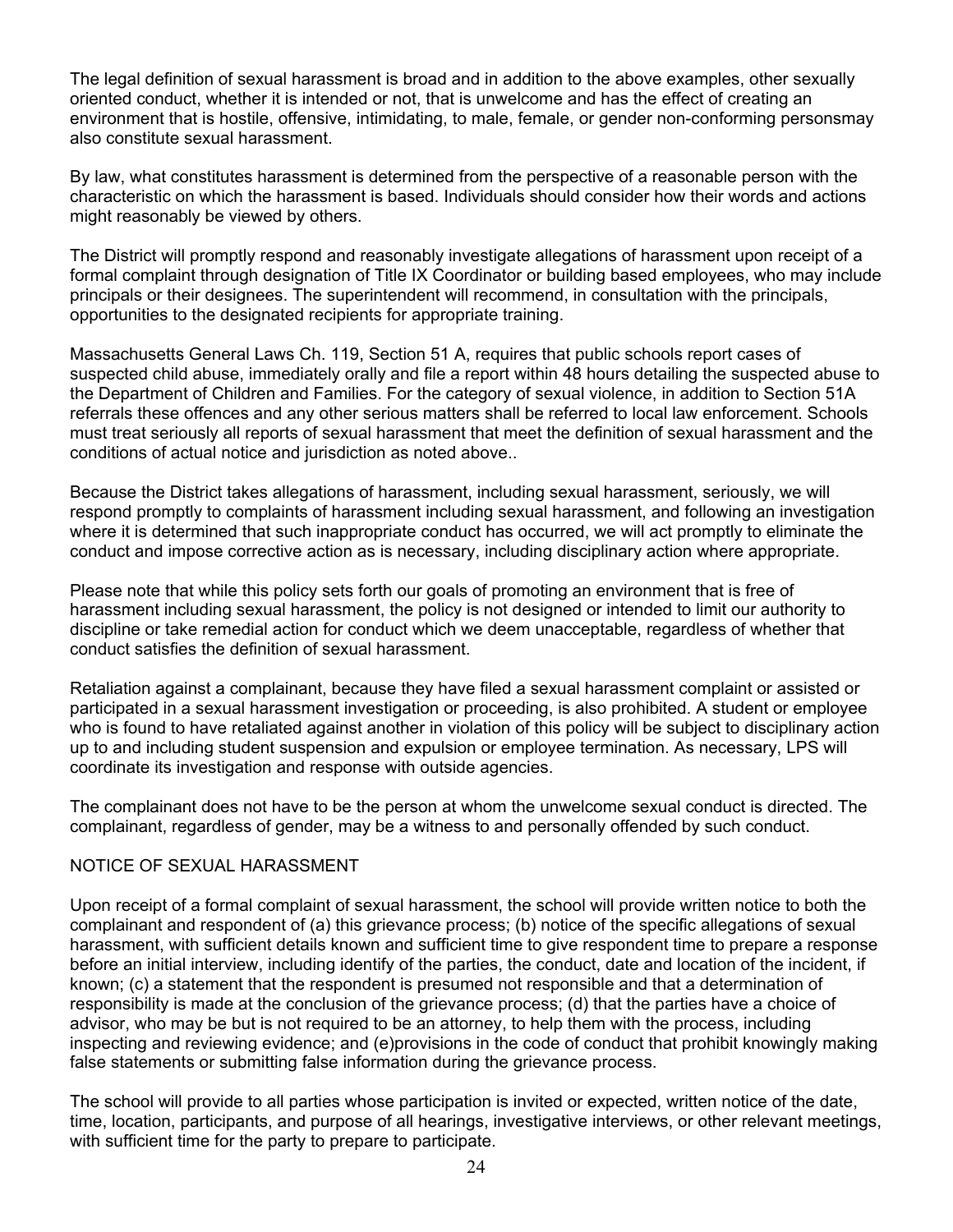The legal definition of sexual harassment is broad and in addition to the above examples, other sexually oriented conduct, whether it is intended or not, that is unwelcome and has the effect of creating an environment that is hostile, offensive, intimidating, to male, female, or gender non-conforming personsmay also constitute sexual harassment.

By law, what constitutes harassment is determined from the perspective of a reasonable person with the characteristic on which the harassment is based. Individuals should consider how their words and actions might reasonably be viewed by others.

The District will promptly respond and reasonably investigate allegations of harassment upon receipt of a formal complaint through designation of Title IX Coordinator or building based employees, who may include principals or their designees. The superintendent will recommend, in consultation with the principals, opportunities to the designated recipients for appropriate training.

Massachusetts General Laws Ch. 119, Section 51 A, requires that public schools report cases of suspected child abuse, immediately orally and file a report within 48 hours detailing the suspected abuse to the Department of Children and Families. For the category of sexual violence, in addition to Section 51A referrals these offences and any other serious matters shall be referred to local law enforcement. Schools must treat seriously all reports of sexual harassment that meet the definition of sexual harassment and the conditions of actual notice and jurisdiction as noted above..

Because the District takes allegations of harassment, including sexual harassment, seriously, we will respond promptly to complaints of harassment including sexual harassment, and following an investigation where it is determined that such inappropriate conduct has occurred, we will act promptly to eliminate the conduct and impose corrective action as is necessary, including disciplinary action where appropriate.

Please note that while this policy sets forth our goals of promoting an environment that is free of harassment including sexual harassment, the policy is not designed or intended to limit our authority to discipline or take remedial action for conduct which we deem unacceptable, regardless of whether that conduct satisfies the definition of sexual harassment.

Retaliation against a complainant, because they have filed a sexual harassment complaint or assisted or participated in a sexual harassment investigation or proceeding, is also prohibited. A student or employee who is found to have retaliated against another in violation of this policy will be subject to disciplinary action up to and including student suspension and expulsion or employee termination. As necessary, LPS will coordinate its investigation and response with outside agencies.

The complainant does not have to be the person at whom the unwelcome sexual conduct is directed. The complainant, regardless of gender, may be a witness to and personally offended by such conduct.

NOTICE OF SEXUAL HARASSMENT

Upon receipt of a formal complaint of sexual harassment, the school will provide written notice to both the complainant and respondent of (a) this grievance process; (b) notice of the specific allegations of sexual harassment, with sufficient details known and sufficient time to give respondent time to prepare a response before an initial interview, including identify of the parties, the conduct, date and location of the incident, if known; (c) a statement that the respondent is presumed not responsible and that a determination of responsibility is made at the conclusion of the grievance process; (d) that the parties have a choice of advisor, who may be but is not required to be an attorney, to help them with the process, including inspecting and reviewing evidence; and (e)provisions in the code of conduct that prohibit knowingly making false statements or submitting false information during the grievance process.

The school will provide to all parties whose participation is invited or expected, written notice of the date, time, location, participants, and purpose of all hearings, investigative interviews, or other relevant meetings, with sufficient time for the party to prepare to participate.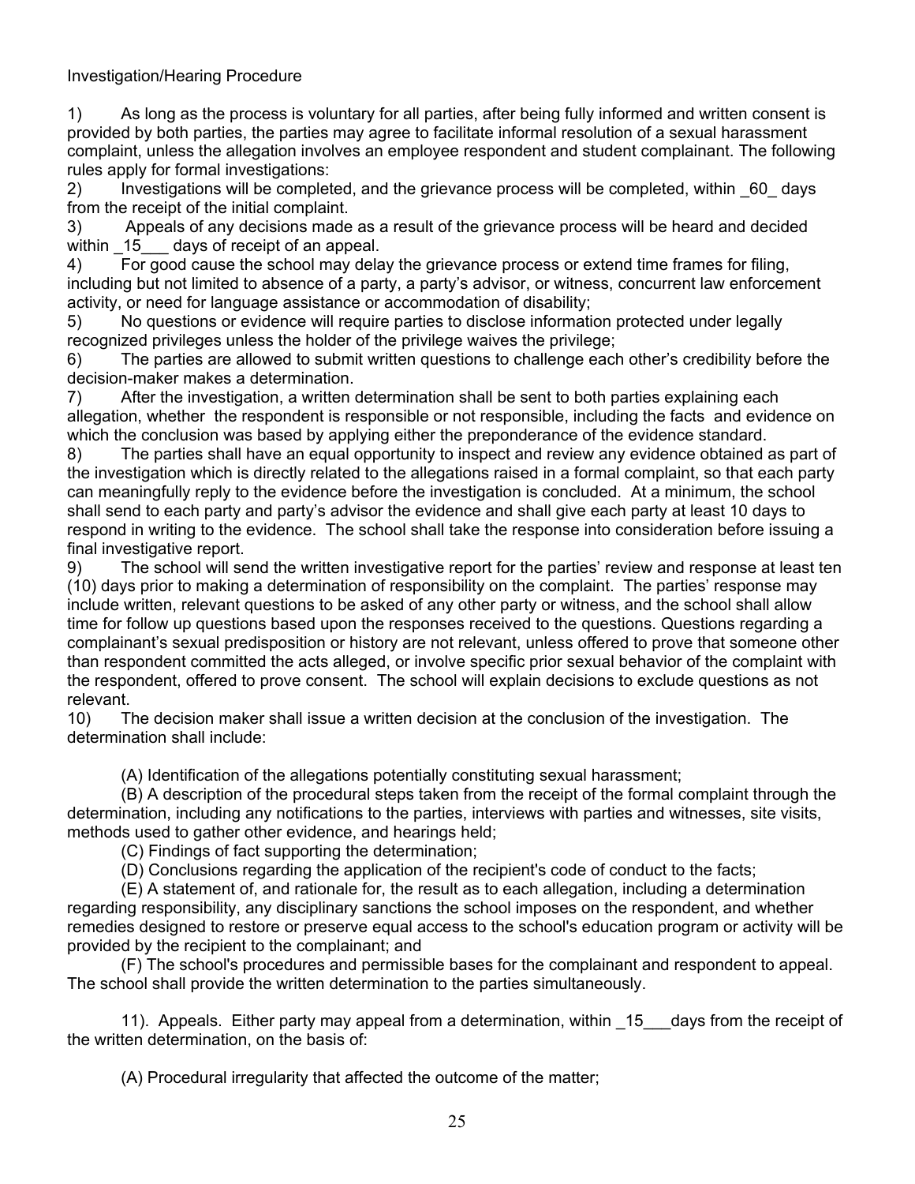Investigation/Hearing Procedure

1) As long as the process is voluntary for all parties, after being fully informed and written consent is provided by both parties, the parties may agree to facilitate informal resolution of a sexual harassment complaint, unless the allegation involves an employee respondent and student complainant. The following rules apply for formal investigations:

2) Investigations will be completed, and the grievance process will be completed, within _60_ days from the receipt of the initial complaint.

3) Appeals of any decisions made as a result of the grievance process will be heard and decided within _15___ days of receipt of an appeal.

4) For good cause the school may delay the grievance process or extend time frames for filing, including but not limited to absence of a party, a party's advisor, or witness, concurrent law enforcement activity, or need for language assistance or accommodation of disability;

5) No questions or evidence will require parties to disclose information protected under legally recognized privileges unless the holder of the privilege waives the privilege;

6) The parties are allowed to submit written questions to challenge each other's credibility before the decision-maker makes a determination.

7) After the investigation, a written determination shall be sent to both parties explaining each allegation, whether the respondent is responsible or not responsible, including the facts and evidence on which the conclusion was based by applying either the preponderance of the evidence standard.

8) The parties shall have an equal opportunity to inspect and review any evidence obtained as part of the investigation which is directly related to the allegations raised in a formal complaint, so that each party can meaningfully reply to the evidence before the investigation is concluded. At a minimum, the school shall send to each party and party's advisor the evidence and shall give each party at least 10 days to respond in writing to the evidence. The school shall take the response into consideration before issuing a final investigative report.

9) The school will send the written investigative report for the parties' review and response at least ten (10) days prior to making a determination of responsibility on the complaint. The parties' response may include written, relevant questions to be asked of any other party or witness, and the school shall allow time for follow up questions based upon the responses received to the questions. Questions regarding a complainant's sexual predisposition or history are not relevant, unless offered to prove that someone other than respondent committed the acts alleged, or involve specific prior sexual behavior of the complaint with the respondent, offered to prove consent. The school will explain decisions to exclude questions as not relevant.

10) The decision maker shall issue a written decision at the conclusion of the investigation. The determination shall include:

(A) Identification of the allegations potentially constituting sexual harassment;

(B) A description of the procedural steps taken from the receipt of the formal complaint through the determination, including any notifications to the parties, interviews with parties and witnesses, site visits, methods used to gather other evidence, and hearings held;

(C) Findings of fact supporting the determination;

(D) Conclusions regarding the application of the recipient's code of conduct to the facts;

(E) A statement of, and rationale for, the result as to each allegation, including a determination regarding responsibility, any disciplinary sanctions the school imposes on the respondent, and whether remedies designed to restore or preserve equal access to the school's education program or activity will be provided by the recipient to the complainant; and

(F) The school's procedures and permissible bases for the complainant and respondent to appeal. The school shall provide the written determination to the parties simultaneously.

11). Appeals. Either party may appeal from a determination, within _15___days from the receipt of the written determination, on the basis of:

(A) Procedural irregularity that affected the outcome of the matter;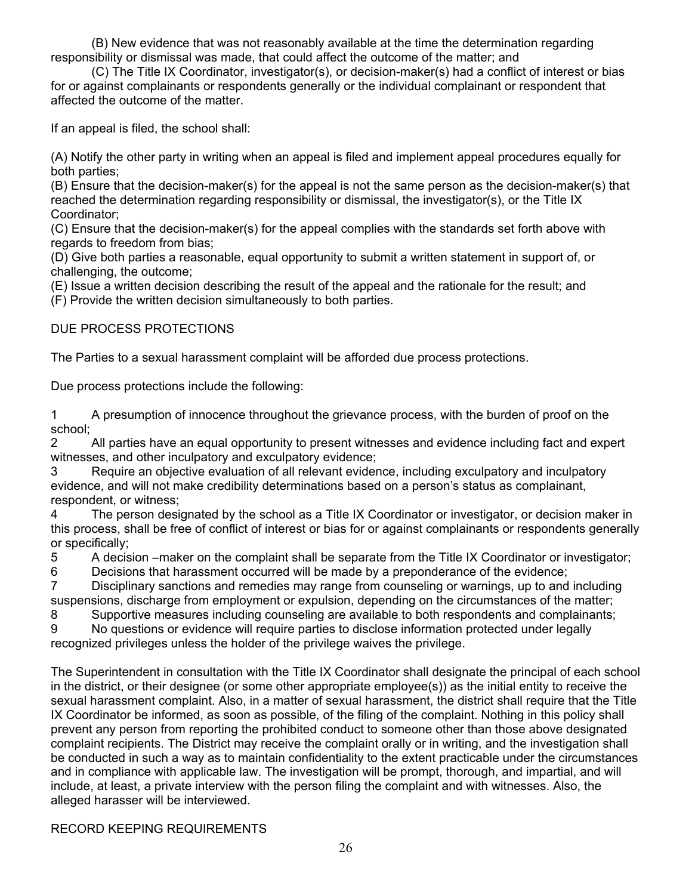(B) New evidence that was not reasonably available at the time the determination regarding responsibility or dismissal was made, that could affect the outcome of the matter; and

(C) The Title IX Coordinator, investigator(s), or decision-maker(s) had a conflict of interest or bias for or against complainants or respondents generally or the individual complainant or respondent that affected the outcome of the matter.

If an appeal is filed, the school shall:

(A) Notify the other party in writing when an appeal is filed and implement appeal procedures equally for both parties;
(B) Ensure that the decision-maker(s) for the appeal is not the same person as the decision-maker(s) that reached the determination regarding responsibility or dismissal, the investigator(s), or the Title IX Coordinator;
(C) Ensure that the decision-maker(s) for the appeal complies with the standards set forth above with regards to freedom from bias;
(D) Give both parties a reasonable, equal opportunity to submit a written statement in support of, or challenging, the outcome;
(E) Issue a written decision describing the result of the appeal and the rationale for the result; and
(F) Provide the written decision simultaneously to both parties.

DUE PROCESS PROTECTIONS

The Parties to a sexual harassment complaint will be afforded due process protections.

Due process protections include the following:

1 A presumption of innocence throughout the grievance process, with the burden of proof on the school;
2 All parties have an equal opportunity to present witnesses and evidence including fact and expert witnesses, and other inculpatory and exculpatory evidence;
3 Require an objective evaluation of all relevant evidence, including exculpatory and inculpatory evidence, and will not make credibility determinations based on a person's status as complainant, respondent, or witness;
4 The person designated by the school as a Title IX Coordinator or investigator, or decision maker in this process, shall be free of conflict of interest or bias for or against complainants or respondents generally or specifically;
5 A decision –maker on the complaint shall be separate from the Title IX Coordinator or investigator;
6 Decisions that harassment occurred will be made by a preponderance of the evidence;
7 Disciplinary sanctions and remedies may range from counseling or warnings, up to and including suspensions, discharge from employment or expulsion, depending on the circumstances of the matter;
8 Supportive measures including counseling are available to both respondents and complainants;
9 No questions or evidence will require parties to disclose information protected under legally recognized privileges unless the holder of the privilege waives the privilege.

The Superintendent in consultation with the Title IX Coordinator shall designate the principal of each school in the district, or their designee (or some other appropriate employee(s)) as the initial entity to receive the sexual harassment complaint. Also, in a matter of sexual harassment, the district shall require that the Title IX Coordinator be informed, as soon as possible, of the filing of the complaint. Nothing in this policy shall prevent any person from reporting the prohibited conduct to someone other than those above designated complaint recipients. The District may receive the complaint orally or in writing, and the investigation shall be conducted in such a way as to maintain confidentiality to the extent practicable under the circumstances and in compliance with applicable law. The investigation will be prompt, thorough, and impartial, and will include, at least, a private interview with the person filing the complaint and with witnesses. Also, the alleged harasser will be interviewed.

RECORD KEEPING REQUIREMENTS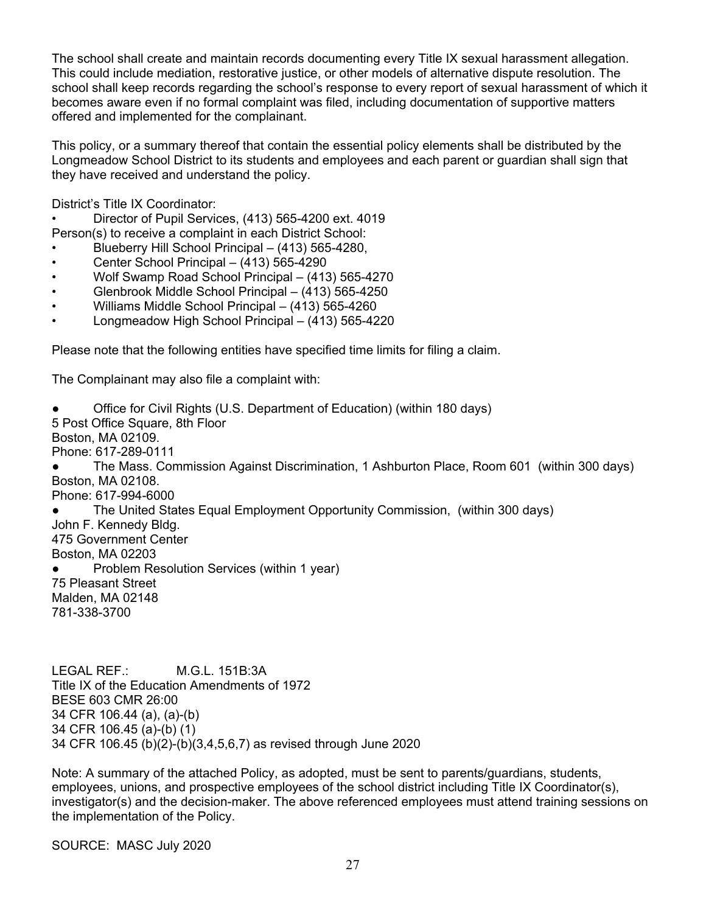The school shall create and maintain records documenting every Title IX sexual harassment allegation. This could include mediation, restorative justice, or other models of alternative dispute resolution. The school shall keep records regarding the school's response to every report of sexual harassment of which it becomes aware even if no formal complaint was filed, including documentation of supportive matters offered and implemented for the complainant.

This policy, or a summary thereof that contain the essential policy elements shall be distributed by the Longmeadow School District to its students and employees and each parent or guardian shall sign that they have received and understand the policy.

District's Title IX Coordinator:

- Director of Pupil Services, (413) 565-4200 ext. 4019

Person(s) to receive a complaint in each District School:

- Blueberry Hill School Principal – (413) 565-4280,
- Center School Principal – (413) 565-4290
- Wolf Swamp Road School Principal – (413) 565-4270
- Glenbrook Middle School Principal – (413) 565-4250
- Williams Middle School Principal – (413) 565-4260
- Longmeadow High School Principal – (413) 565-4220

Please note that the following entities have specified time limits for filing a claim.

The Complainant may also file a complaint with:

- Office for Civil Rights (U.S. Department of Education) (within 180 days)
  5 Post Office Square, 8th Floor
  Boston, MA 02109.
  Phone: 617-289-0111
- The Mass. Commission Against Discrimination, 1 Ashburton Place, Room 601 (within 300 days)
  Boston, MA 02108.
  Phone: 617-994-6000
- The United States Equal Employment Opportunity Commission, (within 300 days)
  John F. Kennedy Bldg.
  475 Government Center
  Boston, MA 02203
- Problem Resolution Services (within 1 year)
  75 Pleasant Street
  Malden, MA 02148
  781-338-3700

LEGAL REF.: M.G.L. 151B:3A
Title IX of the Education Amendments of 1972
BESE 603 CMR 26:00
34 CFR 106.44 (a), (a)-(b)
34 CFR 106.45 (a)-(b) (1)
34 CFR 106.45 (b)(2)-(b)(3,4,5,6,7) as revised through June 2020

Note: A summary of the attached Policy, as adopted, must be sent to parents/guardians, students, employees, unions, and prospective employees of the school district including Title IX Coordinator(s), investigator(s) and the decision-maker. The above referenced employees must attend training sessions on the implementation of the Policy.

SOURCE: MASC July 2020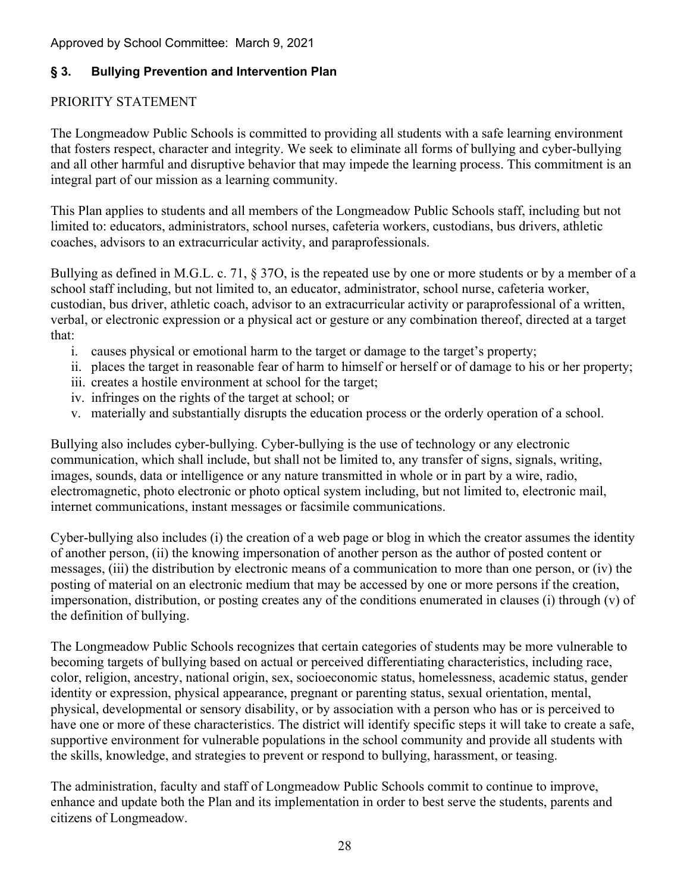Approved by School Committee: March 9, 2021

## § 3. Bullying Prevention and Intervention Plan

PRIORITY STATEMENT

The Longmeadow Public Schools is committed to providing all students with a safe learning environment that fosters respect, character and integrity. We seek to eliminate all forms of bullying and cyber-bullying and all other harmful and disruptive behavior that may impede the learning process. This commitment is an integral part of our mission as a learning community.

This Plan applies to students and all members of the Longmeadow Public Schools staff, including but not limited to: educators, administrators, school nurses, cafeteria workers, custodians, bus drivers, athletic coaches, advisors to an extracurricular activity, and paraprofessionals.

Bullying as defined in M.G.L. c. 71, § 37O, is the repeated use by one or more students or by a member of a school staff including, but not limited to, an educator, administrator, school nurse, cafeteria worker, custodian, bus driver, athletic coach, advisor to an extracurricular activity or paraprofessional of a written, verbal, or electronic expression or a physical act or gesture or any combination thereof, directed at a target that:

i. causes physical or emotional harm to the target or damage to the target's property;
ii. places the target in reasonable fear of harm to himself or herself or of damage to his or her property;
iii. creates a hostile environment at school for the target;
iv. infringes on the rights of the target at school; or
v. materially and substantially disrupts the education process or the orderly operation of a school.

Bullying also includes cyber-bullying. Cyber-bullying is the use of technology or any electronic communication, which shall include, but shall not be limited to, any transfer of signs, signals, writing, images, sounds, data or intelligence or any nature transmitted in whole or in part by a wire, radio, electromagnetic, photo electronic or photo optical system including, but not limited to, electronic mail, internet communications, instant messages or facsimile communications.

Cyber-bullying also includes (i) the creation of a web page or blog in which the creator assumes the identity of another person, (ii) the knowing impersonation of another person as the author of posted content or messages, (iii) the distribution by electronic means of a communication to more than one person, or (iv) the posting of material on an electronic medium that may be accessed by one or more persons if the creation, impersonation, distribution, or posting creates any of the conditions enumerated in clauses (i) through (v) of the definition of bullying.

The Longmeadow Public Schools recognizes that certain categories of students may be more vulnerable to becoming targets of bullying based on actual or perceived differentiating characteristics, including race, color, religion, ancestry, national origin, sex, socioeconomic status, homelessness, academic status, gender identity or expression, physical appearance, pregnant or parenting status, sexual orientation, mental, physical, developmental or sensory disability, or by association with a person who has or is perceived to have one or more of these characteristics. The district will identify specific steps it will take to create a safe, supportive environment for vulnerable populations in the school community and provide all students with the skills, knowledge, and strategies to prevent or respond to bullying, harassment, or teasing.

The administration, faculty and staff of Longmeadow Public Schools commit to continue to improve, enhance and update both the Plan and its implementation in order to best serve the students, parents and citizens of Longmeadow.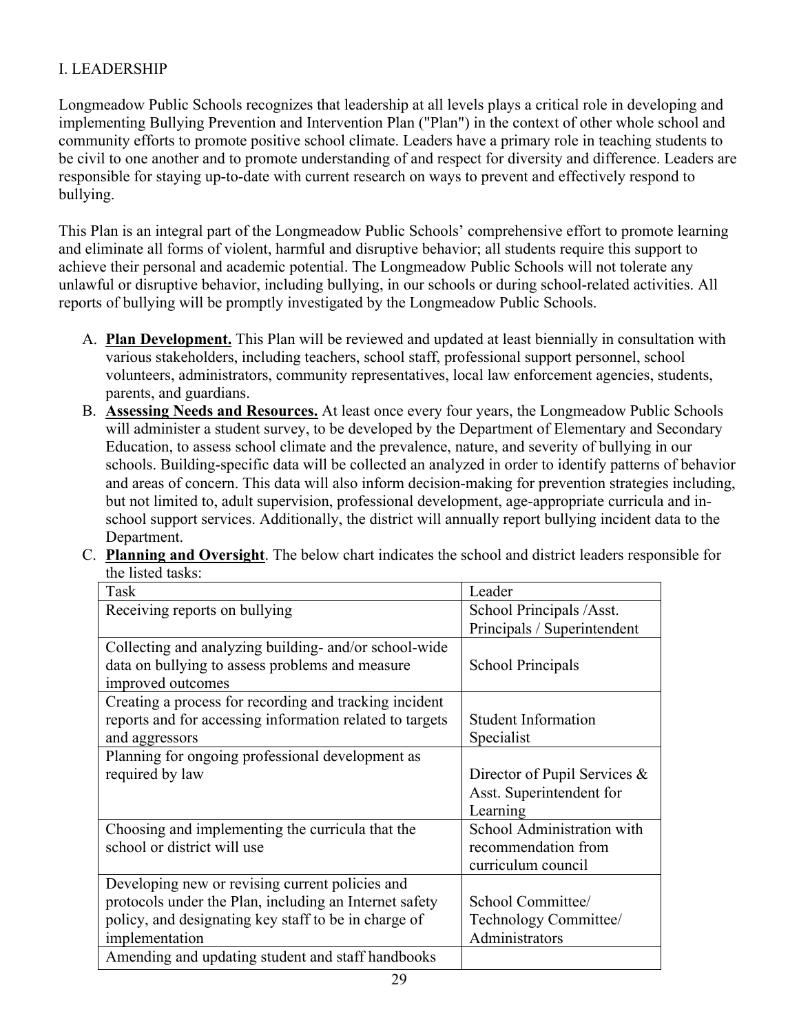## I. LEADERSHIP

Longmeadow Public Schools recognizes that leadership at all levels plays a critical role in developing and implementing Bullying Prevention and Intervention Plan ("Plan") in the context of other whole school and community efforts to promote positive school climate. Leaders have a primary role in teaching students to be civil to one another and to promote understanding of and respect for diversity and difference. Leaders are responsible for staying up-to-date with current research on ways to prevent and effectively respond to bullying.

This Plan is an integral part of the Longmeadow Public Schools' comprehensive effort to promote learning and eliminate all forms of violent, harmful and disruptive behavior; all students require this support to achieve their personal and academic potential. The Longmeadow Public Schools will not tolerate any unlawful or disruptive behavior, including bullying, in our schools or during school-related activities. All reports of bullying will be promptly investigated by the Longmeadow Public Schools.

A. **Plan Development.** This Plan will be reviewed and updated at least biennially in consultation with various stakeholders, including teachers, school staff, professional support personnel, school volunteers, administrators, community representatives, local law enforcement agencies, students, parents, and guardians.
B. **Assessing Needs and Resources.** At least once every four years, the Longmeadow Public Schools will administer a student survey, to be developed by the Department of Elementary and Secondary Education, to assess school climate and the prevalence, nature, and severity of bullying in our schools. Building-specific data will be collected an analyzed in order to identify patterns of behavior and areas of concern. This data will also inform decision-making for prevention strategies including, but not limited to, adult supervision, professional development, age-appropriate curricula and in-school support services. Additionally, the district will annually report bullying incident data to the Department.
C. **Planning and Oversight**. The below chart indicates the school and district leaders responsible for the listed tasks:

| Task | Leader |
|---|---|
| Receiving reports on bullying | School Principals /Asst. Principals / Superintendent |
| Collecting and analyzing building- and/or school-wide data on bullying to assess problems and measure improved outcomes | School Principals |
| Creating a process for recording and tracking incident reports and for accessing information related to targets and aggressors | Student Information Specialist |
| Planning for ongoing professional development as required by law | Director of Pupil Services & Asst. Superintendent for Learning |
| Choosing and implementing the curricula that the school or district will use | School Administration with recommendation from curriculum council |
| Developing new or revising current policies and protocols under the Plan, including an Internet safety policy, and designating key staff to be in charge of implementation | School Committee/ Technology Committee/ Administrators |
| Amending and updating student and staff handbooks | |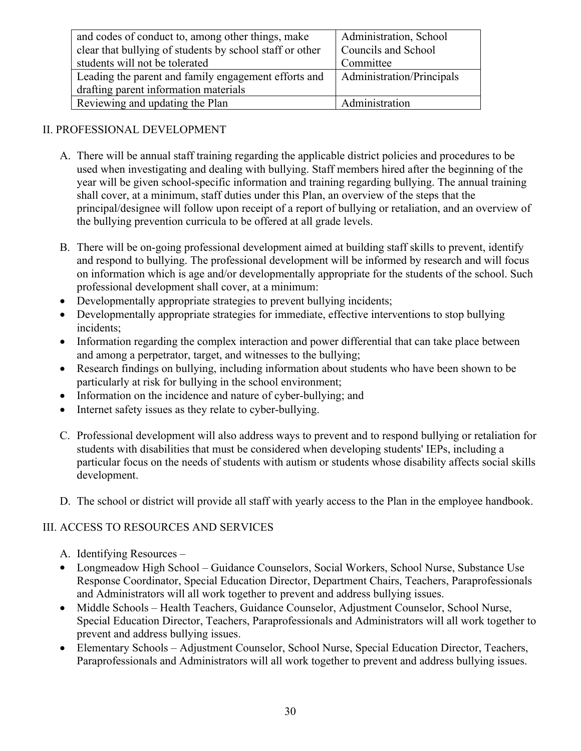| | |
|---|---|
| and codes of conduct to, among other things, make clear that bullying of students by school staff or other students will not be tolerated | Administration, School Councils and School Committee |
| Leading the parent and family engagement efforts and drafting parent information materials | Administration/Principals |
| Reviewing and updating the Plan | Administration |

## II. PROFESSIONAL DEVELOPMENT

A. There will be annual staff training regarding the applicable district policies and procedures to be used when investigating and dealing with bullying. Staff members hired after the beginning of the year will be given school-specific information and training regarding bullying. The annual training shall cover, at a minimum, staff duties under this Plan, an overview of the steps that the principal/designee will follow upon receipt of a report of bullying or retaliation, and an overview of the bullying prevention curricula to be offered at all grade levels.

B. There will be on-going professional development aimed at building staff skills to prevent, identify and respond to bullying. The professional development will be informed by research and will focus on information which is age and/or developmentally appropriate for the students of the school. Such professional development shall cover, at a minimum:

- Developmentally appropriate strategies to prevent bullying incidents;
- Developmentally appropriate strategies for immediate, effective interventions to stop bullying incidents;
- Information regarding the complex interaction and power differential that can take place between and among a perpetrator, target, and witnesses to the bullying;
- Research findings on bullying, including information about students who have been shown to be particularly at risk for bullying in the school environment;
- Information on the incidence and nature of cyber-bullying; and
- Internet safety issues as they relate to cyber-bullying.

C. Professional development will also address ways to prevent and to respond bullying or retaliation for students with disabilities that must be considered when developing students' IEPs, including a particular focus on the needs of students with autism or students whose disability affects social skills development.

D. The school or district will provide all staff with yearly access to the Plan in the employee handbook.

## III. ACCESS TO RESOURCES AND SERVICES

A. Identifying Resources –

- Longmeadow High School – Guidance Counselors, Social Workers, School Nurse, Substance Use Response Coordinator, Special Education Director, Department Chairs, Teachers, Paraprofessionals and Administrators will all work together to prevent and address bullying issues.
- Middle Schools – Health Teachers, Guidance Counselor, Adjustment Counselor, School Nurse, Special Education Director, Teachers, Paraprofessionals and Administrators will all work together to prevent and address bullying issues.
- Elementary Schools – Adjustment Counselor, School Nurse, Special Education Director, Teachers, Paraprofessionals and Administrators will all work together to prevent and address bullying issues.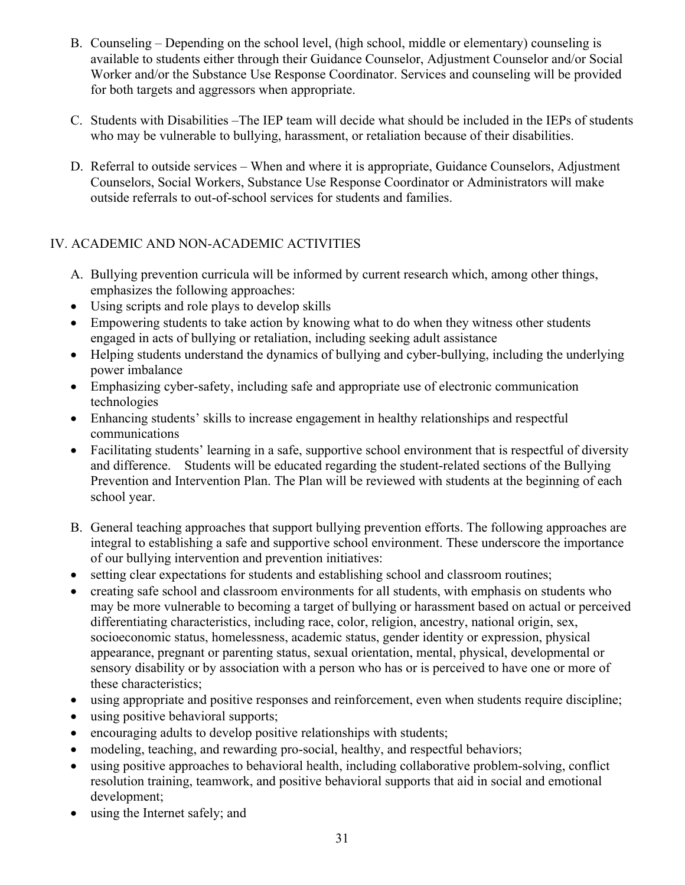B. Counseling – Depending on the school level, (high school, middle or elementary) counseling is available to students either through their Guidance Counselor, Adjustment Counselor and/or Social Worker and/or the Substance Use Response Coordinator. Services and counseling will be provided for both targets and aggressors when appropriate.

C. Students with Disabilities –The IEP team will decide what should be included in the IEPs of students who may be vulnerable to bullying, harassment, or retaliation because of their disabilities.

D. Referral to outside services – When and where it is appropriate, Guidance Counselors, Adjustment Counselors, Social Workers, Substance Use Response Coordinator or Administrators will make outside referrals to out-of-school services for students and families.

## IV. ACADEMIC AND NON-ACADEMIC ACTIVITIES

A. Bullying prevention curricula will be informed by current research which, among other things, emphasizes the following approaches:

- Using scripts and role plays to develop skills
- Empowering students to take action by knowing what to do when they witness other students engaged in acts of bullying or retaliation, including seeking adult assistance
- Helping students understand the dynamics of bullying and cyber-bullying, including the underlying power imbalance
- Emphasizing cyber-safety, including safe and appropriate use of electronic communication technologies
- Enhancing students' skills to increase engagement in healthy relationships and respectful communications
- Facilitating students' learning in a safe, supportive school environment that is respectful of diversity and difference. Students will be educated regarding the student-related sections of the Bullying Prevention and Intervention Plan. The Plan will be reviewed with students at the beginning of each school year.

B. General teaching approaches that support bullying prevention efforts. The following approaches are integral to establishing a safe and supportive school environment. These underscore the importance of our bullying intervention and prevention initiatives:

- setting clear expectations for students and establishing school and classroom routines;
- creating safe school and classroom environments for all students, with emphasis on students who may be more vulnerable to becoming a target of bullying or harassment based on actual or perceived differentiating characteristics, including race, color, religion, ancestry, national origin, sex, socioeconomic status, homelessness, academic status, gender identity or expression, physical appearance, pregnant or parenting status, sexual orientation, mental, physical, developmental or sensory disability or by association with a person who has or is perceived to have one or more of these characteristics;
- using appropriate and positive responses and reinforcement, even when students require discipline;
- using positive behavioral supports;
- encouraging adults to develop positive relationships with students;
- modeling, teaching, and rewarding pro-social, healthy, and respectful behaviors;
- using positive approaches to behavioral health, including collaborative problem-solving, conflict resolution training, teamwork, and positive behavioral supports that aid in social and emotional development;
- using the Internet safely; and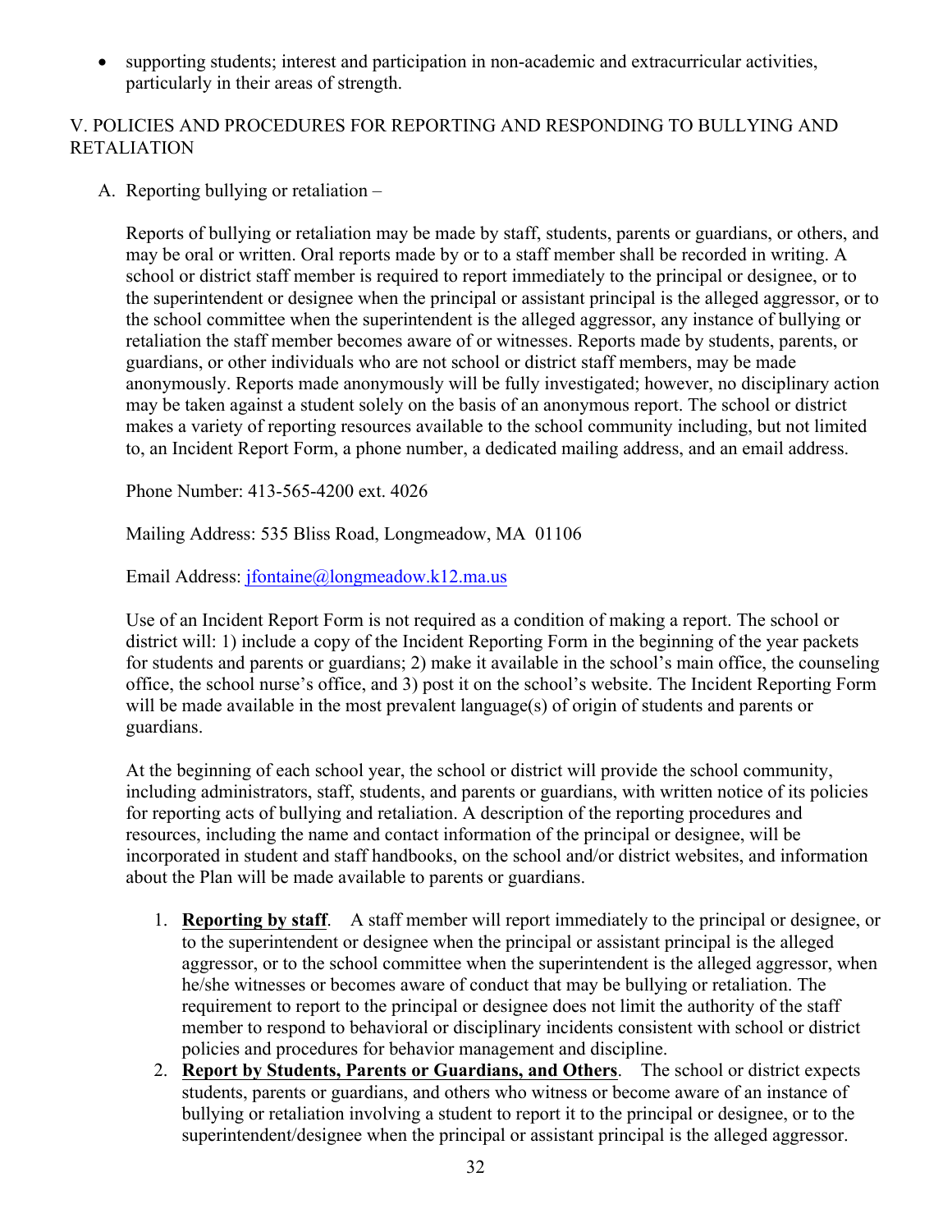- supporting students; interest and participation in non-academic and extracurricular activities, particularly in their areas of strength.

## V. POLICIES AND PROCEDURES FOR REPORTING AND RESPONDING TO BULLYING AND RETALIATION

A. Reporting bullying or retaliation –

Reports of bullying or retaliation may be made by staff, students, parents or guardians, or others, and may be oral or written. Oral reports made by or to a staff member shall be recorded in writing. A school or district staff member is required to report immediately to the principal or designee, or to the superintendent or designee when the principal or assistant principal is the alleged aggressor, or to the school committee when the superintendent is the alleged aggressor, any instance of bullying or retaliation the staff member becomes aware of or witnesses. Reports made by students, parents, or guardians, or other individuals who are not school or district staff members, may be made anonymously. Reports made anonymously will be fully investigated; however, no disciplinary action may be taken against a student solely on the basis of an anonymous report. The school or district makes a variety of reporting resources available to the school community including, but not limited to, an Incident Report Form, a phone number, a dedicated mailing address, and an email address.

Phone Number: 413-565-4200 ext. 4026

Mailing Address: 535 Bliss Road, Longmeadow, MA 01106

Email Address: jfontaine@longmeadow.k12.ma.us

Use of an Incident Report Form is not required as a condition of making a report. The school or district will: 1) include a copy of the Incident Reporting Form in the beginning of the year packets for students and parents or guardians; 2) make it available in the school's main office, the counseling office, the school nurse's office, and 3) post it on the school's website. The Incident Reporting Form will be made available in the most prevalent language(s) of origin of students and parents or guardians.

At the beginning of each school year, the school or district will provide the school community, including administrators, staff, students, and parents or guardians, with written notice of its policies for reporting acts of bullying and retaliation. A description of the reporting procedures and resources, including the name and contact information of the principal or designee, will be incorporated in student and staff handbooks, on the school and/or district websites, and information about the Plan will be made available to parents or guardians.

1. **Reporting by staff**. A staff member will report immediately to the principal or designee, or to the superintendent or designee when the principal or assistant principal is the alleged aggressor, or to the school committee when the superintendent is the alleged aggressor, when he/she witnesses or becomes aware of conduct that may be bullying or retaliation. The requirement to report to the principal or designee does not limit the authority of the staff member to respond to behavioral or disciplinary incidents consistent with school or district policies and procedures for behavior management and discipline.
2. **Report by Students, Parents or Guardians, and Others**. The school or district expects students, parents or guardians, and others who witness or become aware of an instance of bullying or retaliation involving a student to report it to the principal or designee, or to the superintendent/designee when the principal or assistant principal is the alleged aggressor.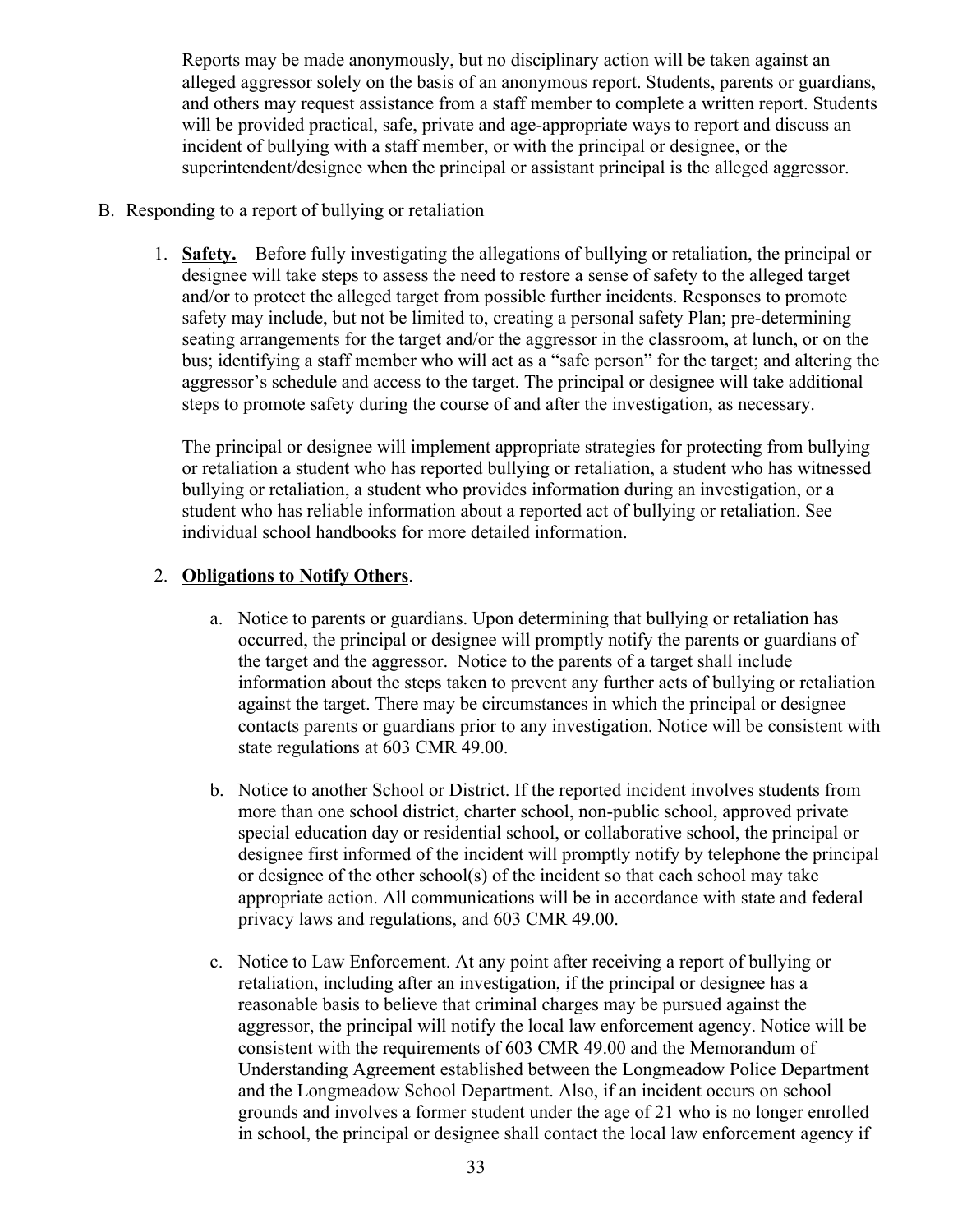Reports may be made anonymously, but no disciplinary action will be taken against an alleged aggressor solely on the basis of an anonymous report. Students, parents or guardians, and others may request assistance from a staff member to complete a written report. Students will be provided practical, safe, private and age-appropriate ways to report and discuss an incident of bullying with a staff member, or with the principal or designee, or the superintendent/designee when the principal or assistant principal is the alleged aggressor.

B. Responding to a report of bullying or retaliation

1. **Safety.** Before fully investigating the allegations of bullying or retaliation, the principal or designee will take steps to assess the need to restore a sense of safety to the alleged target and/or to protect the alleged target from possible further incidents. Responses to promote safety may include, but not be limited to, creating a personal safety Plan; pre-determining seating arrangements for the target and/or the aggressor in the classroom, at lunch, or on the bus; identifying a staff member who will act as a "safe person" for the target; and altering the aggressor's schedule and access to the target. The principal or designee will take additional steps to promote safety during the course of and after the investigation, as necessary.

   The principal or designee will implement appropriate strategies for protecting from bullying or retaliation a student who has reported bullying or retaliation, a student who has witnessed bullying or retaliation, a student who provides information during an investigation, or a student who has reliable information about a reported act of bullying or retaliation. See individual school handbooks for more detailed information.

2. **Obligations to Notify Others**.

   a. Notice to parents or guardians. Upon determining that bullying or retaliation has occurred, the principal or designee will promptly notify the parents or guardians of the target and the aggressor. Notice to the parents of a target shall include information about the steps taken to prevent any further acts of bullying or retaliation against the target. There may be circumstances in which the principal or designee contacts parents or guardians prior to any investigation. Notice will be consistent with state regulations at 603 CMR 49.00.

   b. Notice to another School or District. If the reported incident involves students from more than one school district, charter school, non-public school, approved private special education day or residential school, or collaborative school, the principal or designee first informed of the incident will promptly notify by telephone the principal or designee of the other school(s) of the incident so that each school may take appropriate action. All communications will be in accordance with state and federal privacy laws and regulations, and 603 CMR 49.00.

   c. Notice to Law Enforcement. At any point after receiving a report of bullying or retaliation, including after an investigation, if the principal or designee has a reasonable basis to believe that criminal charges may be pursued against the aggressor, the principal will notify the local law enforcement agency. Notice will be consistent with the requirements of 603 CMR 49.00 and the Memorandum of Understanding Agreement established between the Longmeadow Police Department and the Longmeadow School Department. Also, if an incident occurs on school grounds and involves a former student under the age of 21 who is no longer enrolled in school, the principal or designee shall contact the local law enforcement agency if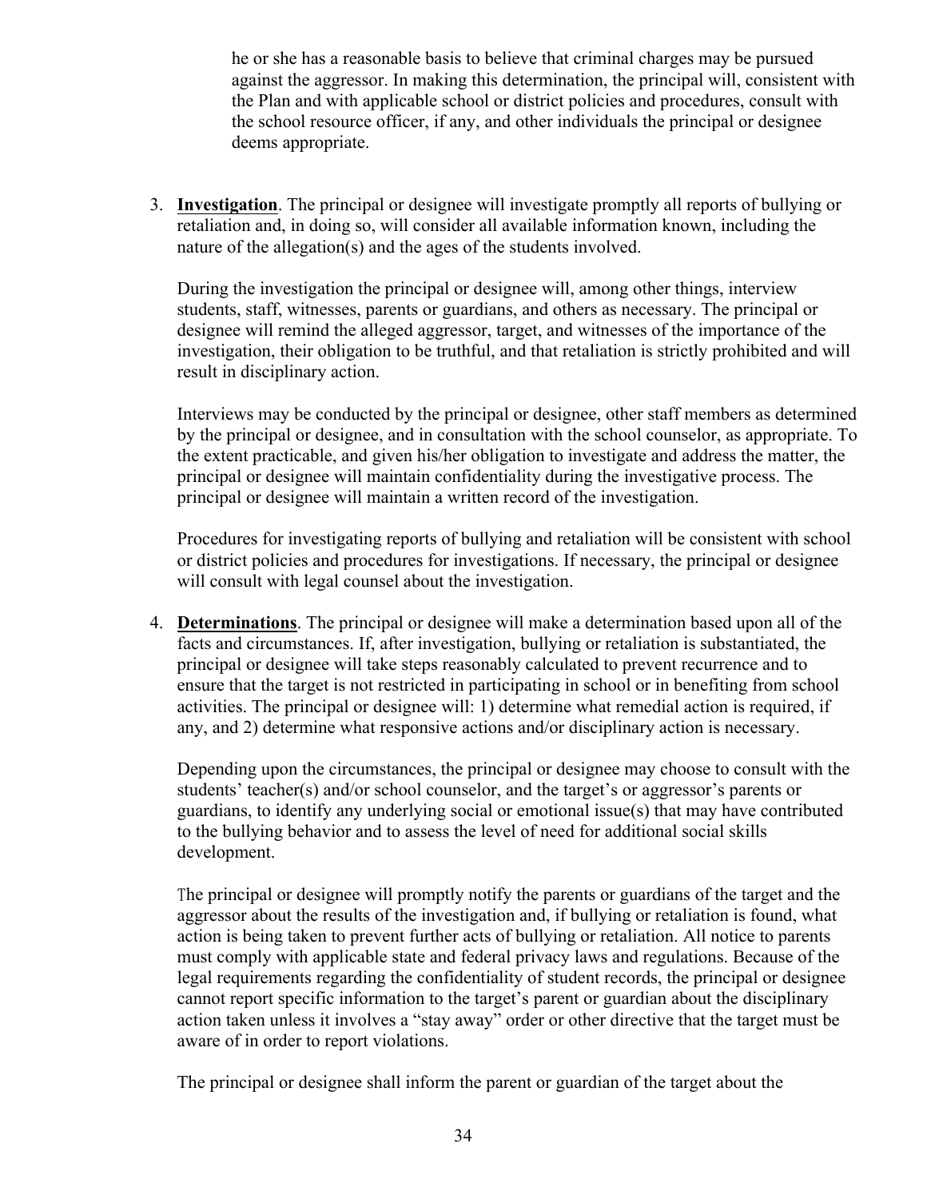he or she has a reasonable basis to believe that criminal charges may be pursued against the aggressor. In making this determination, the principal will, consistent with the Plan and with applicable school or district policies and procedures, consult with the school resource officer, if any, and other individuals the principal or designee deems appropriate.

3. **Investigation**. The principal or designee will investigate promptly all reports of bullying or retaliation and, in doing so, will consider all available information known, including the nature of the allegation(s) and the ages of the students involved.

   During the investigation the principal or designee will, among other things, interview students, staff, witnesses, parents or guardians, and others as necessary. The principal or designee will remind the alleged aggressor, target, and witnesses of the importance of the investigation, their obligation to be truthful, and that retaliation is strictly prohibited and will result in disciplinary action.

   Interviews may be conducted by the principal or designee, other staff members as determined by the principal or designee, and in consultation with the school counselor, as appropriate. To the extent practicable, and given his/her obligation to investigate and address the matter, the principal or designee will maintain confidentiality during the investigative process. The principal or designee will maintain a written record of the investigation.

   Procedures for investigating reports of bullying and retaliation will be consistent with school or district policies and procedures for investigations. If necessary, the principal or designee will consult with legal counsel about the investigation.

4. **Determinations**. The principal or designee will make a determination based upon all of the facts and circumstances. If, after investigation, bullying or retaliation is substantiated, the principal or designee will take steps reasonably calculated to prevent recurrence and to ensure that the target is not restricted in participating in school or in benefiting from school activities. The principal or designee will: 1) determine what remedial action is required, if any, and 2) determine what responsive actions and/or disciplinary action is necessary.

   Depending upon the circumstances, the principal or designee may choose to consult with the students' teacher(s) and/or school counselor, and the target's or aggressor's parents or guardians, to identify any underlying social or emotional issue(s) that may have contributed to the bullying behavior and to assess the level of need for additional social skills development.

   The principal or designee will promptly notify the parents or guardians of the target and the aggressor about the results of the investigation and, if bullying or retaliation is found, what action is being taken to prevent further acts of bullying or retaliation. All notice to parents must comply with applicable state and federal privacy laws and regulations. Because of the legal requirements regarding the confidentiality of student records, the principal or designee cannot report specific information to the target's parent or guardian about the disciplinary action taken unless it involves a "stay away" order or other directive that the target must be aware of in order to report violations.

   The principal or designee shall inform the parent or guardian of the target about the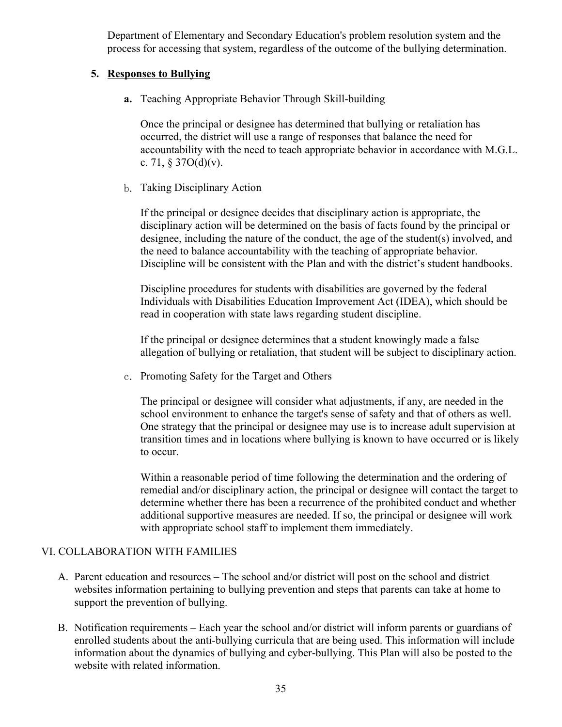Department of Elementary and Secondary Education's problem resolution system and the process for accessing that system, regardless of the outcome of the bullying determination.

### 5. Responses to Bullying

**a.** Teaching Appropriate Behavior Through Skill-building

Once the principal or designee has determined that bullying or retaliation has occurred, the district will use a range of responses that balance the need for accountability with the need to teach appropriate behavior in accordance with M.G.L. c. 71, § 37O(d)(v).

b. Taking Disciplinary Action

If the principal or designee decides that disciplinary action is appropriate, the disciplinary action will be determined on the basis of facts found by the principal or designee, including the nature of the conduct, the age of the student(s) involved, and the need to balance accountability with the teaching of appropriate behavior. Discipline will be consistent with the Plan and with the district's student handbooks.

Discipline procedures for students with disabilities are governed by the federal Individuals with Disabilities Education Improvement Act (IDEA), which should be read in cooperation with state laws regarding student discipline.

If the principal or designee determines that a student knowingly made a false allegation of bullying or retaliation, that student will be subject to disciplinary action.

c. Promoting Safety for the Target and Others

The principal or designee will consider what adjustments, if any, are needed in the school environment to enhance the target's sense of safety and that of others as well. One strategy that the principal or designee may use is to increase adult supervision at transition times and in locations where bullying is known to have occurred or is likely to occur.

Within a reasonable period of time following the determination and the ordering of remedial and/or disciplinary action, the principal or designee will contact the target to determine whether there has been a recurrence of the prohibited conduct and whether additional supportive measures are needed. If so, the principal or designee will work with appropriate school staff to implement them immediately.

## VI. COLLABORATION WITH FAMILIES

A. Parent education and resources – The school and/or district will post on the school and district websites information pertaining to bullying prevention and steps that parents can take at home to support the prevention of bullying.

B. Notification requirements – Each year the school and/or district will inform parents or guardians of enrolled students about the anti-bullying curricula that are being used. This information will include information about the dynamics of bullying and cyber-bullying. This Plan will also be posted to the website with related information.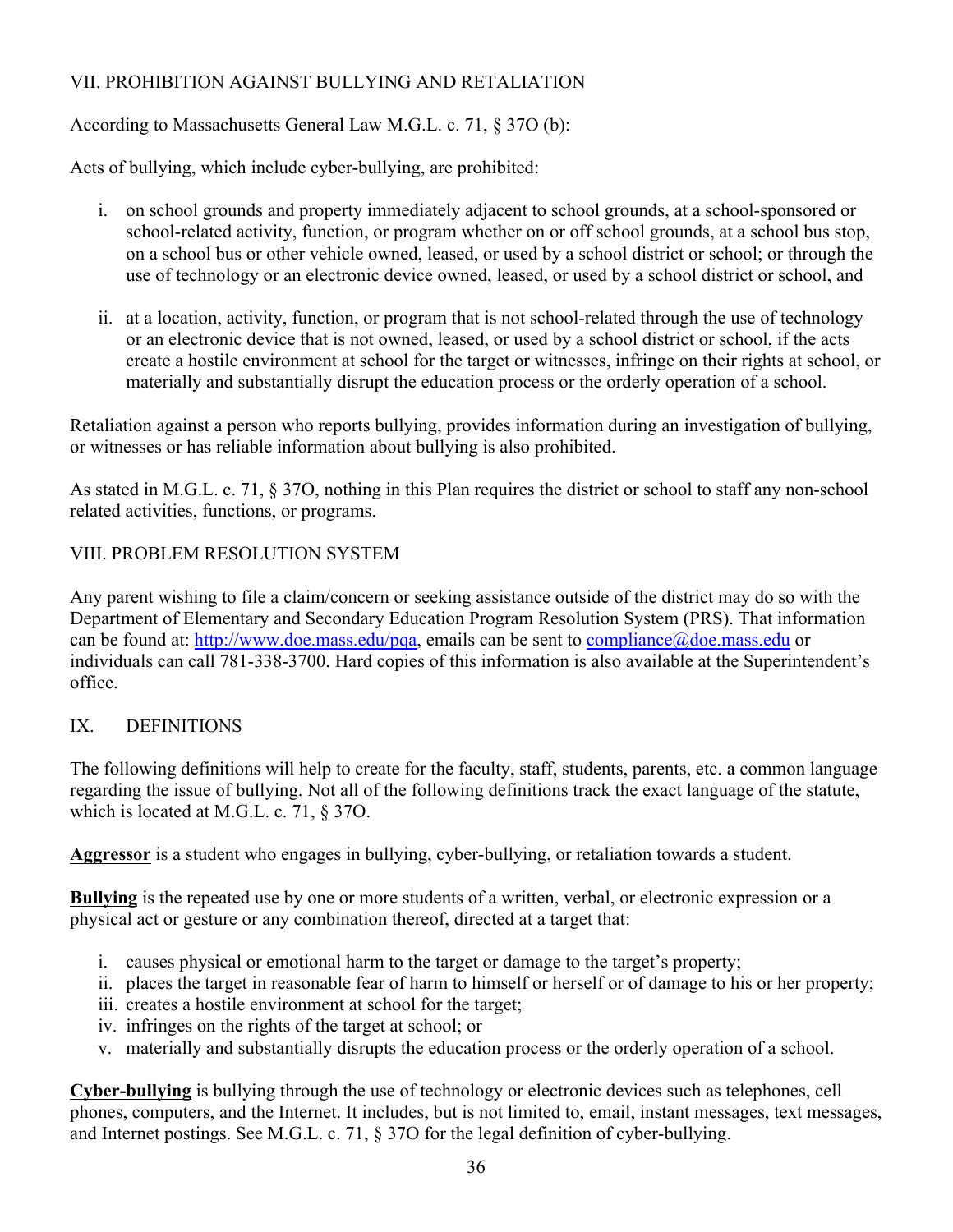## VII. PROHIBITION AGAINST BULLYING AND RETALIATION

According to Massachusetts General Law M.G.L. c. 71, § 37O (b):

Acts of bullying, which include cyber-bullying, are prohibited:

i. on school grounds and property immediately adjacent to school grounds, at a school-sponsored or school-related activity, function, or program whether on or off school grounds, at a school bus stop, on a school bus or other vehicle owned, leased, or used by a school district or school; or through the use of technology or an electronic device owned, leased, or used by a school district or school, and

ii. at a location, activity, function, or program that is not school-related through the use of technology or an electronic device that is not owned, leased, or used by a school district or school, if the acts create a hostile environment at school for the target or witnesses, infringe on their rights at school, or materially and substantially disrupt the education process or the orderly operation of a school.

Retaliation against a person who reports bullying, provides information during an investigation of bullying, or witnesses or has reliable information about bullying is also prohibited.

As stated in M.G.L. c. 71, § 37O, nothing in this Plan requires the district or school to staff any non-school related activities, functions, or programs.

## VIII. PROBLEM RESOLUTION SYSTEM

Any parent wishing to file a claim/concern or seeking assistance outside of the district may do so with the Department of Elementary and Secondary Education Program Resolution System (PRS). That information can be found at: [http://www.doe.mass.edu/pqa](http://www.doe.mass.edu/pqa), emails can be sent to [compliance@doe.mass.edu](mailto:compliance@doe.mass.edu) or individuals can call 781-338-3700. Hard copies of this information is also available at the Superintendent's office.

## IX. DEFINITIONS

The following definitions will help to create for the faculty, staff, students, parents, etc. a common language regarding the issue of bullying. Not all of the following definitions track the exact language of the statute, which is located at M.G.L. c. 71, § 37O.

**Aggressor** is a student who engages in bullying, cyber-bullying, or retaliation towards a student.

**Bullying** is the repeated use by one or more students of a written, verbal, or electronic expression or a physical act or gesture or any combination thereof, directed at a target that:

i. causes physical or emotional harm to the target or damage to the target's property;
ii. places the target in reasonable fear of harm to himself or herself or of damage to his or her property;
iii. creates a hostile environment at school for the target;
iv. infringes on the rights of the target at school; or
v. materially and substantially disrupts the education process or the orderly operation of a school.

**Cyber-bullying** is bullying through the use of technology or electronic devices such as telephones, cell phones, computers, and the Internet. It includes, but is not limited to, email, instant messages, text messages, and Internet postings. See M.G.L. c. 71, § 37O for the legal definition of cyber-bullying.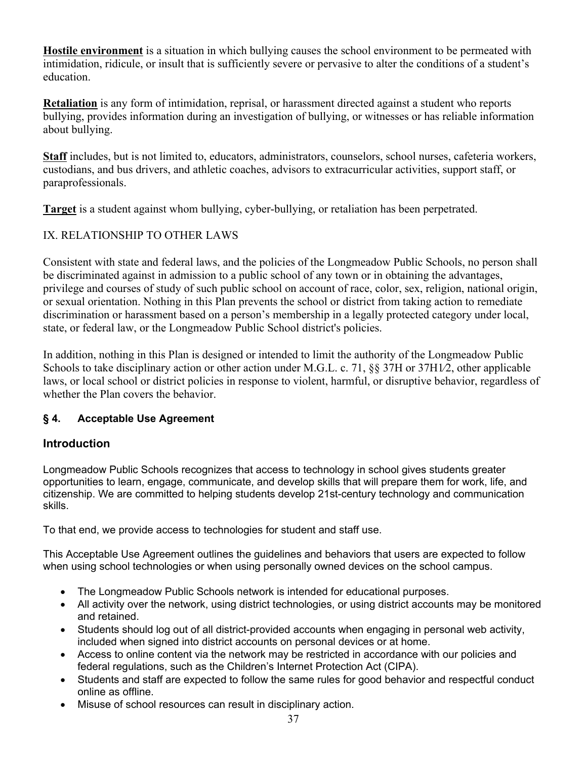**Hostile environment** is a situation in which bullying causes the school environment to be permeated with intimidation, ridicule, or insult that is sufficiently severe or pervasive to alter the conditions of a student's education.

**Retaliation** is any form of intimidation, reprisal, or harassment directed against a student who reports bullying, provides information during an investigation of bullying, or witnesses or has reliable information about bullying.

**Staff** includes, but is not limited to, educators, administrators, counselors, school nurses, cafeteria workers, custodians, and bus drivers, and athletic coaches, advisors to extracurricular activities, support staff, or paraprofessionals.

**Target** is a student against whom bullying, cyber-bullying, or retaliation has been perpetrated.

IX. RELATIONSHIP TO OTHER LAWS

Consistent with state and federal laws, and the policies of the Longmeadow Public Schools, no person shall be discriminated against in admission to a public school of any town or in obtaining the advantages, privilege and courses of study of such public school on account of race, color, sex, religion, national origin, or sexual orientation. Nothing in this Plan prevents the school or district from taking action to remediate discrimination or harassment based on a person's membership in a legally protected category under local, state, or federal law, or the Longmeadow Public School district's policies.

In addition, nothing in this Plan is designed or intended to limit the authority of the Longmeadow Public Schools to take disciplinary action or other action under M.G.L. c. 71, §§ 37H or 37H1⁄2, other applicable laws, or local school or district policies in response to violent, harmful, or disruptive behavior, regardless of whether the Plan covers the behavior.

### § 4. Acceptable Use Agreement

## Introduction

Longmeadow Public Schools recognizes that access to technology in school gives students greater opportunities to learn, engage, communicate, and develop skills that will prepare them for work, life, and citizenship. We are committed to helping students develop 21st-century technology and communication skills.

To that end, we provide access to technologies for student and staff use.

This Acceptable Use Agreement outlines the guidelines and behaviors that users are expected to follow when using school technologies or when using personally owned devices on the school campus.

- The Longmeadow Public Schools network is intended for educational purposes.
- All activity over the network, using district technologies, or using district accounts may be monitored and retained.
- Students should log out of all district-provided accounts when engaging in personal web activity, included when signed into district accounts on personal devices or at home.
- Access to online content via the network may be restricted in accordance with our policies and federal regulations, such as the Children's Internet Protection Act (CIPA).
- Students and staff are expected to follow the same rules for good behavior and respectful conduct online as offline.
- Misuse of school resources can result in disciplinary action.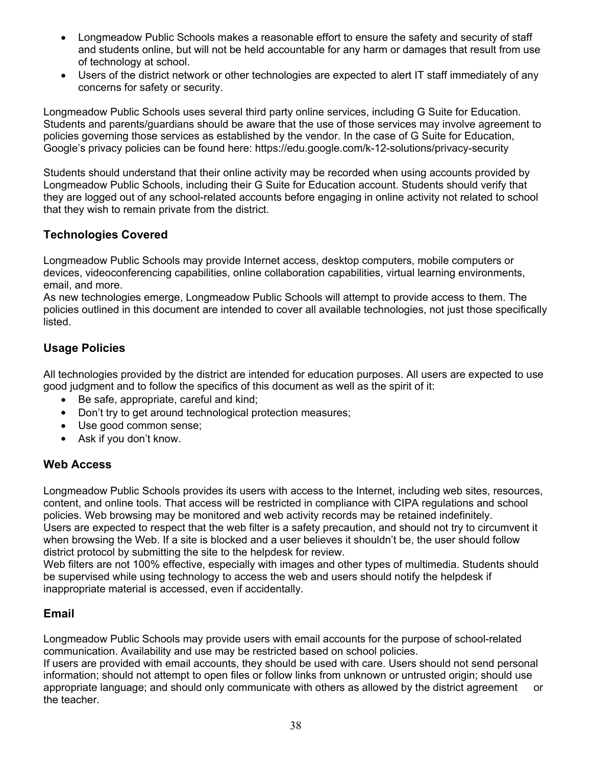- Longmeadow Public Schools makes a reasonable effort to ensure the safety and security of staff and students online, but will not be held accountable for any harm or damages that result from use of technology at school.
- Users of the district network or other technologies are expected to alert IT staff immediately of any concerns for safety or security.

Longmeadow Public Schools uses several third party online services, including G Suite for Education. Students and parents/guardians should be aware that the use of those services may involve agreement to policies governing those services as established by the vendor. In the case of G Suite for Education, Google's privacy policies can be found here: https://edu.google.com/k-12-solutions/privacy-security

Students should understand that their online activity may be recorded when using accounts provided by Longmeadow Public Schools, including their G Suite for Education account. Students should verify that they are logged out of any school-related accounts before engaging in online activity not related to school that they wish to remain private from the district.

## Technologies Covered

Longmeadow Public Schools may provide Internet access, desktop computers, mobile computers or devices, videoconferencing capabilities, online collaboration capabilities, virtual learning environments, email, and more.
As new technologies emerge, Longmeadow Public Schools will attempt to provide access to them. The policies outlined in this document are intended to cover all available technologies, not just those specifically listed.

## Usage Policies

All technologies provided by the district are intended for education purposes. All users are expected to use good judgment and to follow the specifics of this document as well as the spirit of it:

- Be safe, appropriate, careful and kind;
- Don't try to get around technological protection measures;
- Use good common sense;
- Ask if you don't know.

## Web Access

Longmeadow Public Schools provides its users with access to the Internet, including web sites, resources, content, and online tools. That access will be restricted in compliance with CIPA regulations and school policies. Web browsing may be monitored and web activity records may be retained indefinitely.
Users are expected to respect that the web filter is a safety precaution, and should not try to circumvent it when browsing the Web. If a site is blocked and a user believes it shouldn't be, the user should follow district protocol by submitting the site to the helpdesk for review.
Web filters are not 100% effective, especially with images and other types of multimedia. Students should be supervised while using technology to access the web and users should notify the helpdesk if inappropriate material is accessed, even if accidentally.

## Email

Longmeadow Public Schools may provide users with email accounts for the purpose of school-related communication. Availability and use may be restricted based on school policies.
If users are provided with email accounts, they should be used with care. Users should not send personal information; should not attempt to open files or follow links from unknown or untrusted origin; should use appropriate language; and should only communicate with others as allowed by the district agreement or the teacher.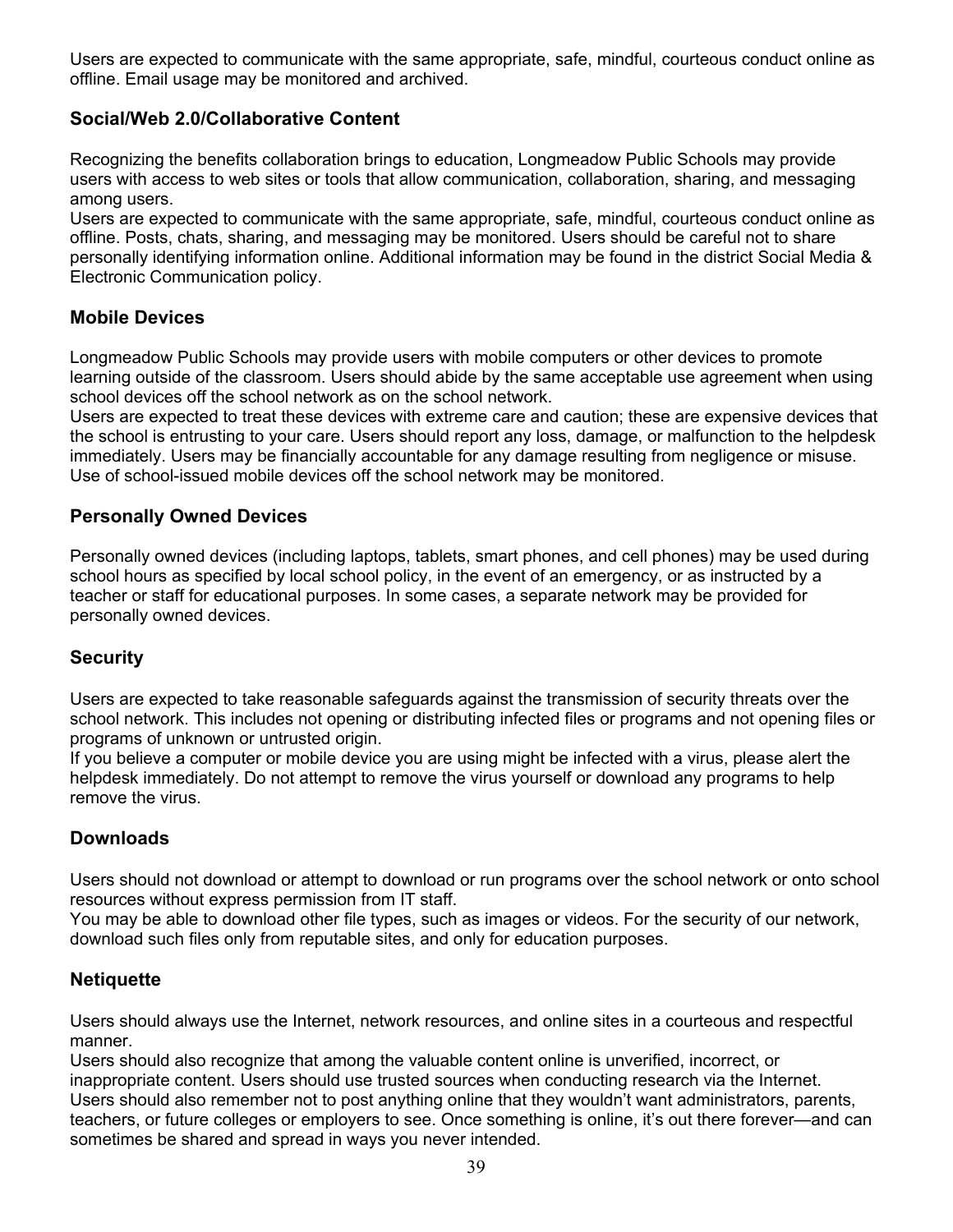Users are expected to communicate with the same appropriate, safe, mindful, courteous conduct online as offline. Email usage may be monitored and archived.

### Social/Web 2.0/Collaborative Content

Recognizing the benefits collaboration brings to education, Longmeadow Public Schools may provide users with access to web sites or tools that allow communication, collaboration, sharing, and messaging among users.
Users are expected to communicate with the same appropriate, safe, mindful, courteous conduct online as offline. Posts, chats, sharing, and messaging may be monitored. Users should be careful not to share personally identifying information online. Additional information may be found in the district Social Media & Electronic Communication policy.

### Mobile Devices

Longmeadow Public Schools may provide users with mobile computers or other devices to promote learning outside of the classroom. Users should abide by the same acceptable use agreement when using school devices off the school network as on the school network.
Users are expected to treat these devices with extreme care and caution; these are expensive devices that the school is entrusting to your care. Users should report any loss, damage, or malfunction to the helpdesk immediately. Users may be financially accountable for any damage resulting from negligence or misuse. Use of school-issued mobile devices off the school network may be monitored.

### Personally Owned Devices

Personally owned devices (including laptops, tablets, smart phones, and cell phones) may be used during school hours as specified by local school policy, in the event of an emergency, or as instructed by a teacher or staff for educational purposes. In some cases, a separate network may be provided for personally owned devices.

### Security

Users are expected to take reasonable safeguards against the transmission of security threats over the school network. This includes not opening or distributing infected files or programs and not opening files or programs of unknown or untrusted origin.
If you believe a computer or mobile device you are using might be infected with a virus, please alert the helpdesk immediately. Do not attempt to remove the virus yourself or download any programs to help remove the virus.

### Downloads

Users should not download or attempt to download or run programs over the school network or onto school resources without express permission from IT staff.
You may be able to download other file types, such as images or videos. For the security of our network, download such files only from reputable sites, and only for education purposes.

### Netiquette

Users should always use the Internet, network resources, and online sites in a courteous and respectful manner.
Users should also recognize that among the valuable content online is unverified, incorrect, or inappropriate content. Users should use trusted sources when conducting research via the Internet.
Users should also remember not to post anything online that they wouldn't want administrators, parents, teachers, or future colleges or employers to see. Once something is online, it's out there forever—and can sometimes be shared and spread in ways you never intended.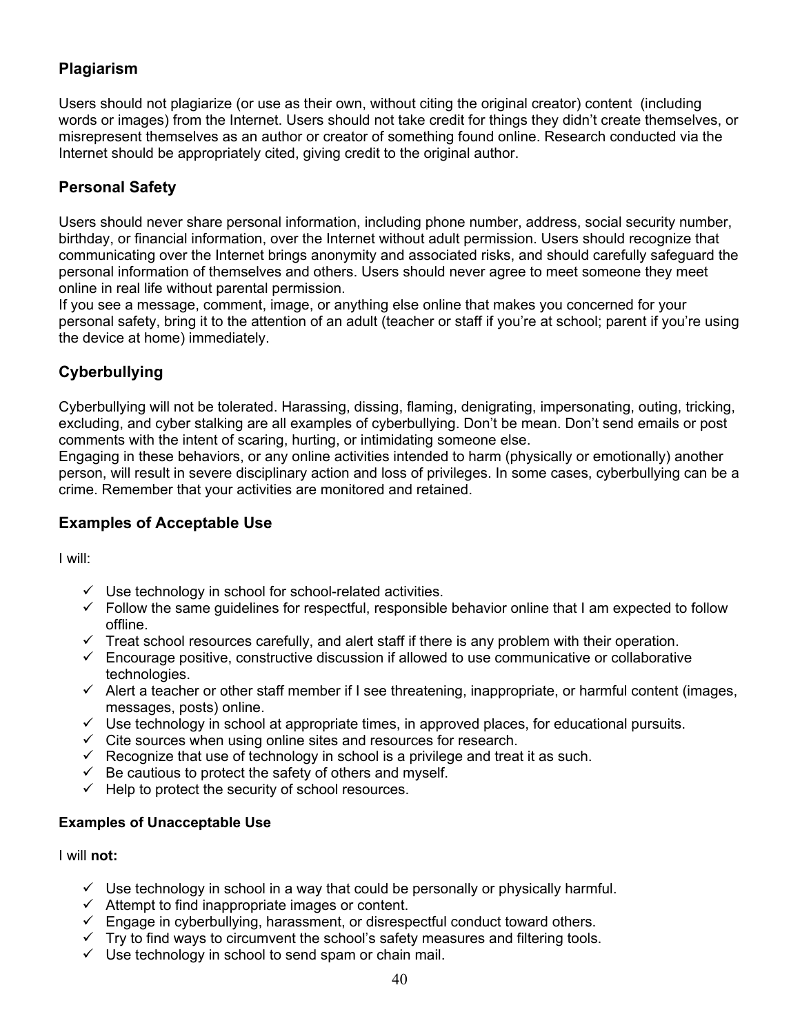## Plagiarism

Users should not plagiarize (or use as their own, without citing the original creator) content (including words or images) from the Internet. Users should not take credit for things they didn't create themselves, or misrepresent themselves as an author or creator of something found online. Research conducted via the Internet should be appropriately cited, giving credit to the original author.

## Personal Safety

Users should never share personal information, including phone number, address, social security number, birthday, or financial information, over the Internet without adult permission. Users should recognize that communicating over the Internet brings anonymity and associated risks, and should carefully safeguard the personal information of themselves and others. Users should never agree to meet someone they meet online in real life without parental permission.
If you see a message, comment, image, or anything else online that makes you concerned for your personal safety, bring it to the attention of an adult (teacher or staff if you're at school; parent if you're using the device at home) immediately.

## Cyberbullying

Cyberbullying will not be tolerated. Harassing, dissing, flaming, denigrating, impersonating, outing, tricking, excluding, and cyber stalking are all examples of cyberbullying. Don't be mean. Don't send emails or post comments with the intent of scaring, hurting, or intimidating someone else.
Engaging in these behaviors, or any online activities intended to harm (physically or emotionally) another person, will result in severe disciplinary action and loss of privileges. In some cases, cyberbullying can be a crime. Remember that your activities are monitored and retained.

## Examples of Acceptable Use

I will:

- ✓ Use technology in school for school-related activities.
- ✓ Follow the same guidelines for respectful, responsible behavior online that I am expected to follow offline.
- ✓ Treat school resources carefully, and alert staff if there is any problem with their operation.
- ✓ Encourage positive, constructive discussion if allowed to use communicative or collaborative technologies.
- ✓ Alert a teacher or other staff member if I see threatening, inappropriate, or harmful content (images, messages, posts) online.
- ✓ Use technology in school at appropriate times, in approved places, for educational pursuits.
- ✓ Cite sources when using online sites and resources for research.
- ✓ Recognize that use of technology in school is a privilege and treat it as such.
- ✓ Be cautious to protect the safety of others and myself.
- ✓ Help to protect the security of school resources.

### Examples of Unacceptable Use

I will **not:**

- ✓ Use technology in school in a way that could be personally or physically harmful.
- ✓ Attempt to find inappropriate images or content.
- ✓ Engage in cyberbullying, harassment, or disrespectful conduct toward others.
- ✓ Try to find ways to circumvent the school's safety measures and filtering tools.
- ✓ Use technology in school to send spam or chain mail.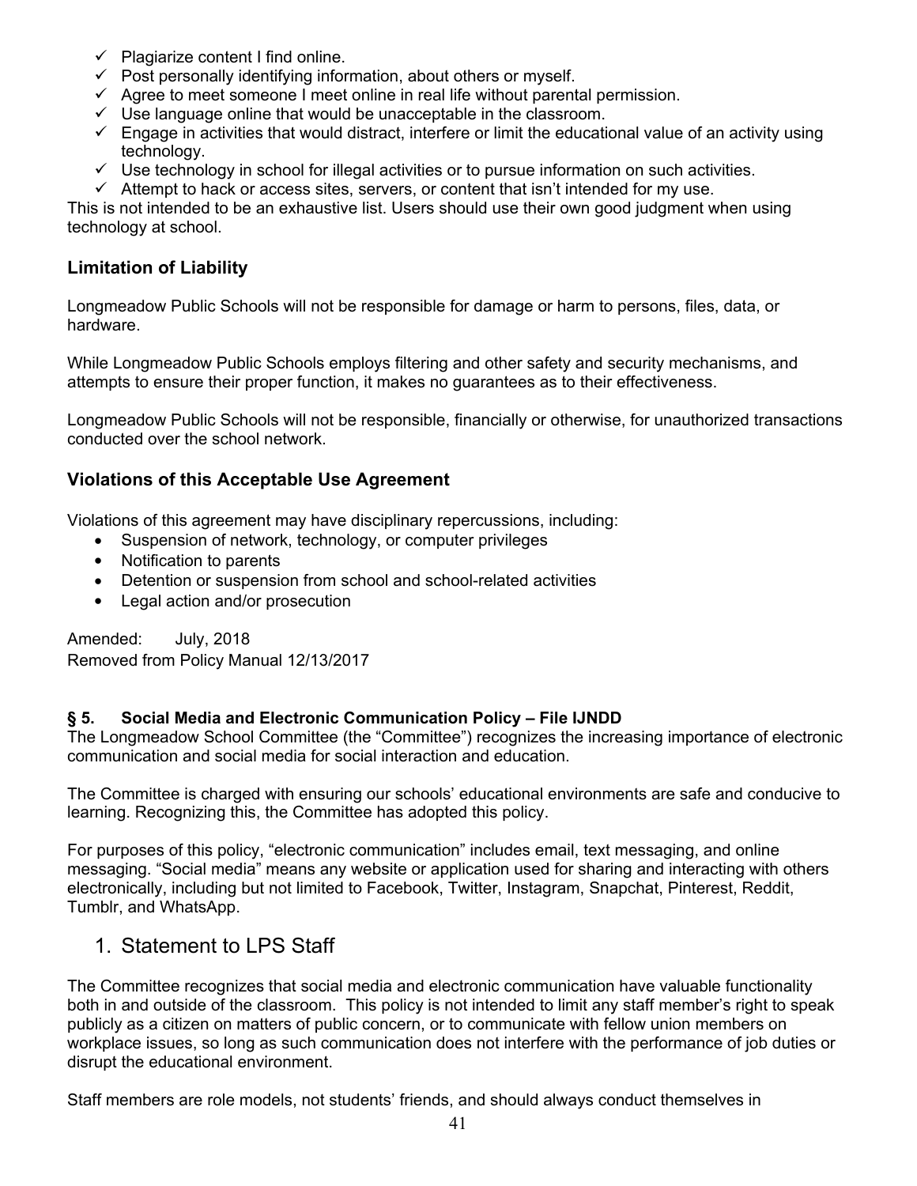- ✓ Plagiarize content I find online.
- ✓ Post personally identifying information, about others or myself.
- ✓ Agree to meet someone I meet online in real life without parental permission.
- ✓ Use language online that would be unacceptable in the classroom.
- ✓ Engage in activities that would distract, interfere or limit the educational value of an activity using technology.
- ✓ Use technology in school for illegal activities or to pursue information on such activities.
- ✓ Attempt to hack or access sites, servers, or content that isn't intended for my use.

This is not intended to be an exhaustive list. Users should use their own good judgment when using technology at school.

### Limitation of Liability

Longmeadow Public Schools will not be responsible for damage or harm to persons, files, data, or hardware.

While Longmeadow Public Schools employs filtering and other safety and security mechanisms, and attempts to ensure their proper function, it makes no guarantees as to their effectiveness.

Longmeadow Public Schools will not be responsible, financially or otherwise, for unauthorized transactions conducted over the school network.

### Violations of this Acceptable Use Agreement

Violations of this agreement may have disciplinary repercussions, including:

- Suspension of network, technology, or computer privileges
- Notification to parents
- Detention or suspension from school and school-related activities
- Legal action and/or prosecution

Amended: July, 2018
Removed from Policy Manual 12/13/2017

### § 5. Social Media and Electronic Communication Policy – File IJNDD

The Longmeadow School Committee (the "Committee") recognizes the increasing importance of electronic communication and social media for social interaction and education.

The Committee is charged with ensuring our schools' educational environments are safe and conducive to learning. Recognizing this, the Committee has adopted this policy.

For purposes of this policy, "electronic communication" includes email, text messaging, and online messaging. "Social media" means any website or application used for sharing and interacting with others electronically, including but not limited to Facebook, Twitter, Instagram, Snapchat, Pinterest, Reddit, Tumblr, and WhatsApp.

## 1. Statement to LPS Staff

The Committee recognizes that social media and electronic communication have valuable functionality both in and outside of the classroom. This policy is not intended to limit any staff member's right to speak publicly as a citizen on matters of public concern, or to communicate with fellow union members on workplace issues, so long as such communication does not interfere with the performance of job duties or disrupt the educational environment.

Staff members are role models, not students' friends, and should always conduct themselves in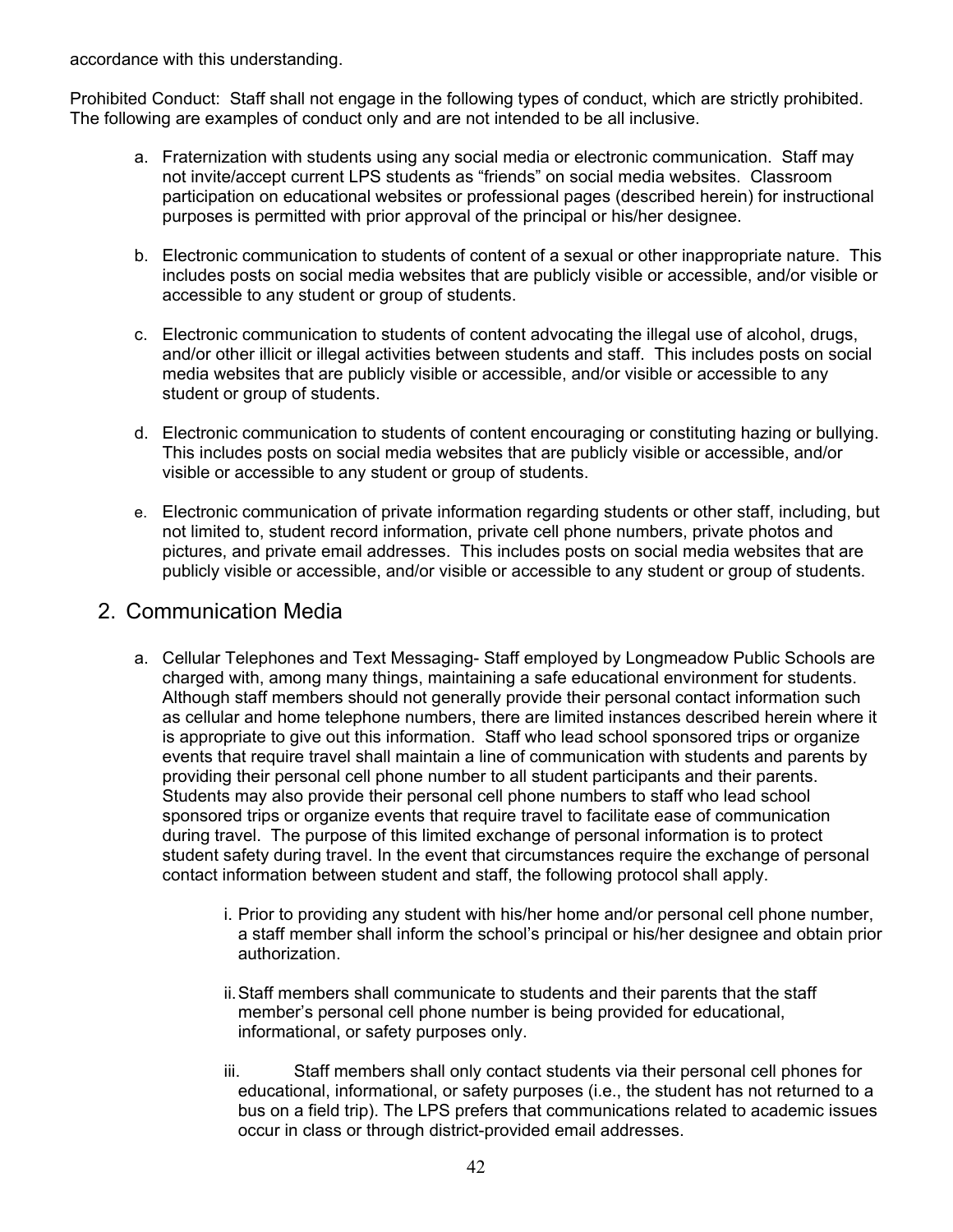accordance with this understanding.

Prohibited Conduct: Staff shall not engage in the following types of conduct, which are strictly prohibited. The following are examples of conduct only and are not intended to be all inclusive.

a. Fraternization with students using any social media or electronic communication. Staff may not invite/accept current LPS students as "friends" on social media websites. Classroom participation on educational websites or professional pages (described herein) for instructional purposes is permitted with prior approval of the principal or his/her designee.

b. Electronic communication to students of content of a sexual or other inappropriate nature. This includes posts on social media websites that are publicly visible or accessible, and/or visible or accessible to any student or group of students.

c. Electronic communication to students of content advocating the illegal use of alcohol, drugs, and/or other illicit or illegal activities between students and staff. This includes posts on social media websites that are publicly visible or accessible, and/or visible or accessible to any student or group of students.

d. Electronic communication to students of content encouraging or constituting hazing or bullying. This includes posts on social media websites that are publicly visible or accessible, and/or visible or accessible to any student or group of students.

e. Electronic communication of private information regarding students or other staff, including, but not limited to, student record information, private cell phone numbers, private photos and pictures, and private email addresses. This includes posts on social media websites that are publicly visible or accessible, and/or visible or accessible to any student or group of students.

## 2. Communication Media

a. Cellular Telephones and Text Messaging- Staff employed by Longmeadow Public Schools are charged with, among many things, maintaining a safe educational environment for students. Although staff members should not generally provide their personal contact information such as cellular and home telephone numbers, there are limited instances described herein where it is appropriate to give out this information. Staff who lead school sponsored trips or organize events that require travel shall maintain a line of communication with students and parents by providing their personal cell phone number to all student participants and their parents. Students may also provide their personal cell phone numbers to staff who lead school sponsored trips or organize events that require travel to facilitate ease of communication during travel. The purpose of this limited exchange of personal information is to protect student safety during travel. In the event that circumstances require the exchange of personal contact information between student and staff, the following protocol shall apply.

    i. Prior to providing any student with his/her home and/or personal cell phone number, a staff member shall inform the school's principal or his/her designee and obtain prior authorization.

    ii. Staff members shall communicate to students and their parents that the staff member's personal cell phone number is being provided for educational, informational, or safety purposes only.

    iii. Staff members shall only contact students via their personal cell phones for educational, informational, or safety purposes (i.e., the student has not returned to a bus on a field trip). The LPS prefers that communications related to academic issues occur in class or through district-provided email addresses.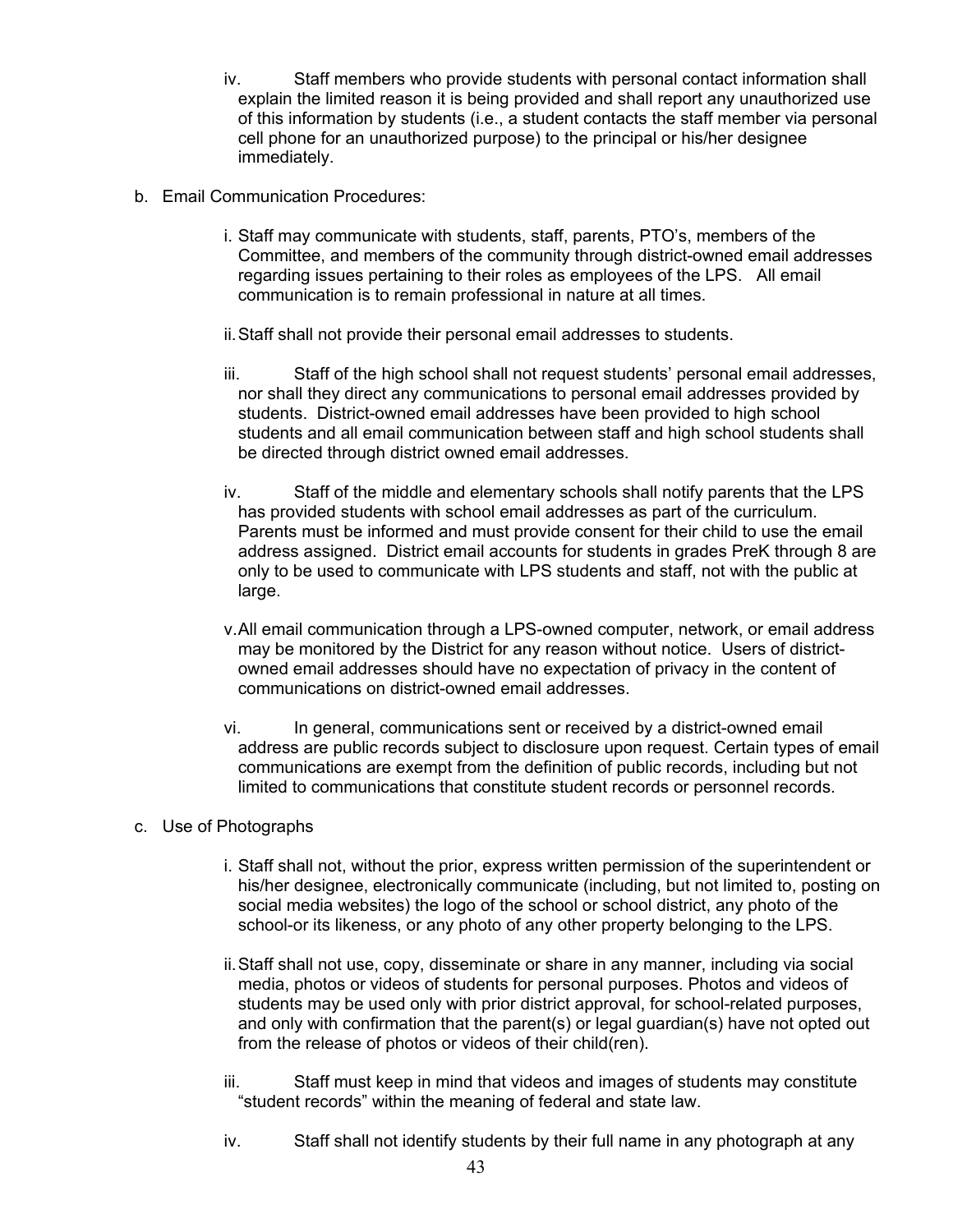iv. Staff members who provide students with personal contact information shall explain the limited reason it is being provided and shall report any unauthorized use of this information by students (i.e., a student contacts the staff member via personal cell phone for an unauthorized purpose) to the principal or his/her designee immediately.

b. Email Communication Procedures:

i. Staff may communicate with students, staff, parents, PTO's, members of the Committee, and members of the community through district-owned email addresses regarding issues pertaining to their roles as employees of the LPS. All email communication is to remain professional in nature at all times.

ii. Staff shall not provide their personal email addresses to students.

iii. Staff of the high school shall not request students' personal email addresses, nor shall they direct any communications to personal email addresses provided by students. District-owned email addresses have been provided to high school students and all email communication between staff and high school students shall be directed through district owned email addresses.

iv. Staff of the middle and elementary schools shall notify parents that the LPS has provided students with school email addresses as part of the curriculum. Parents must be informed and must provide consent for their child to use the email address assigned. District email accounts for students in grades PreK through 8 are only to be used to communicate with LPS students and staff, not with the public at large.

v. All email communication through a LPS-owned computer, network, or email address may be monitored by the District for any reason without notice. Users of district-owned email addresses should have no expectation of privacy in the content of communications on district-owned email addresses.

vi. In general, communications sent or received by a district-owned email address are public records subject to disclosure upon request. Certain types of email communications are exempt from the definition of public records, including but not limited to communications that constitute student records or personnel records.

c. Use of Photographs

i. Staff shall not, without the prior, express written permission of the superintendent or his/her designee, electronically communicate (including, but not limited to, posting on social media websites) the logo of the school or school district, any photo of the school-or its likeness, or any photo of any other property belonging to the LPS.

ii. Staff shall not use, copy, disseminate or share in any manner, including via social media, photos or videos of students for personal purposes. Photos and videos of students may be used only with prior district approval, for school-related purposes, and only with confirmation that the parent(s) or legal guardian(s) have not opted out from the release of photos or videos of their child(ren).

iii. Staff must keep in mind that videos and images of students may constitute "student records" within the meaning of federal and state law.

iv. Staff shall not identify students by their full name in any photograph at any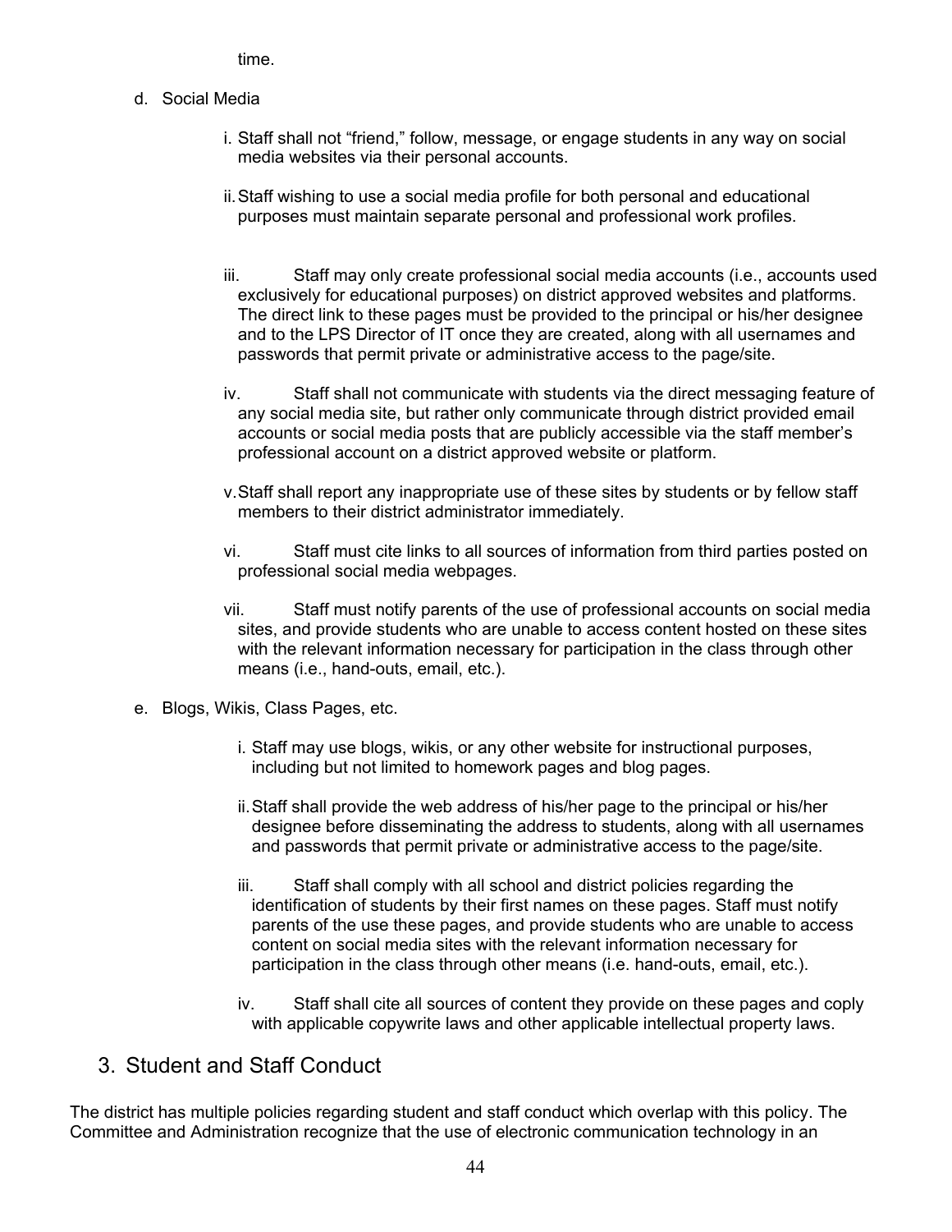time.

d. Social Media

i. Staff shall not “friend,” follow, message, or engage students in any way on social media websites via their personal accounts.

ii. Staff wishing to use a social media profile for both personal and educational purposes must maintain separate personal and professional work profiles.

iii. Staff may only create professional social media accounts (i.e., accounts used exclusively for educational purposes) on district approved websites and platforms. The direct link to these pages must be provided to the principal or his/her designee and to the LPS Director of IT once they are created, along with all usernames and passwords that permit private or administrative access to the page/site.

iv. Staff shall not communicate with students via the direct messaging feature of any social media site, but rather only communicate through district provided email accounts or social media posts that are publicly accessible via the staff member’s professional account on a district approved website or platform.

v. Staff shall report any inappropriate use of these sites by students or by fellow staff members to their district administrator immediately.

vi. Staff must cite links to all sources of information from third parties posted on professional social media webpages.

vii. Staff must notify parents of the use of professional accounts on social media sites, and provide students who are unable to access content hosted on these sites with the relevant information necessary for participation in the class through other means (i.e., hand-outs, email, etc.).

e. Blogs, Wikis, Class Pages, etc.

i. Staff may use blogs, wikis, or any other website for instructional purposes, including but not limited to homework pages and blog pages.

ii. Staff shall provide the web address of his/her page to the principal or his/her designee before disseminating the address to students, along with all usernames and passwords that permit private or administrative access to the page/site.

iii. Staff shall comply with all school and district policies regarding the identification of students by their first names on these pages. Staff must notify parents of the use these pages, and provide students who are unable to access content on social media sites with the relevant information necessary for participation in the class through other means (i.e. hand-outs, email, etc.).

iv. Staff shall cite all sources of content they provide on these pages and coply with applicable copywrite laws and other applicable intellectual property laws.

## 3. Student and Staff Conduct

The district has multiple policies regarding student and staff conduct which overlap with this policy. The Committee and Administration recognize that the use of electronic communication technology in an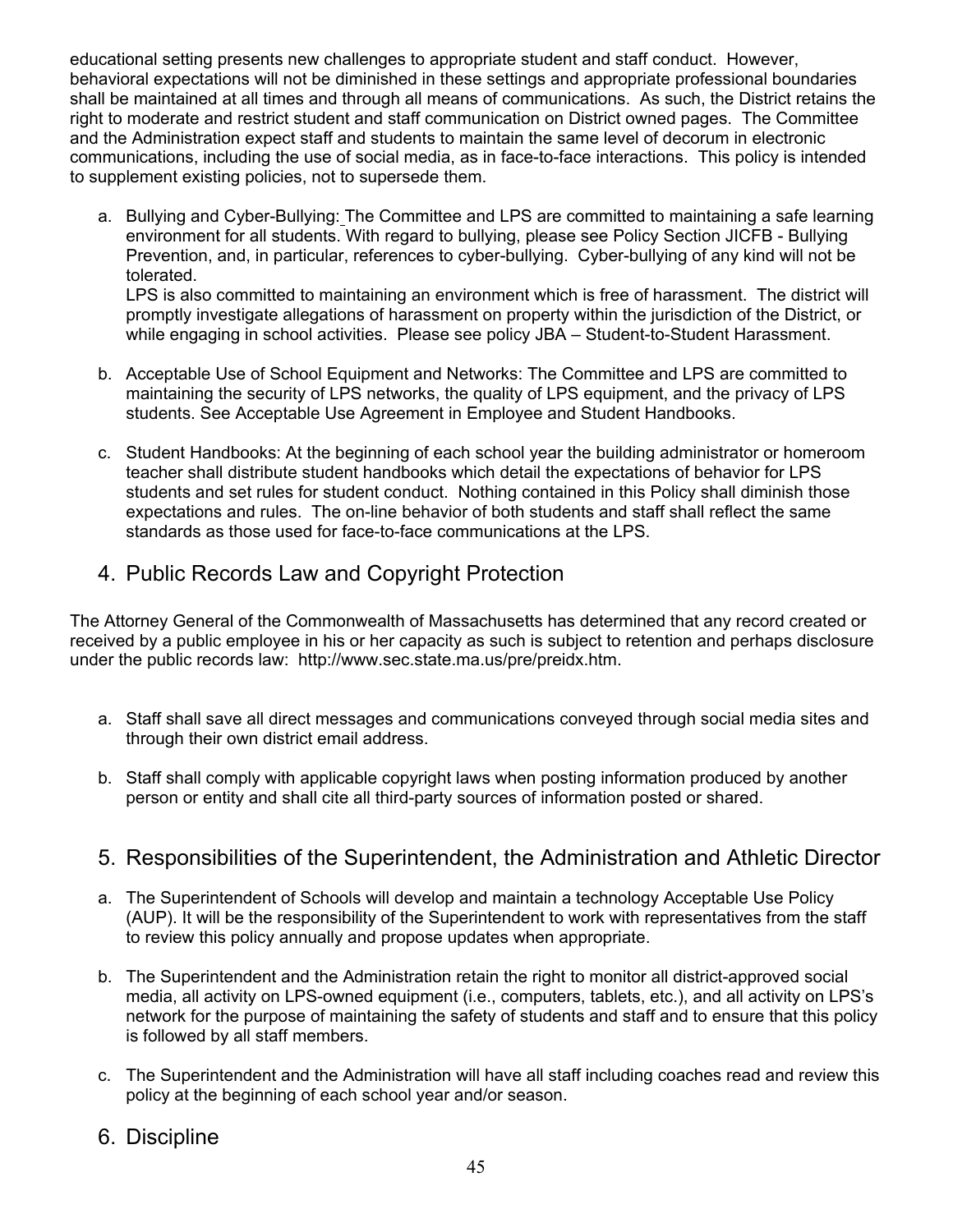educational setting presents new challenges to appropriate student and staff conduct. However, behavioral expectations will not be diminished in these settings and appropriate professional boundaries shall be maintained at all times and through all means of communications. As such, the District retains the right to moderate and restrict student and staff communication on District owned pages. The Committee and the Administration expect staff and students to maintain the same level of decorum in electronic communications, including the use of social media, as in face-to-face interactions. This policy is intended to supplement existing policies, not to supersede them.

a. Bullying and Cyber-Bullying: The Committee and LPS are committed to maintaining a safe learning environment for all students. With regard to bullying, please see Policy Section JICFB - Bullying Prevention, and, in particular, references to cyber-bullying. Cyber-bullying of any kind will not be tolerated.
   LPS is also committed to maintaining an environment which is free of harassment. The district will promptly investigate allegations of harassment on property within the jurisdiction of the District, or while engaging in school activities. Please see policy JBA – Student-to-Student Harassment.

b. Acceptable Use of School Equipment and Networks: The Committee and LPS are committed to maintaining the security of LPS networks, the quality of LPS equipment, and the privacy of LPS students. See Acceptable Use Agreement in Employee and Student Handbooks.

c. Student Handbooks: At the beginning of each school year the building administrator or homeroom teacher shall distribute student handbooks which detail the expectations of behavior for LPS students and set rules for student conduct. Nothing contained in this Policy shall diminish those expectations and rules. The on-line behavior of both students and staff shall reflect the same standards as those used for face-to-face communications at the LPS.

## 4. Public Records Law and Copyright Protection

The Attorney General of the Commonwealth of Massachusetts has determined that any record created or received by a public employee in his or her capacity as such is subject to retention and perhaps disclosure under the public records law: http://www.sec.state.ma.us/pre/preidx.htm.

a. Staff shall save all direct messages and communications conveyed through social media sites and through their own district email address.

b. Staff shall comply with applicable copyright laws when posting information produced by another person or entity and shall cite all third-party sources of information posted or shared.

## 5. Responsibilities of the Superintendent, the Administration and Athletic Director

a. The Superintendent of Schools will develop and maintain a technology Acceptable Use Policy (AUP). It will be the responsibility of the Superintendent to work with representatives from the staff to review this policy annually and propose updates when appropriate.

b. The Superintendent and the Administration retain the right to monitor all district-approved social media, all activity on LPS-owned equipment (i.e., computers, tablets, etc.), and all activity on LPS's network for the purpose of maintaining the safety of students and staff and to ensure that this policy is followed by all staff members.

c. The Superintendent and the Administration will have all staff including coaches read and review this policy at the beginning of each school year and/or season.

## 6. Discipline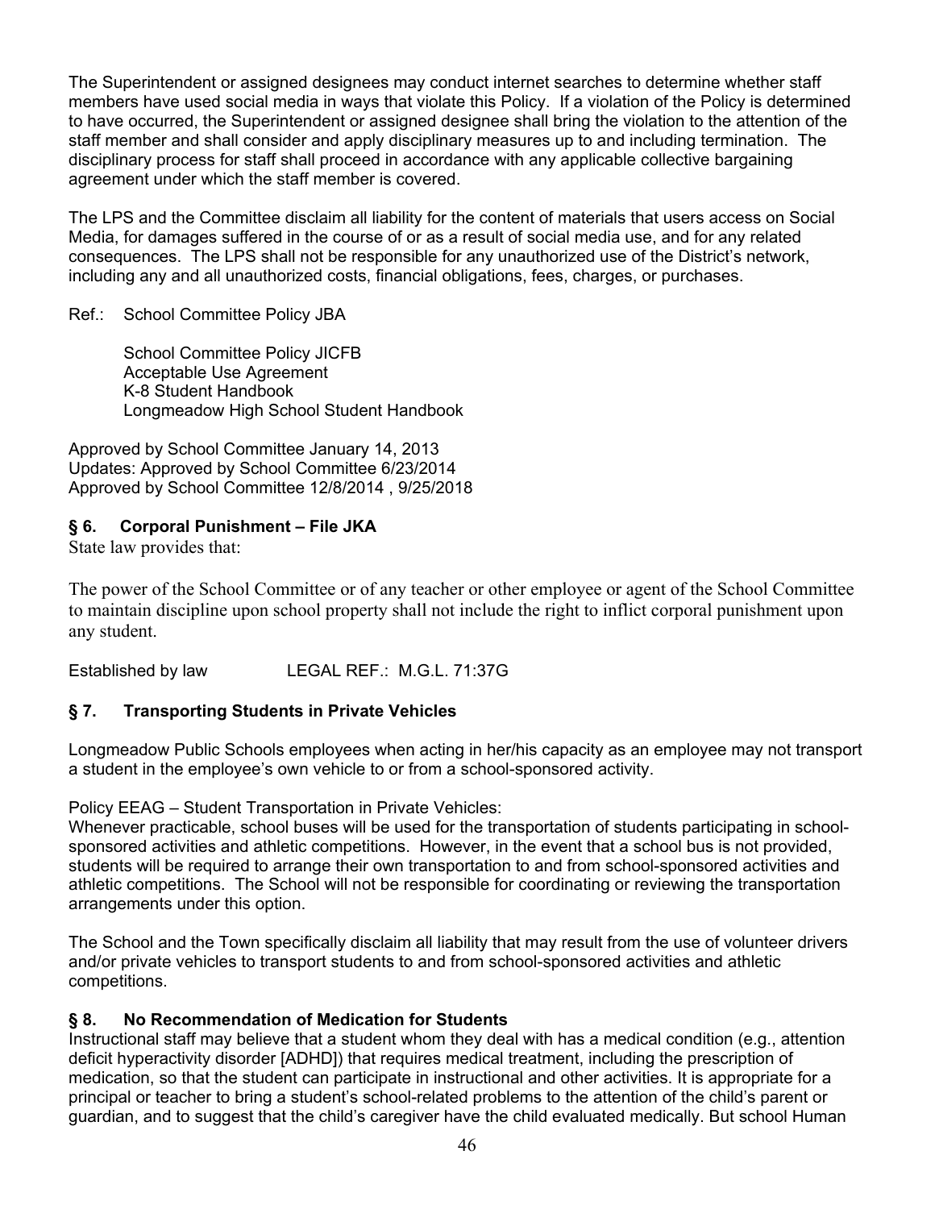The Superintendent or assigned designees may conduct internet searches to determine whether staff members have used social media in ways that violate this Policy. If a violation of the Policy is determined to have occurred, the Superintendent or assigned designee shall bring the violation to the attention of the staff member and shall consider and apply disciplinary measures up to and including termination. The disciplinary process for staff shall proceed in accordance with any applicable collective bargaining agreement under which the staff member is covered.

The LPS and the Committee disclaim all liability for the content of materials that users access on Social Media, for damages suffered in the course of or as a result of social media use, and for any related consequences. The LPS shall not be responsible for any unauthorized use of the District's network, including any and all unauthorized costs, financial obligations, fees, charges, or purchases.

Ref.: School Committee Policy JBA

School Committee Policy JICFB
Acceptable Use Agreement
K-8 Student Handbook
Longmeadow High School Student Handbook

Approved by School Committee January 14, 2013
Updates: Approved by School Committee 6/23/2014
Approved by School Committee 12/8/2014 , 9/25/2018

### § 6. Corporal Punishment – File JKA

State law provides that:

The power of the School Committee or of any teacher or other employee or agent of the School Committee to maintain discipline upon school property shall not include the right to inflict corporal punishment upon any student.

Established by law LEGAL REF.: M.G.L. 71:37G

### § 7. Transporting Students in Private Vehicles

Longmeadow Public Schools employees when acting in her/his capacity as an employee may not transport a student in the employee's own vehicle to or from a school-sponsored activity.

Policy EEAG – Student Transportation in Private Vehicles:
Whenever practicable, school buses will be used for the transportation of students participating in school-sponsored activities and athletic competitions. However, in the event that a school bus is not provided, students will be required to arrange their own transportation to and from school-sponsored activities and athletic competitions. The School will not be responsible for coordinating or reviewing the transportation arrangements under this option.

The School and the Town specifically disclaim all liability that may result from the use of volunteer drivers and/or private vehicles to transport students to and from school-sponsored activities and athletic competitions.

### § 8. No Recommendation of Medication for Students

Instructional staff may believe that a student whom they deal with has a medical condition (e.g., attention deficit hyperactivity disorder [ADHD]) that requires medical treatment, including the prescription of medication, so that the student can participate in instructional and other activities. It is appropriate for a principal or teacher to bring a student's school-related problems to the attention of the child's parent or guardian, and to suggest that the child's caregiver have the child evaluated medically. But school Human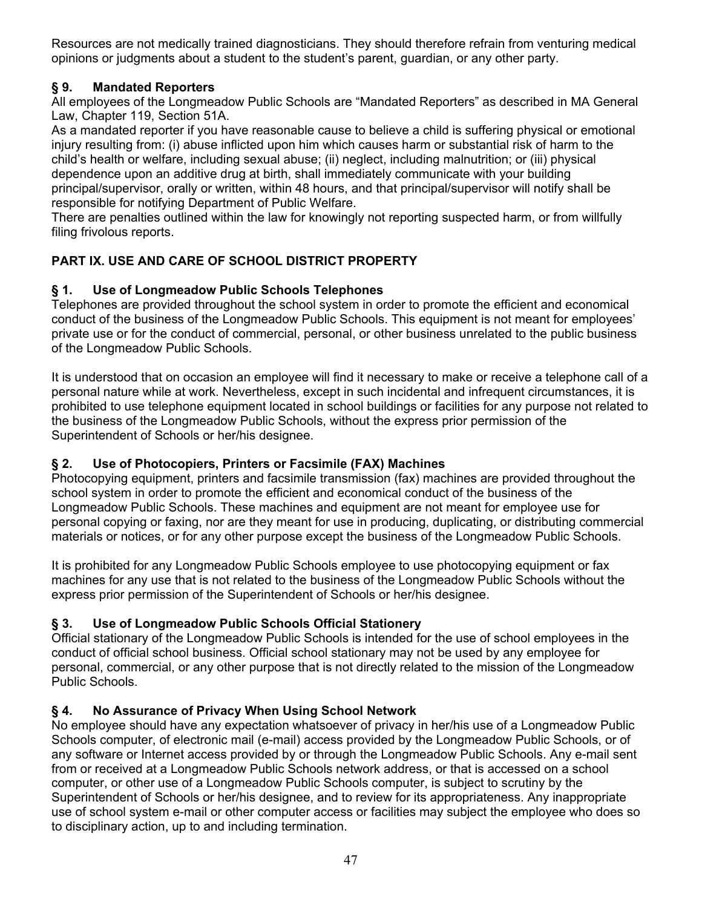Resources are not medically trained diagnosticians. They should therefore refrain from venturing medical opinions or judgments about a student to the student's parent, guardian, or any other party.

### § 9. Mandated Reporters

All employees of the Longmeadow Public Schools are "Mandated Reporters" as described in MA General Law, Chapter 119, Section 51A.

As a mandated reporter if you have reasonable cause to believe a child is suffering physical or emotional injury resulting from: (i) abuse inflicted upon him which causes harm or substantial risk of harm to the child's health or welfare, including sexual abuse; (ii) neglect, including malnutrition; or (iii) physical dependence upon an additive drug at birth, shall immediately communicate with your building principal/supervisor, orally or written, within 48 hours, and that principal/supervisor will notify shall be responsible for notifying Department of Public Welfare.

There are penalties outlined within the law for knowingly not reporting suspected harm, or from willfully filing frivolous reports.

## PART IX. USE AND CARE OF SCHOOL DISTRICT PROPERTY

### § 1. Use of Longmeadow Public Schools Telephones

Telephones are provided throughout the school system in order to promote the efficient and economical conduct of the business of the Longmeadow Public Schools. This equipment is not meant for employees' private use or for the conduct of commercial, personal, or other business unrelated to the public business of the Longmeadow Public Schools.

It is understood that on occasion an employee will find it necessary to make or receive a telephone call of a personal nature while at work. Nevertheless, except in such incidental and infrequent circumstances, it is prohibited to use telephone equipment located in school buildings or facilities for any purpose not related to the business of the Longmeadow Public Schools, without the express prior permission of the Superintendent of Schools or her/his designee.

### § 2. Use of Photocopiers, Printers or Facsimile (FAX) Machines

Photocopying equipment, printers and facsimile transmission (fax) machines are provided throughout the school system in order to promote the efficient and economical conduct of the business of the Longmeadow Public Schools. These machines and equipment are not meant for employee use for personal copying or faxing, nor are they meant for use in producing, duplicating, or distributing commercial materials or notices, or for any other purpose except the business of the Longmeadow Public Schools.

It is prohibited for any Longmeadow Public Schools employee to use photocopying equipment or fax machines for any use that is not related to the business of the Longmeadow Public Schools without the express prior permission of the Superintendent of Schools or her/his designee.

### § 3. Use of Longmeadow Public Schools Official Stationery

Official stationary of the Longmeadow Public Schools is intended for the use of school employees in the conduct of official school business. Official school stationary may not be used by any employee for personal, commercial, or any other purpose that is not directly related to the mission of the Longmeadow Public Schools.

### § 4. No Assurance of Privacy When Using School Network

No employee should have any expectation whatsoever of privacy in her/his use of a Longmeadow Public Schools computer, of electronic mail (e-mail) access provided by the Longmeadow Public Schools, or of any software or Internet access provided by or through the Longmeadow Public Schools. Any e-mail sent from or received at a Longmeadow Public Schools network address, or that is accessed on a school computer, or other use of a Longmeadow Public Schools computer, is subject to scrutiny by the Superintendent of Schools or her/his designee, and to review for its appropriateness. Any inappropriate use of school system e-mail or other computer access or facilities may subject the employee who does so to disciplinary action, up to and including termination.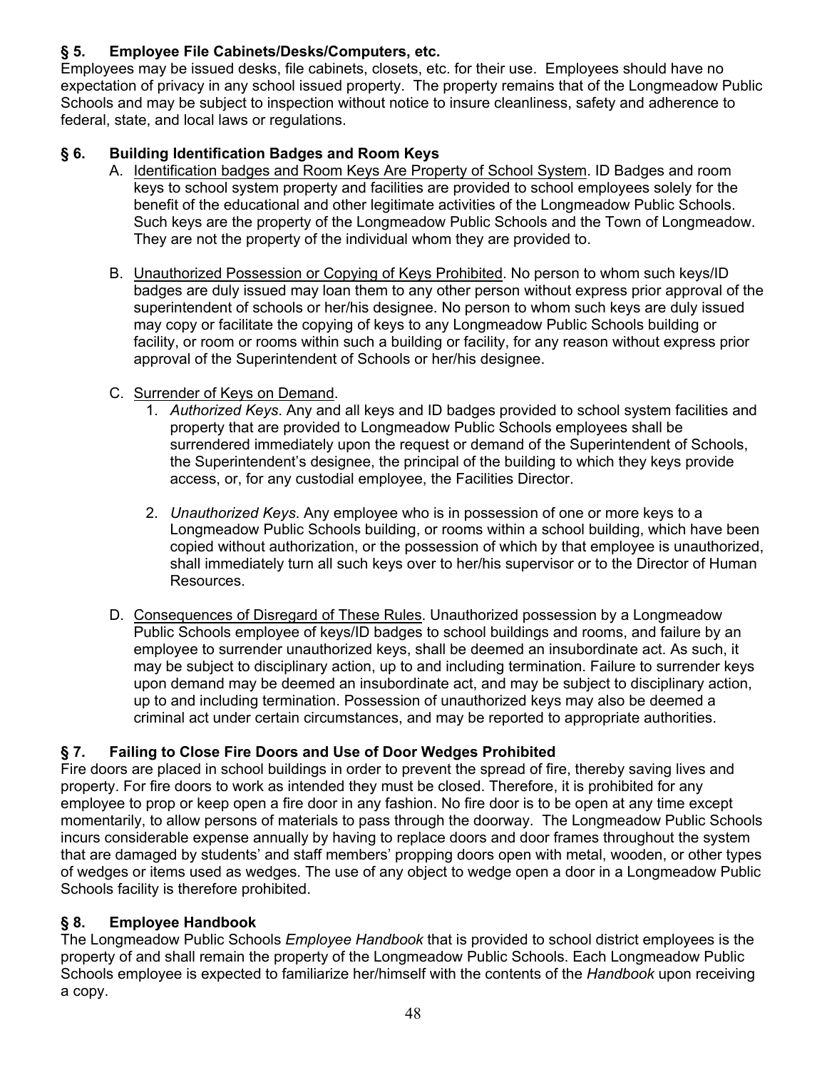## § 5. Employee File Cabinets/Desks/Computers, etc.

Employees may be issued desks, file cabinets, closets, etc. for their use. Employees should have no expectation of privacy in any school issued property. The property remains that of the Longmeadow Public Schools and may be subject to inspection without notice to insure cleanliness, safety and adherence to federal, state, and local laws or regulations.

## § 6. Building Identification Badges and Room Keys

A. Identification badges and Room Keys Are Property of School System. ID Badges and room keys to school system property and facilities are provided to school employees solely for the benefit of the educational and other legitimate activities of the Longmeadow Public Schools. Such keys are the property of the Longmeadow Public Schools and the Town of Longmeadow. They are not the property of the individual whom they are provided to.

B. Unauthorized Possession or Copying of Keys Prohibited. No person to whom such keys/ID badges are duly issued may loan them to any other person without express prior approval of the superintendent of schools or her/his designee. No person to whom such keys are duly issued may copy or facilitate the copying of keys to any Longmeadow Public Schools building or facility, or room or rooms within such a building or facility, for any reason without express prior approval of the Superintendent of Schools or her/his designee.

C. Surrender of Keys on Demand.
   1. *Authorized Keys*. Any and all keys and ID badges provided to school system facilities and property that are provided to Longmeadow Public Schools employees shall be surrendered immediately upon the request or demand of the Superintendent of Schools, the Superintendent's designee, the principal of the building to which they keys provide access, or, for any custodial employee, the Facilities Director.
   2. *Unauthorized Keys*. Any employee who is in possession of one or more keys to a Longmeadow Public Schools building, or rooms within a school building, which have been copied without authorization, or the possession of which by that employee is unauthorized, shall immediately turn all such keys over to her/his supervisor or to the Director of Human Resources.

D. Consequences of Disregard of These Rules. Unauthorized possession by a Longmeadow Public Schools employee of keys/ID badges to school buildings and rooms, and failure by an employee to surrender unauthorized keys, shall be deemed an insubordinate act. As such, it may be subject to disciplinary action, up to and including termination. Failure to surrender keys upon demand may be deemed an insubordinate act, and may be subject to disciplinary action, up to and including termination. Possession of unauthorized keys may also be deemed a criminal act under certain circumstances, and may be reported to appropriate authorities.

## § 7. Failing to Close Fire Doors and Use of Door Wedges Prohibited

Fire doors are placed in school buildings in order to prevent the spread of fire, thereby saving lives and property. For fire doors to work as intended they must be closed. Therefore, it is prohibited for any employee to prop or keep open a fire door in any fashion. No fire door is to be open at any time except momentarily, to allow persons of materials to pass through the doorway. The Longmeadow Public Schools incurs considerable expense annually by having to replace doors and door frames throughout the system that are damaged by students' and staff members' propping doors open with metal, wooden, or other types of wedges or items used as wedges. The use of any object to wedge open a door in a Longmeadow Public Schools facility is therefore prohibited.

## § 8. Employee Handbook

The Longmeadow Public Schools *Employee Handbook* that is provided to school district employees is the property of and shall remain the property of the Longmeadow Public Schools. Each Longmeadow Public Schools employee is expected to familiarize her/himself with the contents of the *Handbook* upon receiving a copy.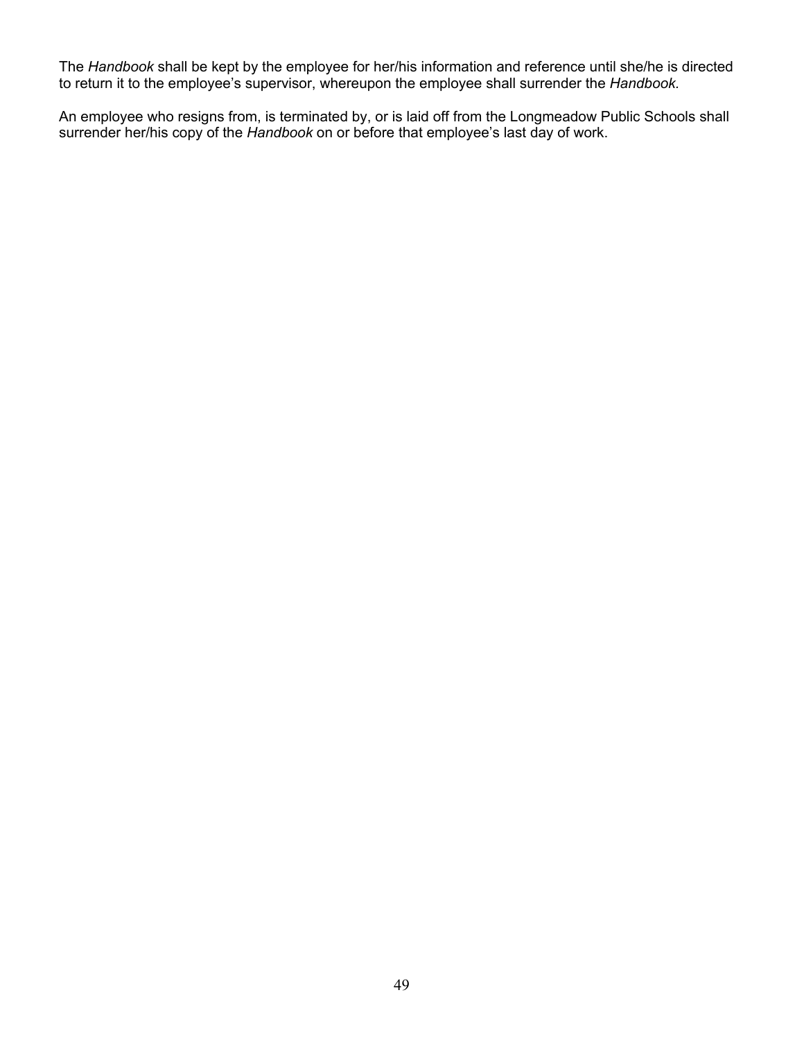The *Handbook* shall be kept by the employee for her/his information and reference until she/he is directed to return it to the employee's supervisor, whereupon the employee shall surrender the *Handbook.*

An employee who resigns from, is terminated by, or is laid off from the Longmeadow Public Schools shall surrender her/his copy of the *Handbook* on or before that employee's last day of work.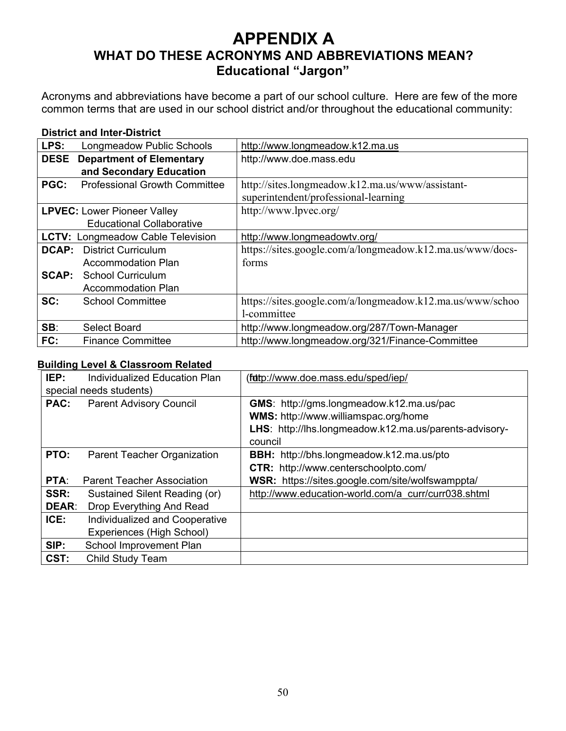# APPENDIX A

## WHAT DO THESE ACRONYMS AND ABBREVIATIONS MEAN?

### Educational "Jargon"

Acronyms and abbreviations have become a part of our school culture. Here are few of the more common terms that are used in our school district and/or throughout the educational community:

**District and Inter-District**

| Term | Link |
|---|---|
| **LPS:** Longmeadow Public Schools | http://www.longmeadow.k12.ma.us |
| **DESE Department of Elementary and Secondary Education** | http://www.doe.mass.edu |
| **PGC:** Professional Growth Committee | http://sites.longmeadow.k12.ma.us/www/assistant-superintendent/professional-learning |
| **LPVEC:** Lower Pioneer Valley Educational Collaborative | http://www.lpvec.org/ |
| **LCTV:** Longmeadow Cable Television | http://www.longmeadowtv.org/ |
| **DCAP:** District Curriculum Accommodation Plan<br>**SCAP:** School Curriculum Accommodation Plan | https://sites.google.com/a/longmeadow.k12.ma.us/www/docs-forms |
| **SC:** School Committee | https://sites.google.com/a/longmeadow.k12.ma.us/www/school-committee |
| **SB:** Select Board | http://www.longmeadow.org/287/Town-Manager |
| **FC:** Finance Committee | http://www.longmeadow.org/321/Finance-Committee |

**Building Level & Classroom Related**

| Term | Link |
|---|---|
| **IEP:** Individualized Education Plan (for special needs students) | http://www.doe.mass.edu/sped/iep/ |
| **PAC:** Parent Advisory Council | **GMS**: http://gms.longmeadow.k12.ma.us/pac<br>**WMS:** http://www.williamspac.org/home<br>**LHS**: http://lhs.longmeadow.k12.ma.us/parents-advisory-council |
| **PTO:** Parent Teacher Organization<br>**PTA**: Parent Teacher Association | **BBH:** http://bhs.longmeadow.k12.ma.us/pto<br>**CTR:** http://www.centerschoolpto.com/<br>**WSR:** https://sites.google.com/site/wolfswamppta/ |
| **SSR:** Sustained Silent Reading (or)<br>**DEAR**: Drop Everything And Read | http://www.education-world.com/a_curr/curr038.shtml |
| **ICE:** Individualized and Cooperative Experiences (High School) | |
| **SIP:** School Improvement Plan | |
| **CST:** Child Study Team | |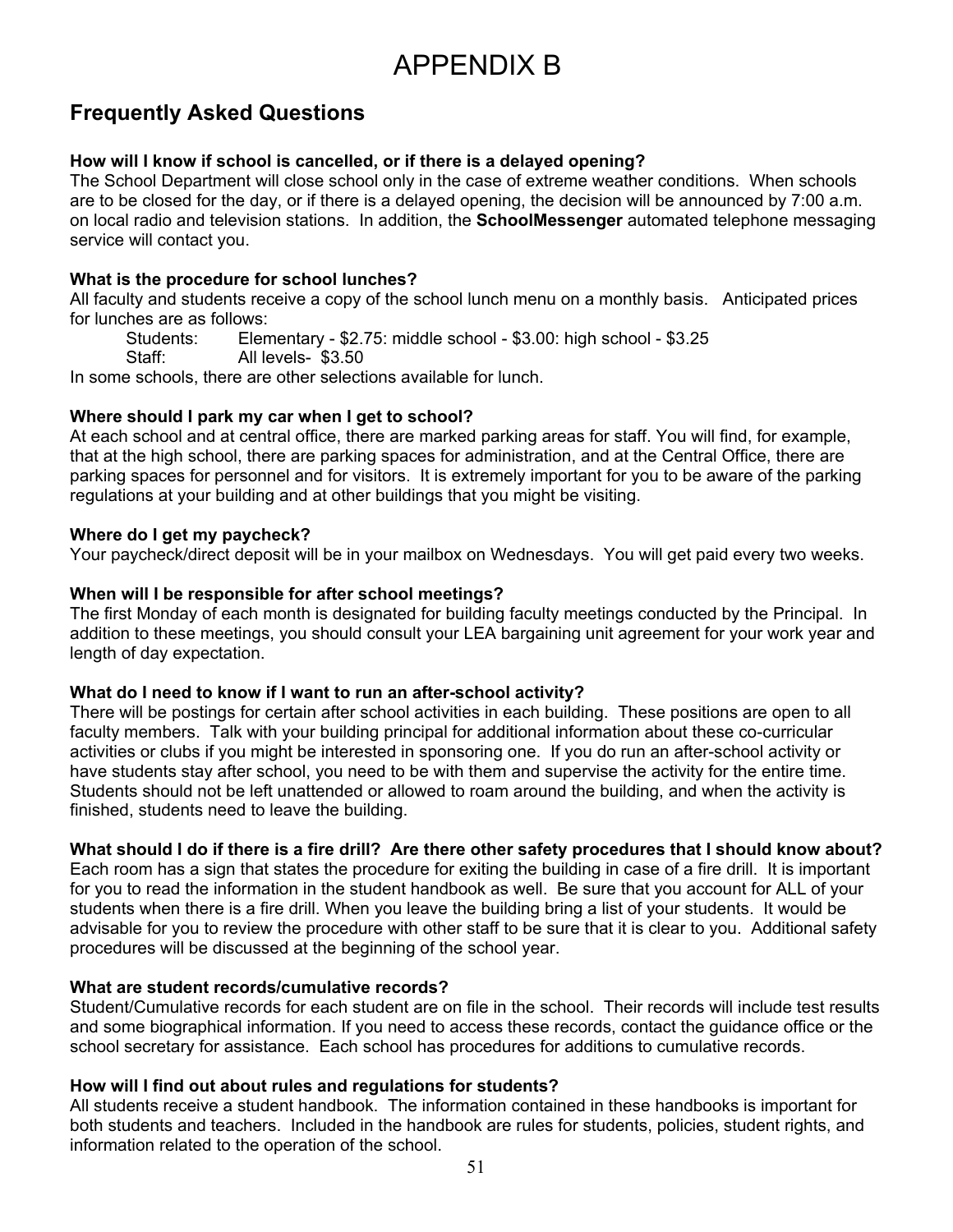# APPENDIX B

## Frequently Asked Questions

**How will I know if school is cancelled, or if there is a delayed opening?**
The School Department will close school only in the case of extreme weather conditions. When schools are to be closed for the day, or if there is a delayed opening, the decision will be announced by 7:00 a.m. on local radio and television stations. In addition, the **SchoolMessenger** automated telephone messaging service will contact you.

**What is the procedure for school lunches?**
All faculty and students receive a copy of the school lunch menu on a monthly basis. Anticipated prices for lunches are as follows:

Students: Elementary - $2.75: middle school - $3.00: high school - $3.25
Staff: All levels- $3.50

In some schools, there are other selections available for lunch.

**Where should I park my car when I get to school?**
At each school and at central office, there are marked parking areas for staff. You will find, for example, that at the high school, there are parking spaces for administration, and at the Central Office, there are parking spaces for personnel and for visitors. It is extremely important for you to be aware of the parking regulations at your building and at other buildings that you might be visiting.

**Where do I get my paycheck?**
Your paycheck/direct deposit will be in your mailbox on Wednesdays. You will get paid every two weeks.

**When will I be responsible for after school meetings?**
The first Monday of each month is designated for building faculty meetings conducted by the Principal. In addition to these meetings, you should consult your LEA bargaining unit agreement for your work year and length of day expectation.

**What do I need to know if I want to run an after-school activity?**
There will be postings for certain after school activities in each building. These positions are open to all faculty members. Talk with your building principal for additional information about these co-curricular activities or clubs if you might be interested in sponsoring one. If you do run an after-school activity or have students stay after school, you need to be with them and supervise the activity for the entire time. Students should not be left unattended or allowed to roam around the building, and when the activity is finished, students need to leave the building.

**What should I do if there is a fire drill? Are there other safety procedures that I should know about?**
Each room has a sign that states the procedure for exiting the building in case of a fire drill. It is important for you to read the information in the student handbook as well. Be sure that you account for ALL of your students when there is a fire drill. When you leave the building bring a list of your students. It would be advisable for you to review the procedure with other staff to be sure that it is clear to you. Additional safety procedures will be discussed at the beginning of the school year.

**What are student records/cumulative records?**
Student/Cumulative records for each student are on file in the school. Their records will include test results and some biographical information. If you need to access these records, contact the guidance office or the school secretary for assistance. Each school has procedures for additions to cumulative records.

**How will I find out about rules and regulations for students?**
All students receive a student handbook. The information contained in these handbooks is important for both students and teachers. Included in the handbook are rules for students, policies, student rights, and information related to the operation of the school.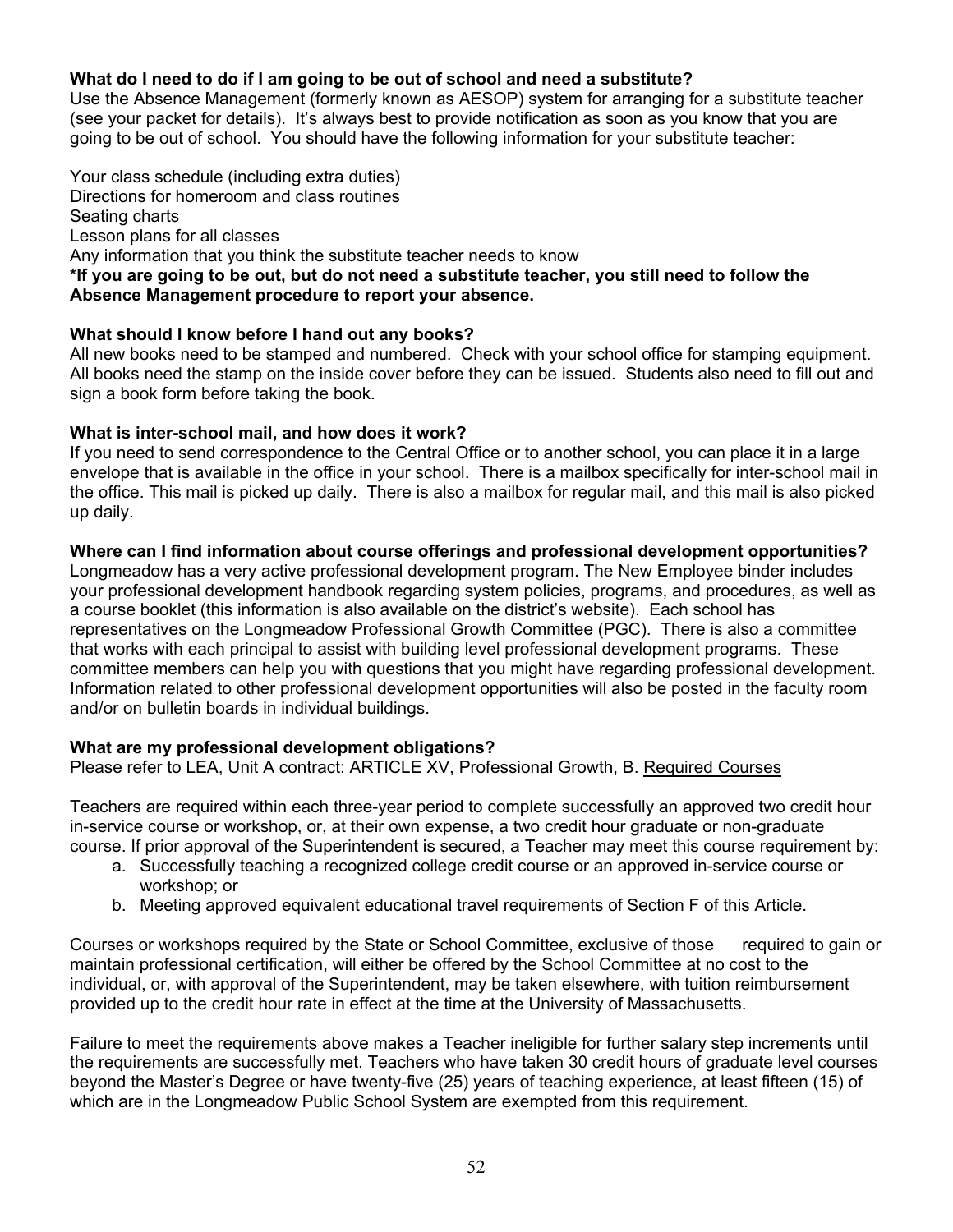**What do I need to do if I am going to be out of school and need a substitute?**
Use the Absence Management (formerly known as AESOP) system for arranging for a substitute teacher (see your packet for details). It's always best to provide notification as soon as you know that you are going to be out of school. You should have the following information for your substitute teacher:

Your class schedule (including extra duties)
Directions for homeroom and class routines
Seating charts
Lesson plans for all classes
Any information that you think the substitute teacher needs to know
**\*If you are going to be out, but do not need a substitute teacher, you still need to follow the Absence Management procedure to report your absence.**

**What should I know before I hand out any books?**
All new books need to be stamped and numbered. Check with your school office for stamping equipment. All books need the stamp on the inside cover before they can be issued. Students also need to fill out and sign a book form before taking the book.

**What is inter-school mail, and how does it work?**
If you need to send correspondence to the Central Office or to another school, you can place it in a large envelope that is available in the office in your school. There is a mailbox specifically for inter-school mail in the office. This mail is picked up daily. There is also a mailbox for regular mail, and this mail is also picked up daily.

**Where can I find information about course offerings and professional development opportunities?**
Longmeadow has a very active professional development program. The New Employee binder includes your professional development handbook regarding system policies, programs, and procedures, as well as a course booklet (this information is also available on the district's website). Each school has representatives on the Longmeadow Professional Growth Committee (PGC). There is also a committee that works with each principal to assist with building level professional development programs. These committee members can help you with questions that you might have regarding professional development. Information related to other professional development opportunities will also be posted in the faculty room and/or on bulletin boards in individual buildings.

**What are my professional development obligations?**
Please refer to LEA, Unit A contract: ARTICLE XV, Professional Growth, B. Required Courses

Teachers are required within each three-year period to complete successfully an approved two credit hour in-service course or workshop, or, at their own expense, a two credit hour graduate or non-graduate course. If prior approval of the Superintendent is secured, a Teacher may meet this course requirement by:

a. Successfully teaching a recognized college credit course or an approved in-service course or workshop; or
b. Meeting approved equivalent educational travel requirements of Section F of this Article.

Courses or workshops required by the State or School Committee, exclusive of those required to gain or maintain professional certification, will either be offered by the School Committee at no cost to the individual, or, with approval of the Superintendent, may be taken elsewhere, with tuition reimbursement provided up to the credit hour rate in effect at the time at the University of Massachusetts.

Failure to meet the requirements above makes a Teacher ineligible for further salary step increments until the requirements are successfully met. Teachers who have taken 30 credit hours of graduate level courses beyond the Master's Degree or have twenty-five (25) years of teaching experience, at least fifteen (15) of which are in the Longmeadow Public School System are exempted from this requirement.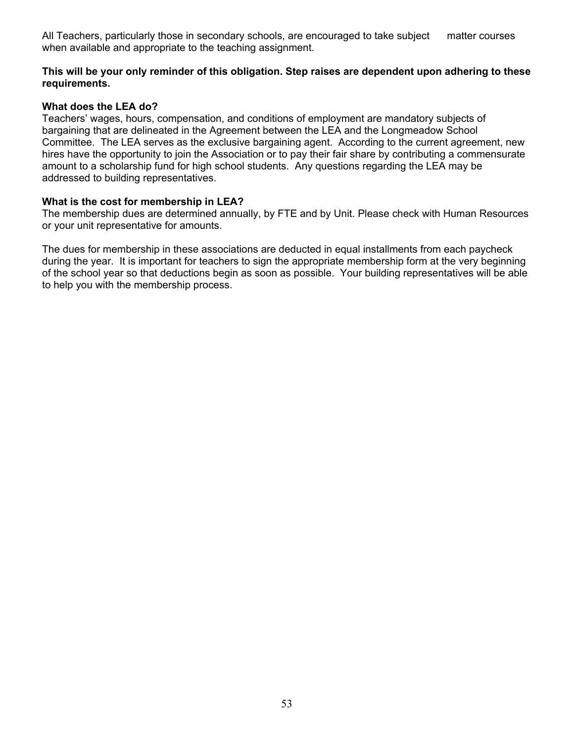All Teachers, particularly those in secondary schools, are encouraged to take subject matter courses when available and appropriate to the teaching assignment.

**This will be your only reminder of this obligation. Step raises are dependent upon adhering to these requirements.**

**What does the LEA do?**

Teachers' wages, hours, compensation, and conditions of employment are mandatory subjects of bargaining that are delineated in the Agreement between the LEA and the Longmeadow School Committee. The LEA serves as the exclusive bargaining agent. According to the current agreement, new hires have the opportunity to join the Association or to pay their fair share by contributing a commensurate amount to a scholarship fund for high school students. Any questions regarding the LEA may be addressed to building representatives.

**What is the cost for membership in LEA?**

The membership dues are determined annually, by FTE and by Unit. Please check with Human Resources or your unit representative for amounts.

The dues for membership in these associations are deducted in equal installments from each paycheck during the year. It is important for teachers to sign the appropriate membership form at the very beginning of the school year so that deductions begin as soon as possible. Your building representatives will be able to help you with the membership process.